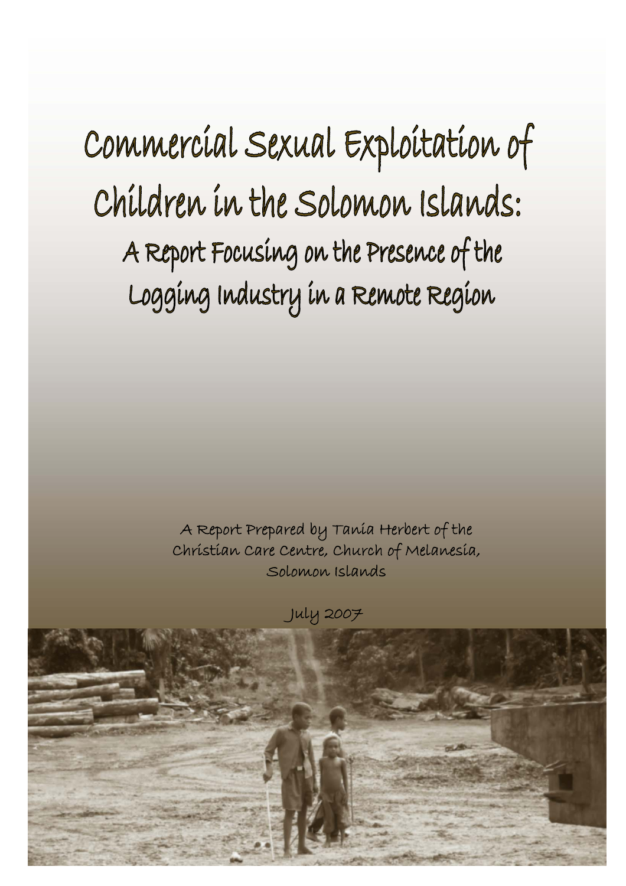# Commercial Sexual Exploitation of Children in the Solomon Islands:

## A Report Focusing on the Presence of the Logging Industry in a Remote Region

A Report Prepared by Tania Herbert of the Christian Care Centre, Church of Melanesia, Solomon Islands

July 2007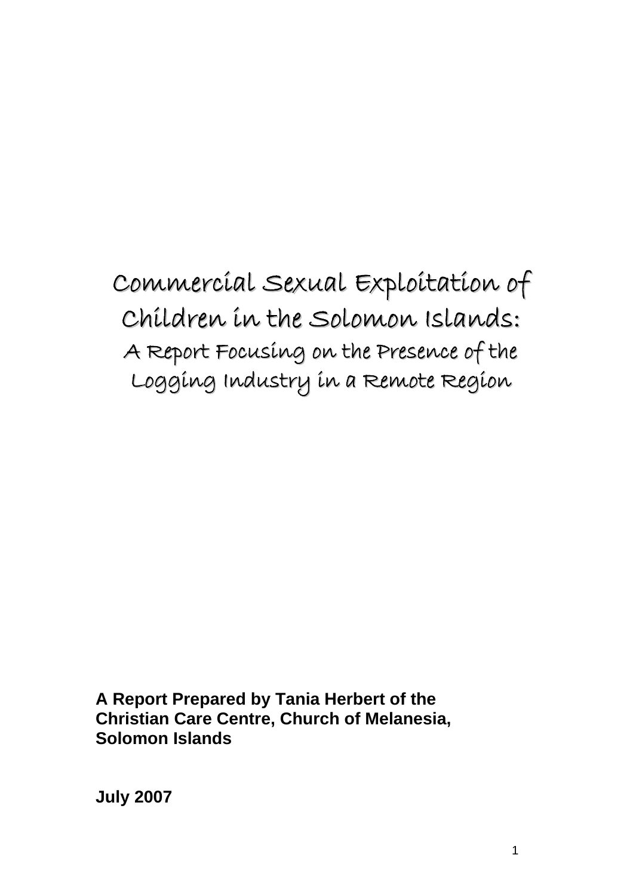# Commercial Sexual Exploitation of Children in the Solomon Islands:

## A Report Focusing on the Presence of the Logging Industry in a Remote Region

**A Report Prepared by Tania Herbert of the Christian Care Centre, Church of Melanesia, Solomon Islands**

**July 2007**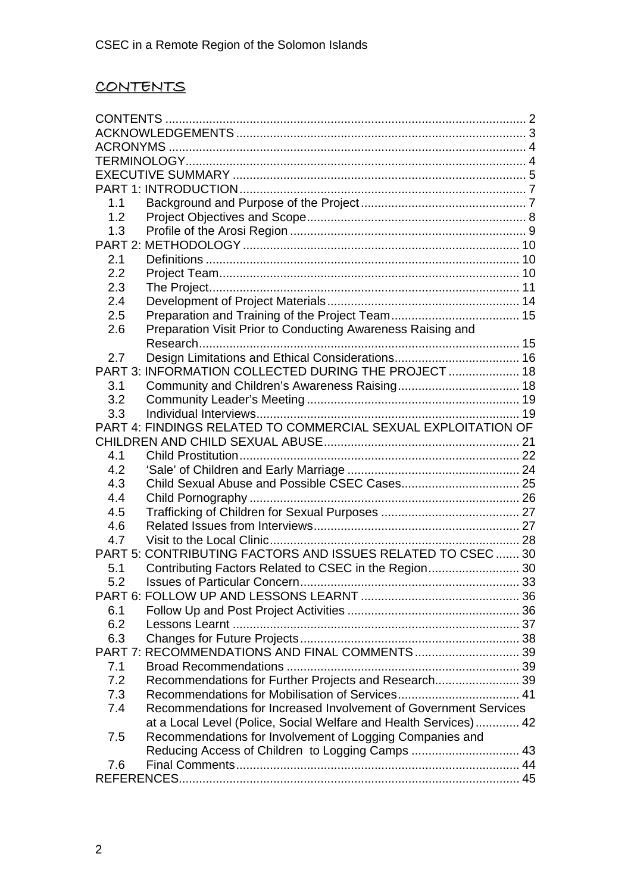# CONTENTS

| | | |
|---|---|---|
| CONTENTS | | 2 |
| ACKNOWLEDGEMENTS | | 3 |
| ACRONYMS | | 4 |
| TERMINOLOGY | | 4 |
| EXECUTIVE SUMMARY | | 5 |
| PART 1: INTRODUCTION | | 7 |
| 1.1 | Background and Purpose of the Project | 7 |
| 1.2 | Project Objectives and Scope | 8 |
| 1.3 | Profile of the Arosi Region | 9 |
| PART 2: METHODOLOGY | | 10 |
| 2.1 | Definitions | 10 |
| 2.2 | Project Team | 10 |
| 2.3 | The Project | 11 |
| 2.4 | Development of Project Materials | 14 |
| 2.5 | Preparation and Training of the Project Team | 15 |
| 2.6 | Preparation Visit Prior to Conducting Awareness Raising and Research | 15 |
| 2.7 | Design Limitations and Ethical Considerations | 16 |
| PART 3: INFORMATION COLLECTED DURING THE PROJECT | | 18 |
| 3.1 | Community and Children's Awareness Raising | 18 |
| 3.2 | Community Leader's Meeting | 19 |
| 3.3 | Individual Interviews | 19 |
| PART 4: FINDINGS RELATED TO COMMERCIAL SEXUAL EXPLOITATION OF CHILDREN AND CHILD SEXUAL ABUSE | | 21 |
| 4.1 | Child Prostitution | 22 |
| 4.2 | 'Sale' of Children and Early Marriage | 24 |
| 4.3 | Child Sexual Abuse and Possible CSEC Cases | 25 |
| 4.4 | Child Pornography | 26 |
| 4.5 | Trafficking of Children for Sexual Purposes | 27 |
| 4.6 | Related Issues from Interviews | 27 |
| 4.7 | Visit to the Local Clinic | 28 |
| PART 5: CONTRIBUTING FACTORS AND ISSUES RELATED TO CSEC | | 30 |
| 5.1 | Contributing Factors Related to CSEC in the Region | 30 |
| 5.2 | Issues of Particular Concern | 33 |
| PART 6: FOLLOW UP AND LESSONS LEARNT | | 36 |
| 6.1 | Follow Up and Post Project Activities | 36 |
| 6.2 | Lessons Learnt | 37 |
| 6.3 | Changes for Future Projects | 38 |
| PART 7: RECOMMENDATIONS AND FINAL COMMENTS | | 39 |
| 7.1 | Broad Recommendations | 39 |
| 7.2 | Recommendations for Further Projects and Research | 39 |
| 7.3 | Recommendations for Mobilisation of Services | 41 |
| 7.4 | Recommendations for Increased Involvement of Government Services at a Local Level (Police, Social Welfare and Health Services) | 42 |
| 7.5 | Recommendations for Involvement of Logging Companies and Reducing Access of Children to Logging Camps | 43 |
| 7.6 | Final Comments | 44 |
| REFERENCES | | 45 |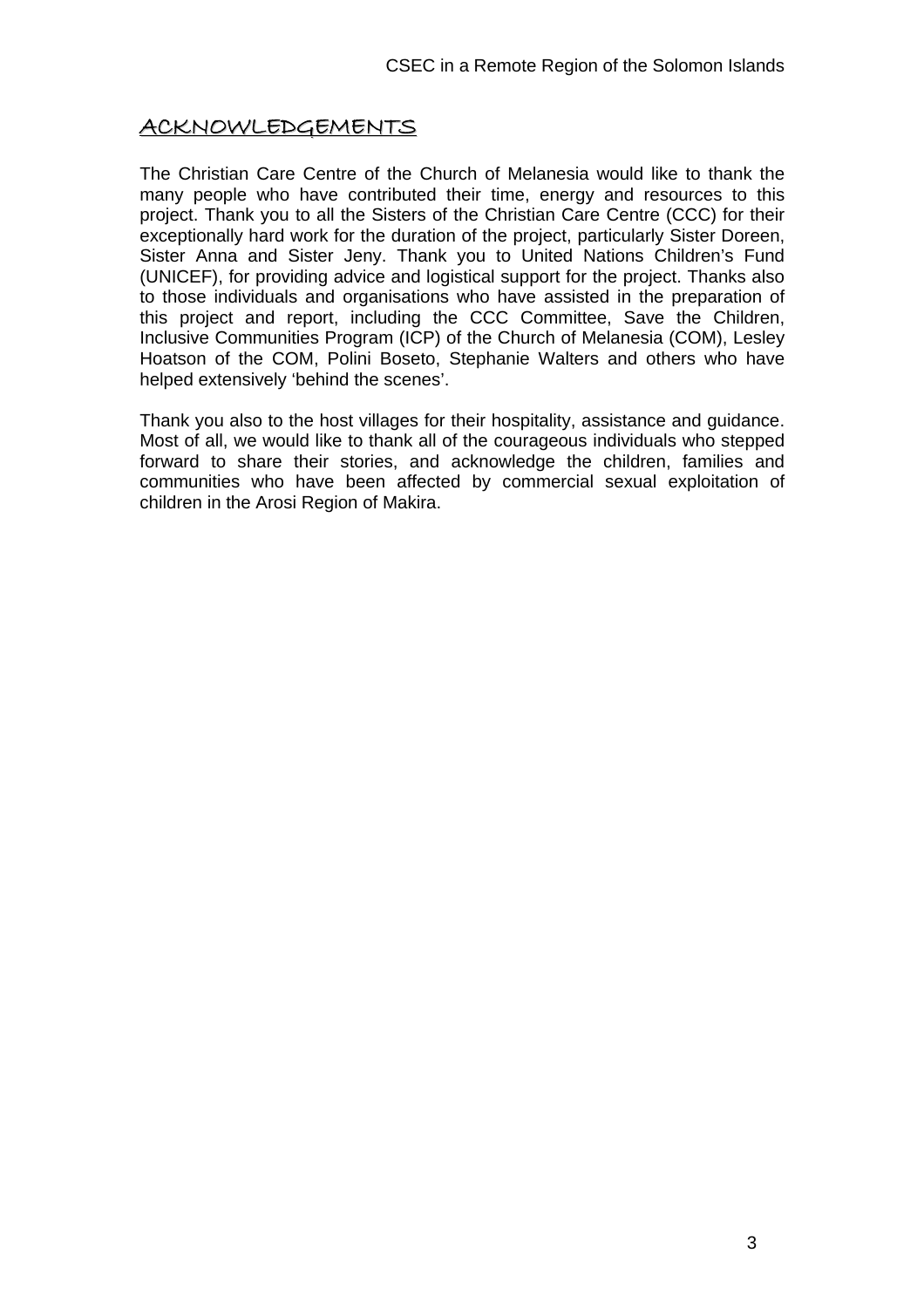# ACKNOWLEDGEMENTS

The Christian Care Centre of the Church of Melanesia would like to thank the many people who have contributed their time, energy and resources to this project. Thank you to all the Sisters of the Christian Care Centre (CCC) for their exceptionally hard work for the duration of the project, particularly Sister Doreen, Sister Anna and Sister Jeny. Thank you to United Nations Children's Fund (UNICEF), for providing advice and logistical support for the project. Thanks also to those individuals and organisations who have assisted in the preparation of this project and report, including the CCC Committee, Save the Children, Inclusive Communities Program (ICP) of the Church of Melanesia (COM), Lesley Hoatson of the COM, Polini Boseto, Stephanie Walters and others who have helped extensively 'behind the scenes'.

Thank you also to the host villages for their hospitality, assistance and guidance. Most of all, we would like to thank all of the courageous individuals who stepped forward to share their stories, and acknowledge the children, families and communities who have been affected by commercial sexual exploitation of children in the Arosi Region of Makira.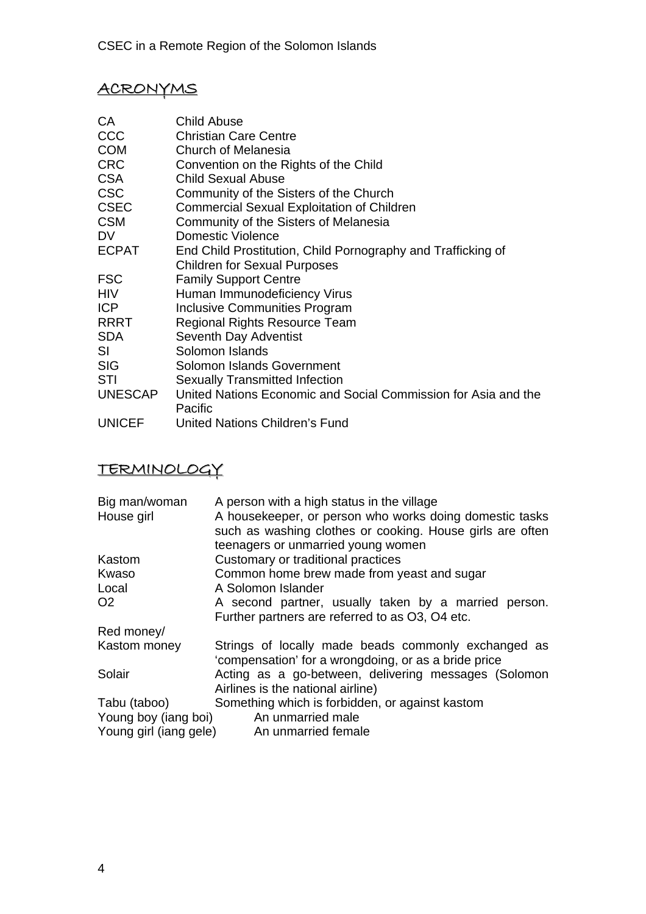## ACRONYMS

| | |
|---|---|
| CA | Child Abuse |
| CCC | Christian Care Centre |
| COM | Church of Melanesia |
| CRC | Convention on the Rights of the Child |
| CSA | Child Sexual Abuse |
| CSC | Community of the Sisters of the Church |
| CSEC | Commercial Sexual Exploitation of Children |
| CSM | Community of the Sisters of Melanesia |
| DV | Domestic Violence |
| ECPAT | End Child Prostitution, Child Pornography and Trafficking of Children for Sexual Purposes |
| FSC | Family Support Centre |
| HIV | Human Immunodeficiency Virus |
| ICP | Inclusive Communities Program |
| RRRT | Regional Rights Resource Team |
| SDA | Seventh Day Adventist |
| SI | Solomon Islands |
| SIG | Solomon Islands Government |
| STI | Sexually Transmitted Infection |
| UNESCAP | United Nations Economic and Social Commission for Asia and the Pacific |
| UNICEF | United Nations Children's Fund |

## TERMINOLOGY

| | |
|---|---|
| Big man/woman | A person with a high status in the village |
| House girl | A housekeeper, or person who works doing domestic tasks such as washing clothes or cooking. House girls are often teenagers or unmarried young women |
| Kastom | Customary or traditional practices |
| Kwaso | Common home brew made from yeast and sugar |
| Local | A Solomon Islander |
| O2 | A second partner, usually taken by a married person. Further partners are referred to as O3, O4 etc. |
| Red money/ Kastom money | Strings of locally made beads commonly exchanged as 'compensation' for a wrongdoing, or as a bride price |
| Solair | Acting as a go-between, delivering messages (Solomon Airlines is the national airline) |
| Tabu (taboo) | Something which is forbidden, or against kastom |
| Young boy (iang boi) | An unmarried male |
| Young girl (iang gele) | An unmarried female |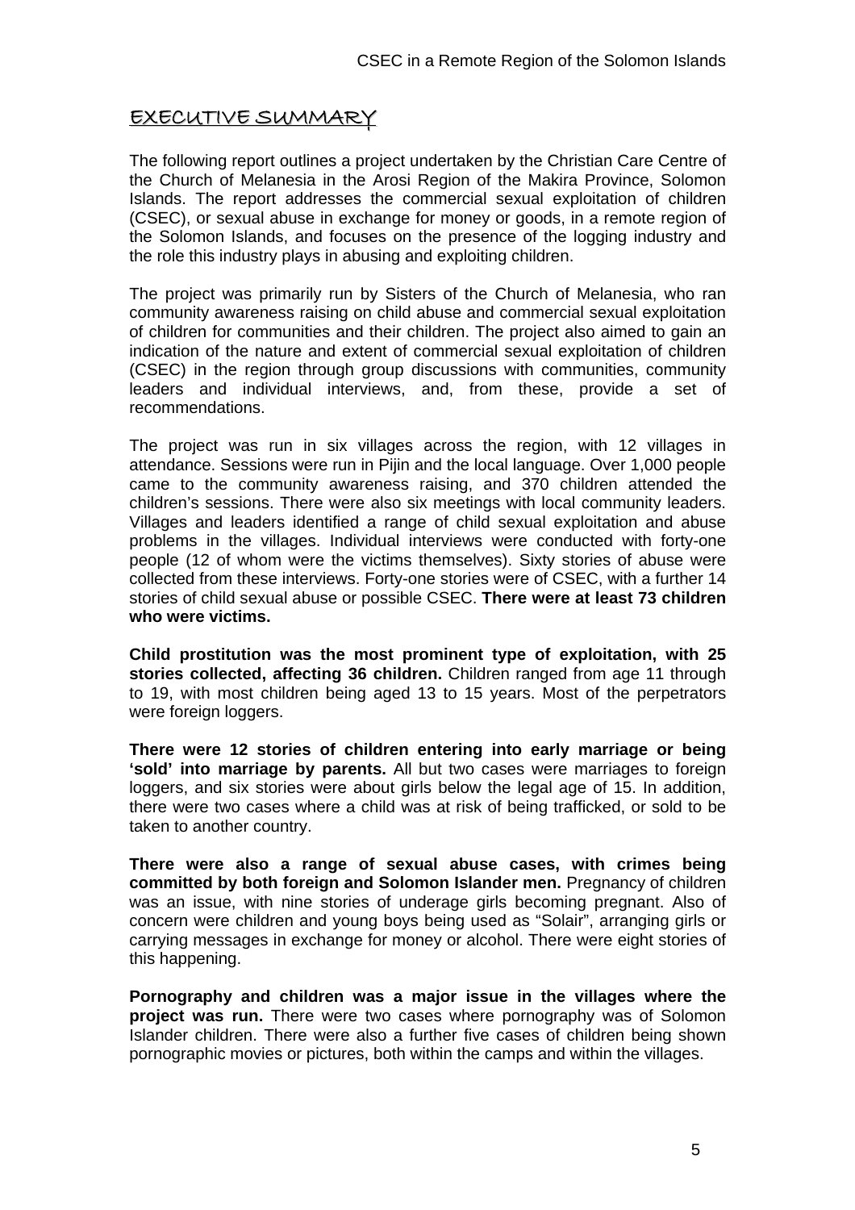## EXECUTIVE SUMMARY

The following report outlines a project undertaken by the Christian Care Centre of the Church of Melanesia in the Arosi Region of the Makira Province, Solomon Islands. The report addresses the commercial sexual exploitation of children (CSEC), or sexual abuse in exchange for money or goods, in a remote region of the Solomon Islands, and focuses on the presence of the logging industry and the role this industry plays in abusing and exploiting children.

The project was primarily run by Sisters of the Church of Melanesia, who ran community awareness raising on child abuse and commercial sexual exploitation of children for communities and their children. The project also aimed to gain an indication of the nature and extent of commercial sexual exploitation of children (CSEC) in the region through group discussions with communities, community leaders and individual interviews, and, from these, provide a set of recommendations.

The project was run in six villages across the region, with 12 villages in attendance. Sessions were run in Pijin and the local language. Over 1,000 people came to the community awareness raising, and 370 children attended the children's sessions. There were also six meetings with local community leaders. Villages and leaders identified a range of child sexual exploitation and abuse problems in the villages. Individual interviews were conducted with forty-one people (12 of whom were the victims themselves). Sixty stories of abuse were collected from these interviews. Forty-one stories were of CSEC, with a further 14 stories of child sexual abuse or possible CSEC. **There were at least 73 children who were victims.**

**Child prostitution was the most prominent type of exploitation, with 25 stories collected, affecting 36 children.** Children ranged from age 11 through to 19, with most children being aged 13 to 15 years. Most of the perpetrators were foreign loggers.

**There were 12 stories of children entering into early marriage or being 'sold' into marriage by parents.** All but two cases were marriages to foreign loggers, and six stories were about girls below the legal age of 15. In addition, there were two cases where a child was at risk of being trafficked, or sold to be taken to another country.

**There were also a range of sexual abuse cases, with crimes being committed by both foreign and Solomon Islander men.** Pregnancy of children was an issue, with nine stories of underage girls becoming pregnant. Also of concern were children and young boys being used as "Solair", arranging girls or carrying messages in exchange for money or alcohol. There were eight stories of this happening.

**Pornography and children was a major issue in the villages where the project was run.** There were two cases where pornography was of Solomon Islander children. There were also a further five cases of children being shown pornographic movies or pictures, both within the camps and within the villages.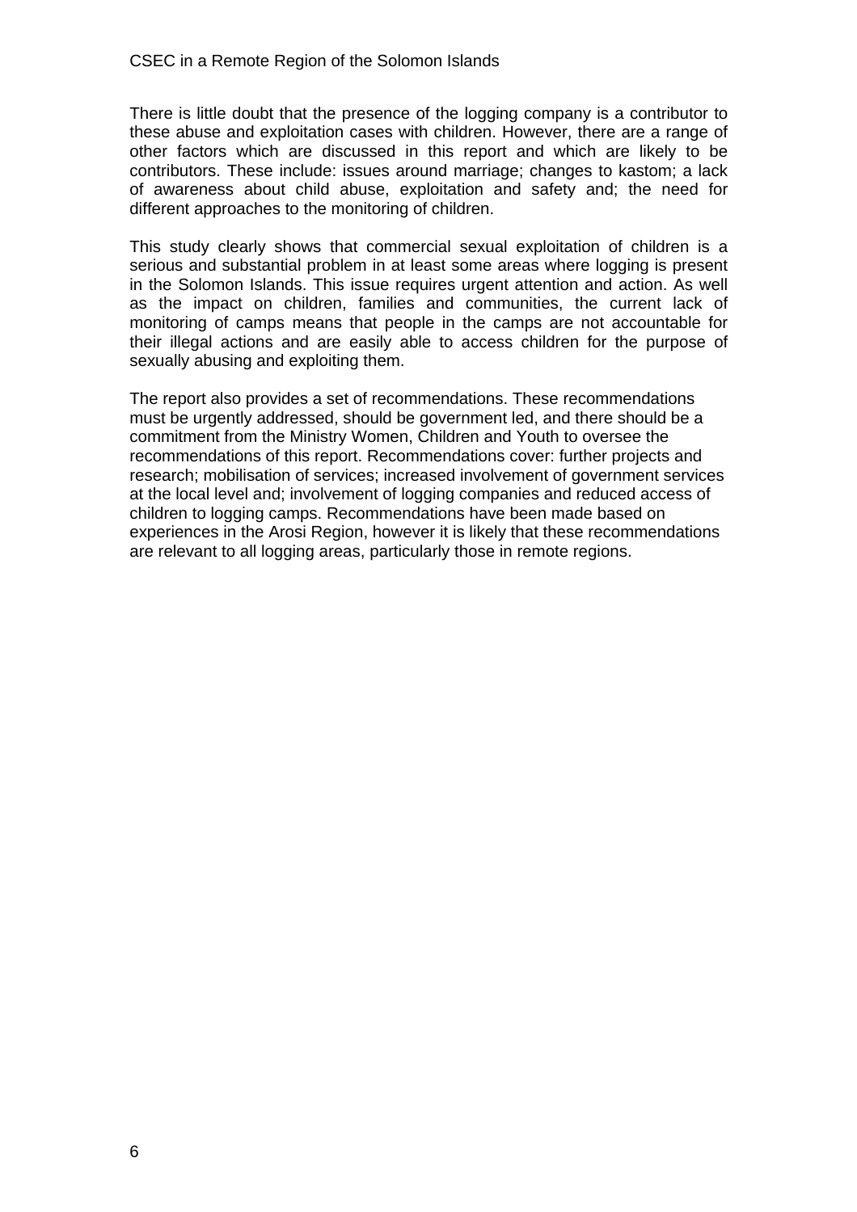There is little doubt that the presence of the logging company is a contributor to these abuse and exploitation cases with children. However, there are a range of other factors which are discussed in this report and which are likely to be contributors. These include: issues around marriage; changes to kastom; a lack of awareness about child abuse, exploitation and safety and; the need for different approaches to the monitoring of children.

This study clearly shows that commercial sexual exploitation of children is a serious and substantial problem in at least some areas where logging is present in the Solomon Islands. This issue requires urgent attention and action. As well as the impact on children, families and communities, the current lack of monitoring of camps means that people in the camps are not accountable for their illegal actions and are easily able to access children for the purpose of sexually abusing and exploiting them.

The report also provides a set of recommendations. These recommendations must be urgently addressed, should be government led, and there should be a commitment from the Ministry Women, Children and Youth to oversee the recommendations of this report. Recommendations cover: further projects and research; mobilisation of services; increased involvement of government services at the local level and; involvement of logging companies and reduced access of children to logging camps. Recommendations have been made based on experiences in the Arosi Region, however it is likely that these recommendations are relevant to all logging areas, particularly those in remote regions.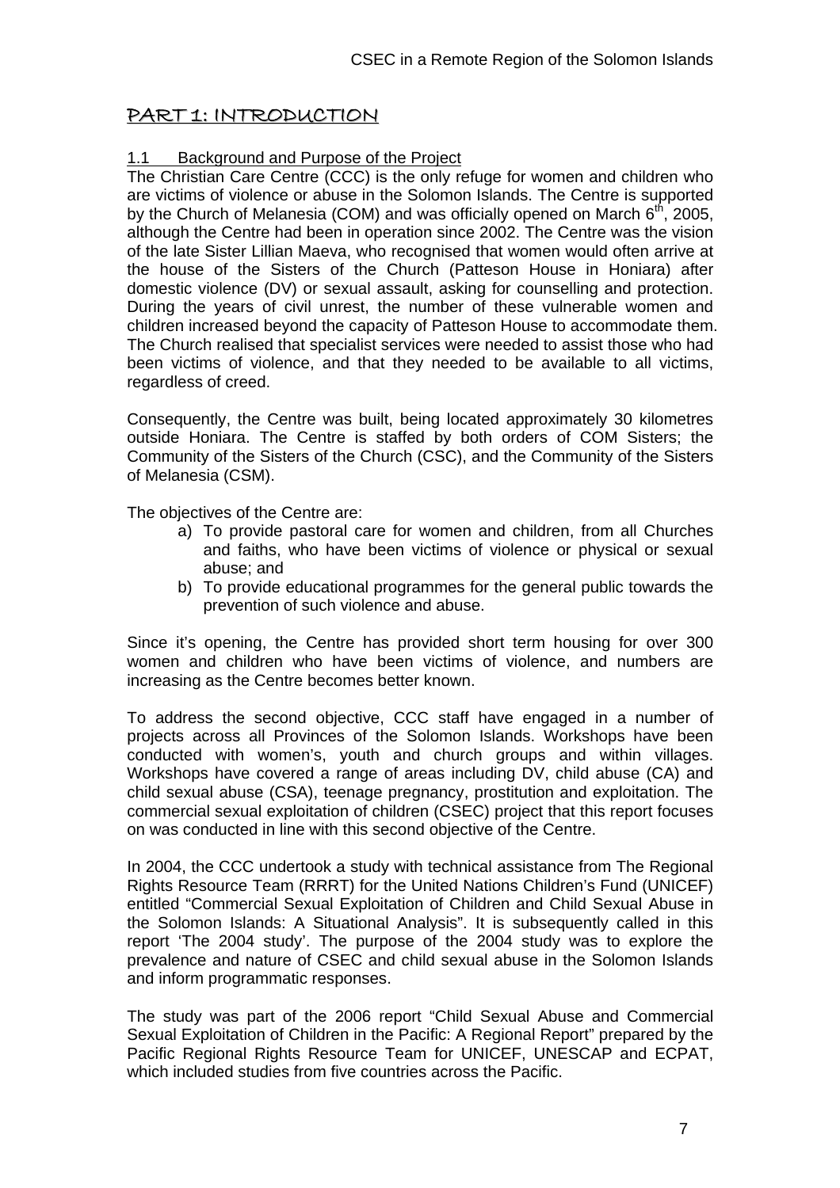# PART 1: INTRODUCTION

## 1.1 Background and Purpose of the Project

The Christian Care Centre (CCC) is the only refuge for women and children who are victims of violence or abuse in the Solomon Islands. The Centre is supported by the Church of Melanesia (COM) and was officially opened on March 6th, 2005, although the Centre had been in operation since 2002. The Centre was the vision of the late Sister Lillian Maeva, who recognised that women would often arrive at the house of the Sisters of the Church (Patteson House in Honiara) after domestic violence (DV) or sexual assault, asking for counselling and protection. During the years of civil unrest, the number of these vulnerable women and children increased beyond the capacity of Patteson House to accommodate them. The Church realised that specialist services were needed to assist those who had been victims of violence, and that they needed to be available to all victims, regardless of creed.

Consequently, the Centre was built, being located approximately 30 kilometres outside Honiara. The Centre is staffed by both orders of COM Sisters; the Community of the Sisters of the Church (CSC), and the Community of the Sisters of Melanesia (CSM).

The objectives of the Centre are:

a) To provide pastoral care for women and children, from all Churches and faiths, who have been victims of violence or physical or sexual abuse; and
b) To provide educational programmes for the general public towards the prevention of such violence and abuse.

Since it's opening, the Centre has provided short term housing for over 300 women and children who have been victims of violence, and numbers are increasing as the Centre becomes better known.

To address the second objective, CCC staff have engaged in a number of projects across all Provinces of the Solomon Islands. Workshops have been conducted with women's, youth and church groups and within villages. Workshops have covered a range of areas including DV, child abuse (CA) and child sexual abuse (CSA), teenage pregnancy, prostitution and exploitation. The commercial sexual exploitation of children (CSEC) project that this report focuses on was conducted in line with this second objective of the Centre.

In 2004, the CCC undertook a study with technical assistance from The Regional Rights Resource Team (RRRT) for the United Nations Children's Fund (UNICEF) entitled "Commercial Sexual Exploitation of Children and Child Sexual Abuse in the Solomon Islands: A Situational Analysis". It is subsequently called in this report 'The 2004 study'. The purpose of the 2004 study was to explore the prevalence and nature of CSEC and child sexual abuse in the Solomon Islands and inform programmatic responses.

The study was part of the 2006 report "Child Sexual Abuse and Commercial Sexual Exploitation of Children in the Pacific: A Regional Report" prepared by the Pacific Regional Rights Resource Team for UNICEF, UNESCAP and ECPAT, which included studies from five countries across the Pacific.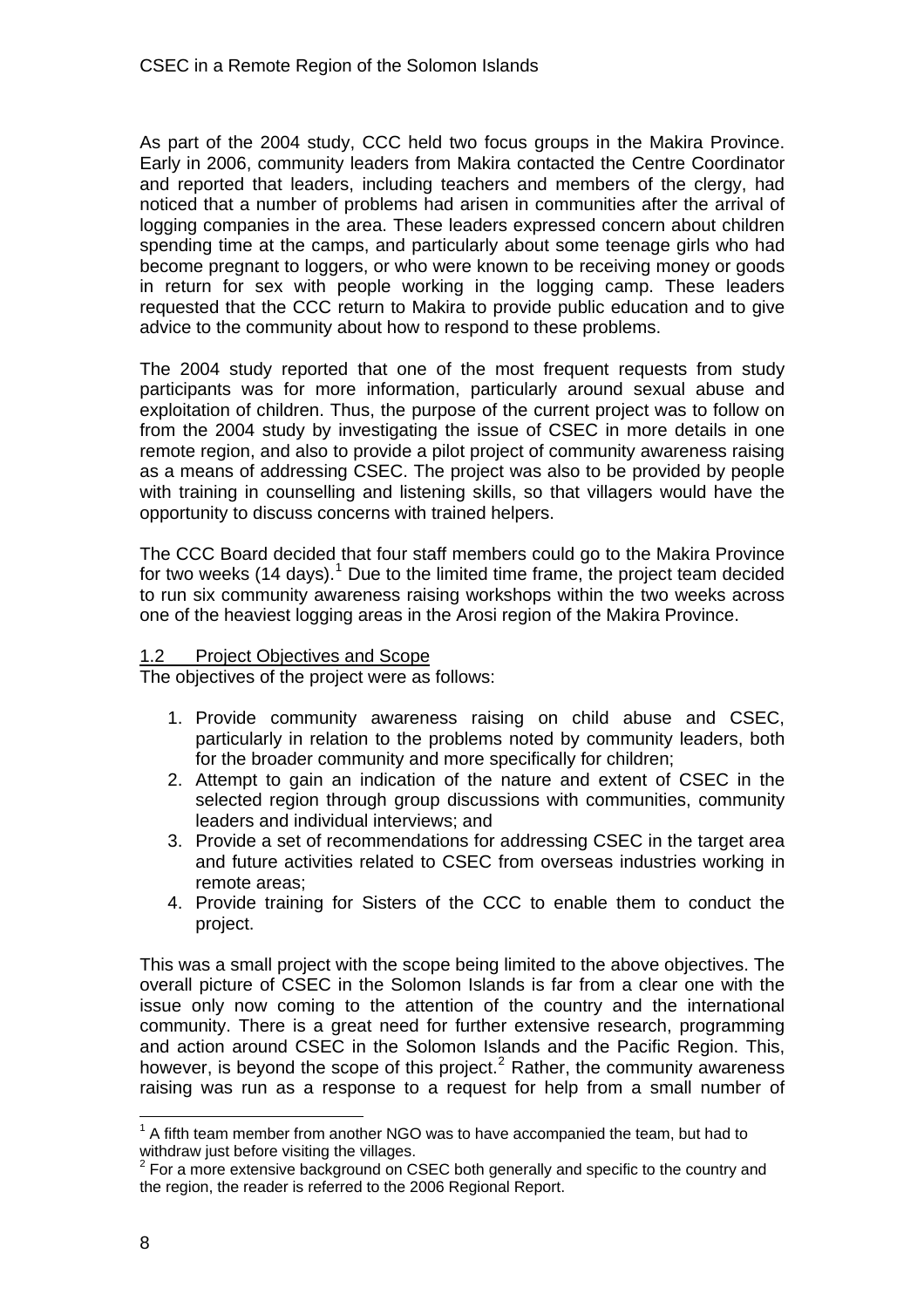As part of the 2004 study, CCC held two focus groups in the Makira Province. Early in 2006, community leaders from Makira contacted the Centre Coordinator and reported that leaders, including teachers and members of the clergy, had noticed that a number of problems had arisen in communities after the arrival of logging companies in the area. These leaders expressed concern about children spending time at the camps, and particularly about some teenage girls who had become pregnant to loggers, or who were known to be receiving money or goods in return for sex with people working in the logging camp. These leaders requested that the CCC return to Makira to provide public education and to give advice to the community about how to respond to these problems.

The 2004 study reported that one of the most frequent requests from study participants was for more information, particularly around sexual abuse and exploitation of children. Thus, the purpose of the current project was to follow on from the 2004 study by investigating the issue of CSEC in more details in one remote region, and also to provide a pilot project of community awareness raising as a means of addressing CSEC. The project was also to be provided by people with training in counselling and listening skills, so that villagers would have the opportunity to discuss concerns with trained helpers.

The CCC Board decided that four staff members could go to the Makira Province for two weeks (14 days).[1] Due to the limited time frame, the project team decided to run six community awareness raising workshops within the two weeks across one of the heaviest logging areas in the Arosi region of the Makira Province.

## 1.2 Project Objectives and Scope

The objectives of the project were as follows:

1. Provide community awareness raising on child abuse and CSEC, particularly in relation to the problems noted by community leaders, both for the broader community and more specifically for children;
2. Attempt to gain an indication of the nature and extent of CSEC in the selected region through group discussions with communities, community leaders and individual interviews; and
3. Provide a set of recommendations for addressing CSEC in the target area and future activities related to CSEC from overseas industries working in remote areas;
4. Provide training for Sisters of the CCC to enable them to conduct the project.

This was a small project with the scope being limited to the above objectives. The overall picture of CSEC in the Solomon Islands is far from a clear one with the issue only now coming to the attention of the country and the international community. There is a great need for further extensive research, programming and action around CSEC in the Solomon Islands and the Pacific Region. This, however, is beyond the scope of this project.[2] Rather, the community awareness raising was run as a response to a request for help from a small number of

---

[1] A fifth team member from another NGO was to have accompanied the team, but had to withdraw just before visiting the villages.

[2] For a more extensive background on CSEC both generally and specific to the country and the region, the reader is referred to the 2006 Regional Report.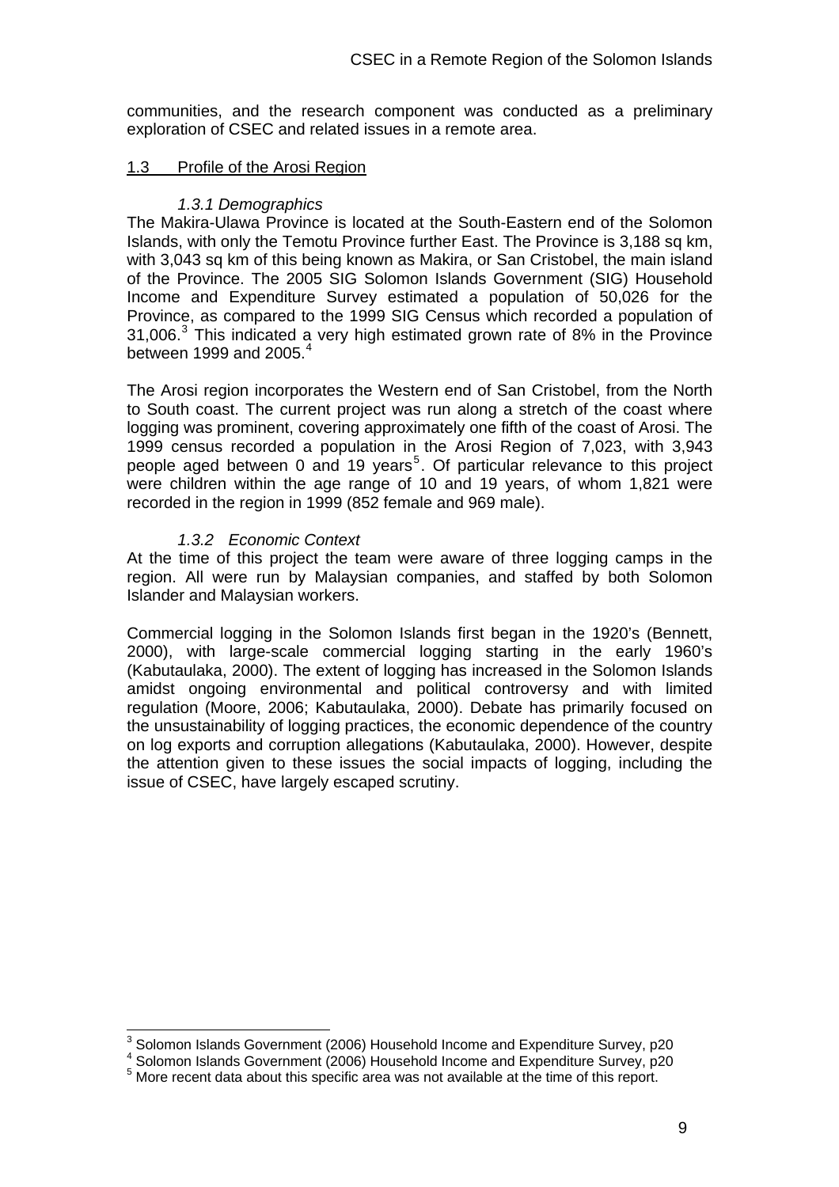communities, and the research component was conducted as a preliminary exploration of CSEC and related issues in a remote area.

## 1.3 Profile of the Arosi Region

### *1.3.1 Demographics*

The Makira-Ulawa Province is located at the South-Eastern end of the Solomon Islands, with only the Temotu Province further East. The Province is 3,188 sq km, with 3,043 sq km of this being known as Makira, or San Cristobel, the main island of the Province. The 2005 SIG Solomon Islands Government (SIG) Household Income and Expenditure Survey estimated a population of 50,026 for the Province, as compared to the 1999 SIG Census which recorded a population of 31,006.[3] This indicated a very high estimated grown rate of 8% in the Province between 1999 and 2005.[4]

The Arosi region incorporates the Western end of San Cristobel, from the North to South coast. The current project was run along a stretch of the coast where logging was prominent, covering approximately one fifth of the coast of Arosi. The 1999 census recorded a population in the Arosi Region of 7,023, with 3,943 people aged between 0 and 19 years[5]. Of particular relevance to this project were children within the age range of 10 and 19 years, of whom 1,821 were recorded in the region in 1999 (852 female and 969 male).

### *1.3.2 Economic Context*

At the time of this project the team were aware of three logging camps in the region. All were run by Malaysian companies, and staffed by both Solomon Islander and Malaysian workers.

Commercial logging in the Solomon Islands first began in the 1920's (Bennett, 2000), with large-scale commercial logging starting in the early 1960's (Kabutaulaka, 2000). The extent of logging has increased in the Solomon Islands amidst ongoing environmental and political controversy and with limited regulation (Moore, 2006; Kabutaulaka, 2000). Debate has primarily focused on the unsustainability of logging practices, the economic dependence of the country on log exports and corruption allegations (Kabutaulaka, 2000). However, despite the attention given to these issues the social impacts of logging, including the issue of CSEC, have largely escaped scrutiny.

---

[3] Solomon Islands Government (2006) Household Income and Expenditure Survey, p20

[4] Solomon Islands Government (2006) Household Income and Expenditure Survey, p20

[5] More recent data about this specific area was not available at the time of this report.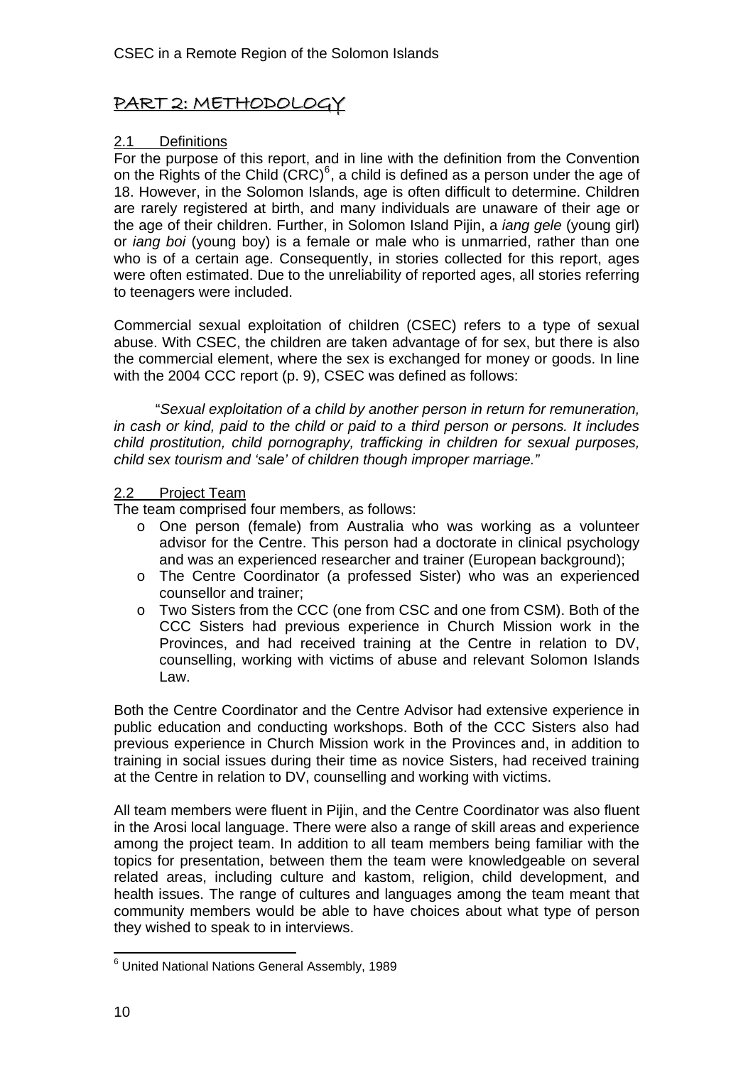# PART 2: METHODOLOGY

## 2.1 Definitions

For the purpose of this report, and in line with the definition from the Convention on the Rights of the Child (CRC)[6], a child is defined as a person under the age of 18. However, in the Solomon Islands, age is often difficult to determine. Children are rarely registered at birth, and many individuals are unaware of their age or the age of their children. Further, in Solomon Island Pijin, a *iang gele* (young girl) or *iang boi* (young boy) is a female or male who is unmarried, rather than one who is of a certain age. Consequently, in stories collected for this report, ages were often estimated. Due to the unreliability of reported ages, all stories referring to teenagers were included.

Commercial sexual exploitation of children (CSEC) refers to a type of sexual abuse. With CSEC, the children are taken advantage of for sex, but there is also the commercial element, where the sex is exchanged for money or goods. In line with the 2004 CCC report (p. 9), CSEC was defined as follows:

"*Sexual exploitation of a child by another person in return for remuneration, in cash or kind, paid to the child or paid to a third person or persons. It includes child prostitution, child pornography, trafficking in children for sexual purposes, child sex tourism and 'sale' of children though improper marriage.*"

## 2.2 Project Team

The team comprised four members, as follows:

- One person (female) from Australia who was working as a volunteer advisor for the Centre. This person had a doctorate in clinical psychology and was an experienced researcher and trainer (European background);
- The Centre Coordinator (a professed Sister) who was an experienced counsellor and trainer;
- Two Sisters from the CCC (one from CSC and one from CSM). Both of the CCC Sisters had previous experience in Church Mission work in the Provinces, and had received training at the Centre in relation to DV, counselling, working with victims of abuse and relevant Solomon Islands Law.

Both the Centre Coordinator and the Centre Advisor had extensive experience in public education and conducting workshops. Both of the CCC Sisters also had previous experience in Church Mission work in the Provinces and, in addition to training in social issues during their time as novice Sisters, had received training at the Centre in relation to DV, counselling and working with victims.

All team members were fluent in Pijin, and the Centre Coordinator was also fluent in the Arosi local language. There were also a range of skill areas and experience among the project team. In addition to all team members being familiar with the topics for presentation, between them the team were knowledgeable on several related areas, including culture and kastom, religion, child development, and health issues. The range of cultures and languages among the team meant that community members would be able to have choices about what type of person they wished to speak to in interviews.

---

[6] United National Nations General Assembly, 1989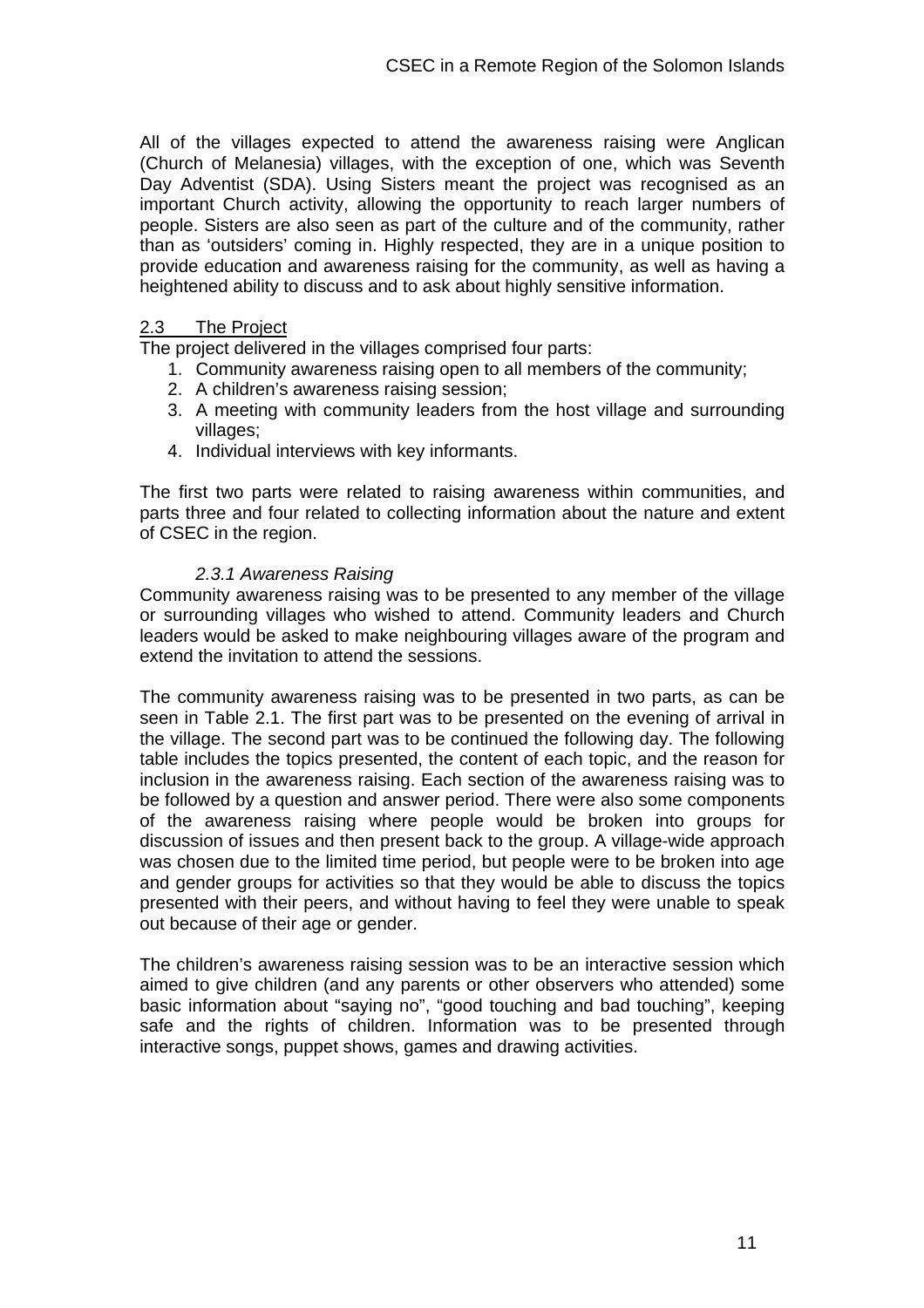All of the villages expected to attend the awareness raising were Anglican (Church of Melanesia) villages, with the exception of one, which was Seventh Day Adventist (SDA). Using Sisters meant the project was recognised as an important Church activity, allowing the opportunity to reach larger numbers of people. Sisters are also seen as part of the culture and of the community, rather than as 'outsiders' coming in. Highly respected, they are in a unique position to provide education and awareness raising for the community, as well as having a heightened ability to discuss and to ask about highly sensitive information.

## 2.3 The Project

The project delivered in the villages comprised four parts:

1. Community awareness raising open to all members of the community;
2. A children's awareness raising session;
3. A meeting with community leaders from the host village and surrounding villages;
4. Individual interviews with key informants.

The first two parts were related to raising awareness within communities, and parts three and four related to collecting information about the nature and extent of CSEC in the region.

### *2.3.1 Awareness Raising*

Community awareness raising was to be presented to any member of the village or surrounding villages who wished to attend. Community leaders and Church leaders would be asked to make neighbouring villages aware of the program and extend the invitation to attend the sessions.

The community awareness raising was to be presented in two parts, as can be seen in Table 2.1. The first part was to be presented on the evening of arrival in the village. The second part was to be continued the following day. The following table includes the topics presented, the content of each topic, and the reason for inclusion in the awareness raising. Each section of the awareness raising was to be followed by a question and answer period. There were also some components of the awareness raising where people would be broken into groups for discussion of issues and then present back to the group. A village-wide approach was chosen due to the limited time period, but people were to be broken into age and gender groups for activities so that they would be able to discuss the topics presented with their peers, and without having to feel they were unable to speak out because of their age or gender.

The children's awareness raising session was to be an interactive session which aimed to give children (and any parents or other observers who attended) some basic information about "saying no", "good touching and bad touching", keeping safe and the rights of children. Information was to be presented through interactive songs, puppet shows, games and drawing activities.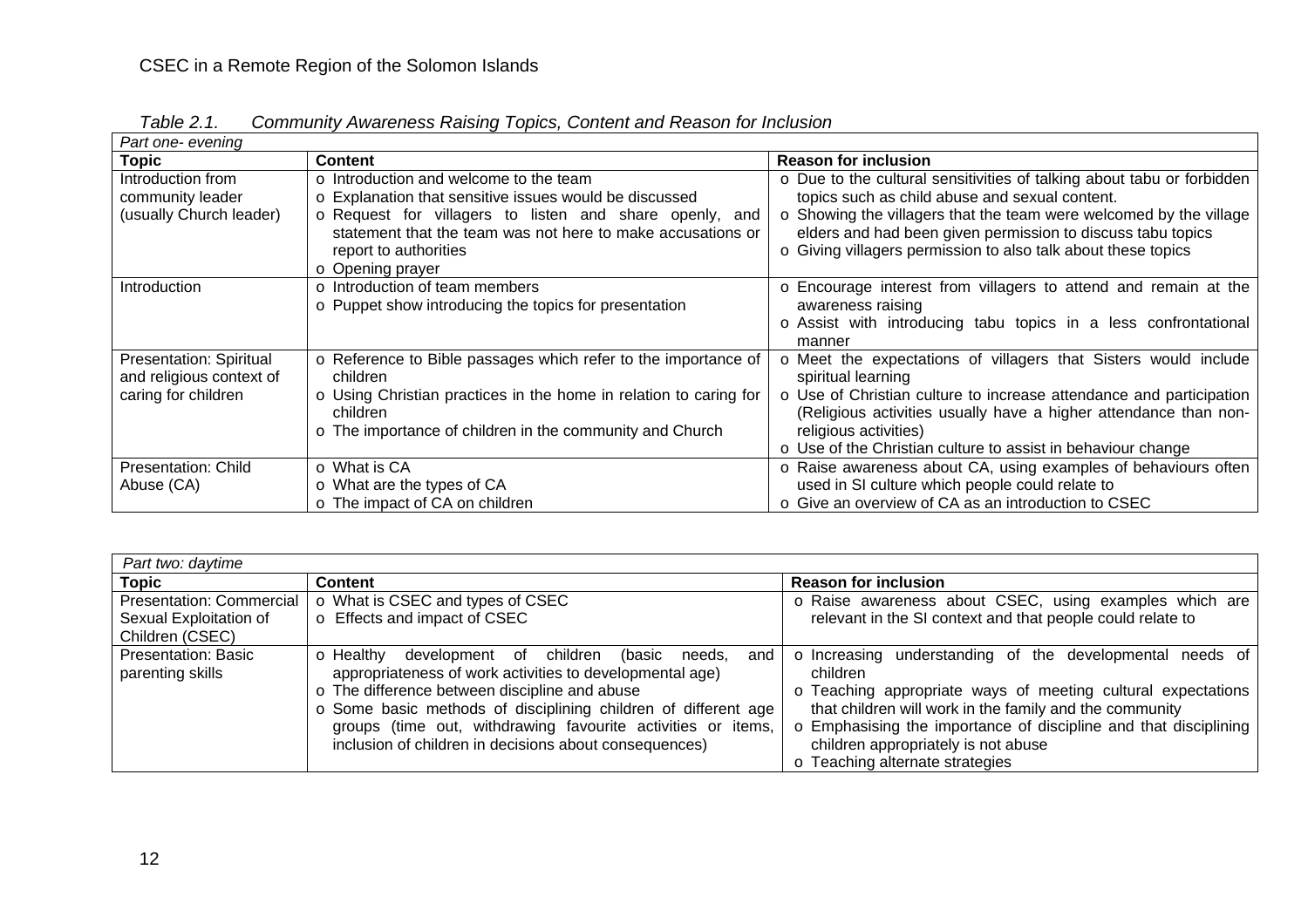*Table 2.1. Community Awareness Raising Topics, Content and Reason for Inclusion*

| *Part one- evening* | | |
|---|---|---|
| **Topic** | **Content** | **Reason for inclusion** |
| Introduction from community leader (usually Church leader) | o Introduction and welcome to the team<br>o Explanation that sensitive issues would be discussed<br>o Request for villagers to listen and share openly, and statement that the team was not here to make accusations or report to authorities<br>o Opening prayer | o Due to the cultural sensitivities of talking about tabu or forbidden topics such as child abuse and sexual content.<br>o Showing the villagers that the team were welcomed by the village elders and had been given permission to discuss tabu topics<br>o Giving villagers permission to also talk about these topics |
| Introduction | o Introduction of team members<br>o Puppet show introducing the topics for presentation | o Encourage interest from villagers to attend and remain at the awareness raising<br>o Assist with introducing tabu topics in a less confrontational manner |
| Presentation: Spiritual and religious context of caring for children | o Reference to Bible passages which refer to the importance of children<br>o Using Christian practices in the home in relation to caring for children<br>o The importance of children in the community and Church | o Meet the expectations of villagers that Sisters would include spiritual learning<br>o Use of Christian culture to increase attendance and participation (Religious activities usually have a higher attendance than non-religious activities)<br>o Use of the Christian culture to assist in behaviour change |
| Presentation: Child Abuse (CA) | o What is CA<br>o What are the types of CA<br>o The impact of CA on children | o Raise awareness about CA, using examples of behaviours often used in SI culture which people could relate to<br>o Give an overview of CA as an introduction to CSEC |

| *Part two: daytime* | | |
|---|---|---|
| **Topic** | **Content** | **Reason for inclusion** |
| Presentation: Commercial Sexual Exploitation of Children (CSEC) | o What is CSEC and types of CSEC<br>o Effects and impact of CSEC | o Raise awareness about CSEC, using examples which are relevant in the SI context and that people could relate to |
| Presentation: Basic parenting skills | o Healthy development of children (basic needs, and appropriateness of work activities to developmental age)<br>o The difference between discipline and abuse<br>o Some basic methods of disciplining children of different age groups (time out, withdrawing favourite activities or items, inclusion of children in decisions about consequences) | o Increasing understanding of the developmental needs of children<br>o Teaching appropriate ways of meeting cultural expectations that children will work in the family and the community<br>o Emphasising the importance of discipline and that disciplining children appropriately is not abuse<br>o Teaching alternate strategies |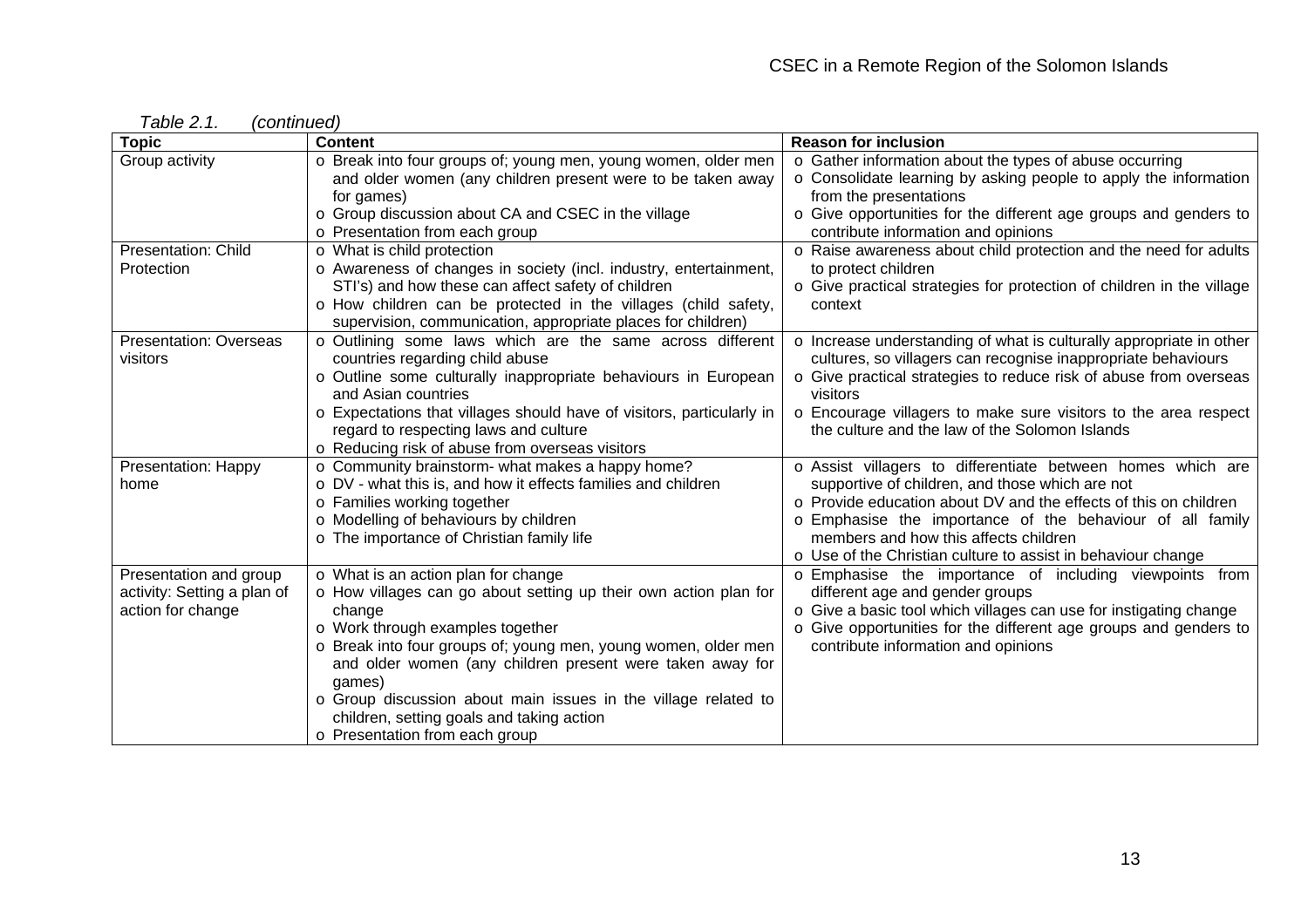*Table 2.1. (continued)*

| Topic | Content | Reason for inclusion |
|---|---|---|
| Group activity | o Break into four groups of; young men, young women, older men and older women (any children present were to be taken away for games)<br>o Group discussion about CA and CSEC in the village<br>o Presentation from each group | o Gather information about the types of abuse occurring<br>o Consolidate learning by asking people to apply the information from the presentations<br>o Give opportunities for the different age groups and genders to contribute information and opinions |
| Presentation: Child Protection | o What is child protection<br>o Awareness of changes in society (incl. industry, entertainment, STI's) and how these can affect safety of children<br>o How children can be protected in the villages (child safety, supervision, communication, appropriate places for children) | o Raise awareness about child protection and the need for adults to protect children<br>o Give practical strategies for protection of children in the village context |
| Presentation: Overseas visitors | o Outlining some laws which are the same across different countries regarding child abuse<br>o Outline some culturally inappropriate behaviours in European and Asian countries<br>o Expectations that villages should have of visitors, particularly in regard to respecting laws and culture<br>o Reducing risk of abuse from overseas visitors | o Increase understanding of what is culturally appropriate in other cultures, so villagers can recognise inappropriate behaviours<br>o Give practical strategies to reduce risk of abuse from overseas visitors<br>o Encourage villagers to make sure visitors to the area respect the culture and the law of the Solomon Islands |
| Presentation: Happy home | o Community brainstorm- what makes a happy home?<br>o DV - what this is, and how it effects families and children<br>o Families working together<br>o Modelling of behaviours by children<br>o The importance of Christian family life | o Assist villagers to differentiate between homes which are supportive of children, and those which are not<br>o Provide education about DV and the effects of this on children<br>o Emphasise the importance of the behaviour of all family members and how this affects children<br>o Use of the Christian culture to assist in behaviour change |
| Presentation and group activity: Setting a plan of action for change | o What is an action plan for change<br>o How villages can go about setting up their own action plan for change<br>o Work through examples together<br>o Break into four groups of; young men, young women, older men and older women (any children present were taken away for games)<br>o Group discussion about main issues in the village related to children, setting goals and taking action<br>o Presentation from each group | o Emphasise the importance of including viewpoints from different age and gender groups<br>o Give a basic tool which villages can use for instigating change<br>o Give opportunities for the different age groups and genders to contribute information and opinions |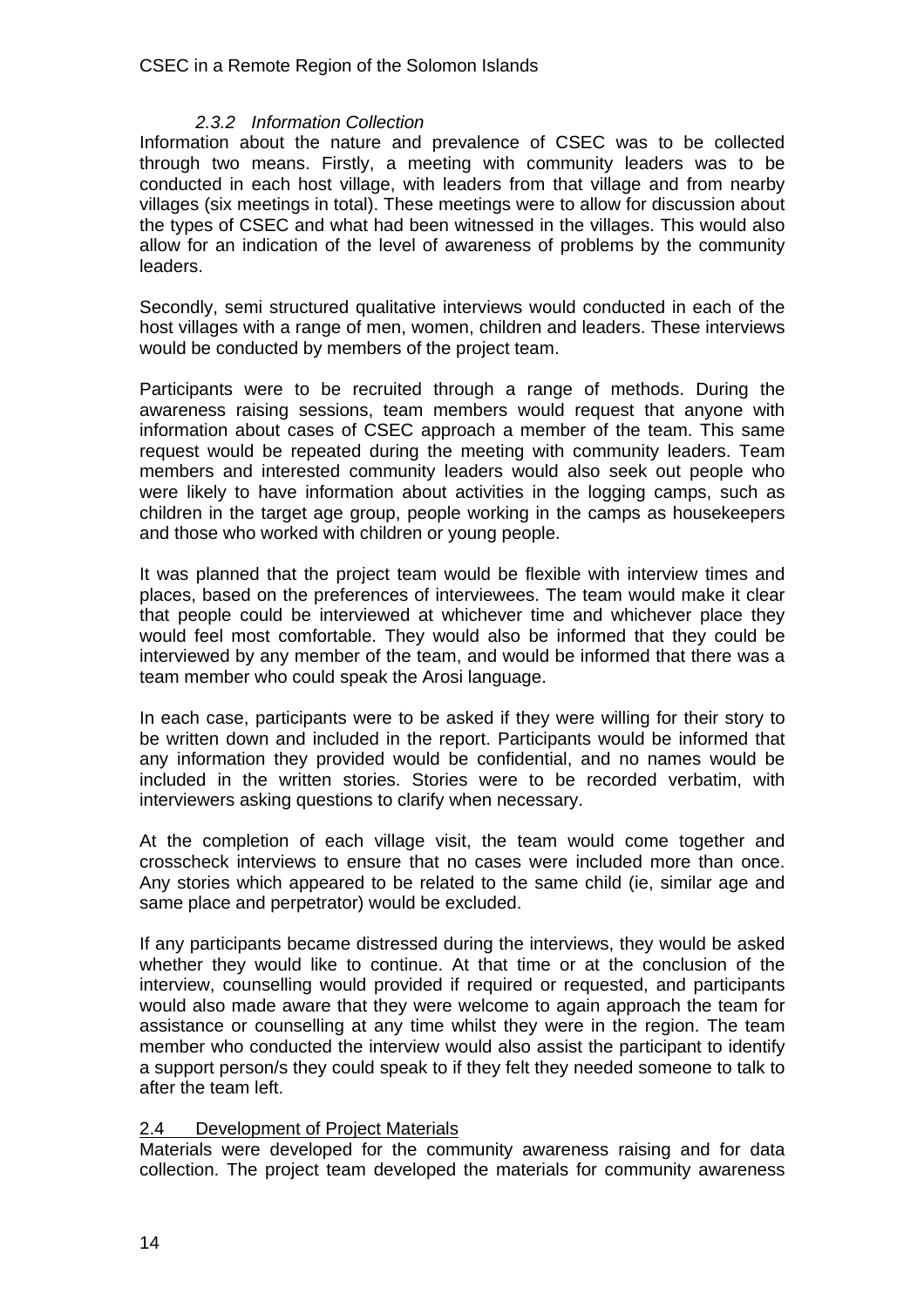#### 2.3.2 Information Collection

Information about the nature and prevalence of CSEC was to be collected through two means. Firstly, a meeting with community leaders was to be conducted in each host village, with leaders from that village and from nearby villages (six meetings in total). These meetings were to allow for discussion about the types of CSEC and what had been witnessed in the villages. This would also allow for an indication of the level of awareness of problems by the community leaders.

Secondly, semi structured qualitative interviews would conducted in each of the host villages with a range of men, women, children and leaders. These interviews would be conducted by members of the project team.

Participants were to be recruited through a range of methods. During the awareness raising sessions, team members would request that anyone with information about cases of CSEC approach a member of the team. This same request would be repeated during the meeting with community leaders. Team members and interested community leaders would also seek out people who were likely to have information about activities in the logging camps, such as children in the target age group, people working in the camps as housekeepers and those who worked with children or young people.

It was planned that the project team would be flexible with interview times and places, based on the preferences of interviewees. The team would make it clear that people could be interviewed at whichever time and whichever place they would feel most comfortable. They would also be informed that they could be interviewed by any member of the team, and would be informed that there was a team member who could speak the Arosi language.

In each case, participants were to be asked if they were willing for their story to be written down and included in the report. Participants would be informed that any information they provided would be confidential, and no names would be included in the written stories. Stories were to be recorded verbatim, with interviewers asking questions to clarify when necessary.

At the completion of each village visit, the team would come together and crosscheck interviews to ensure that no cases were included more than once. Any stories which appeared to be related to the same child (ie, similar age and same place and perpetrator) would be excluded.

If any participants became distressed during the interviews, they would be asked whether they would like to continue. At that time or at the conclusion of the interview, counselling would provided if required or requested, and participants would also made aware that they were welcome to again approach the team for assistance or counselling at any time whilst they were in the region. The team member who conducted the interview would also assist the participant to identify a support person/s they could speak to if they felt they needed someone to talk to after the team left.

### 2.4 Development of Project Materials

Materials were developed for the community awareness raising and for data collection. The project team developed the materials for community awareness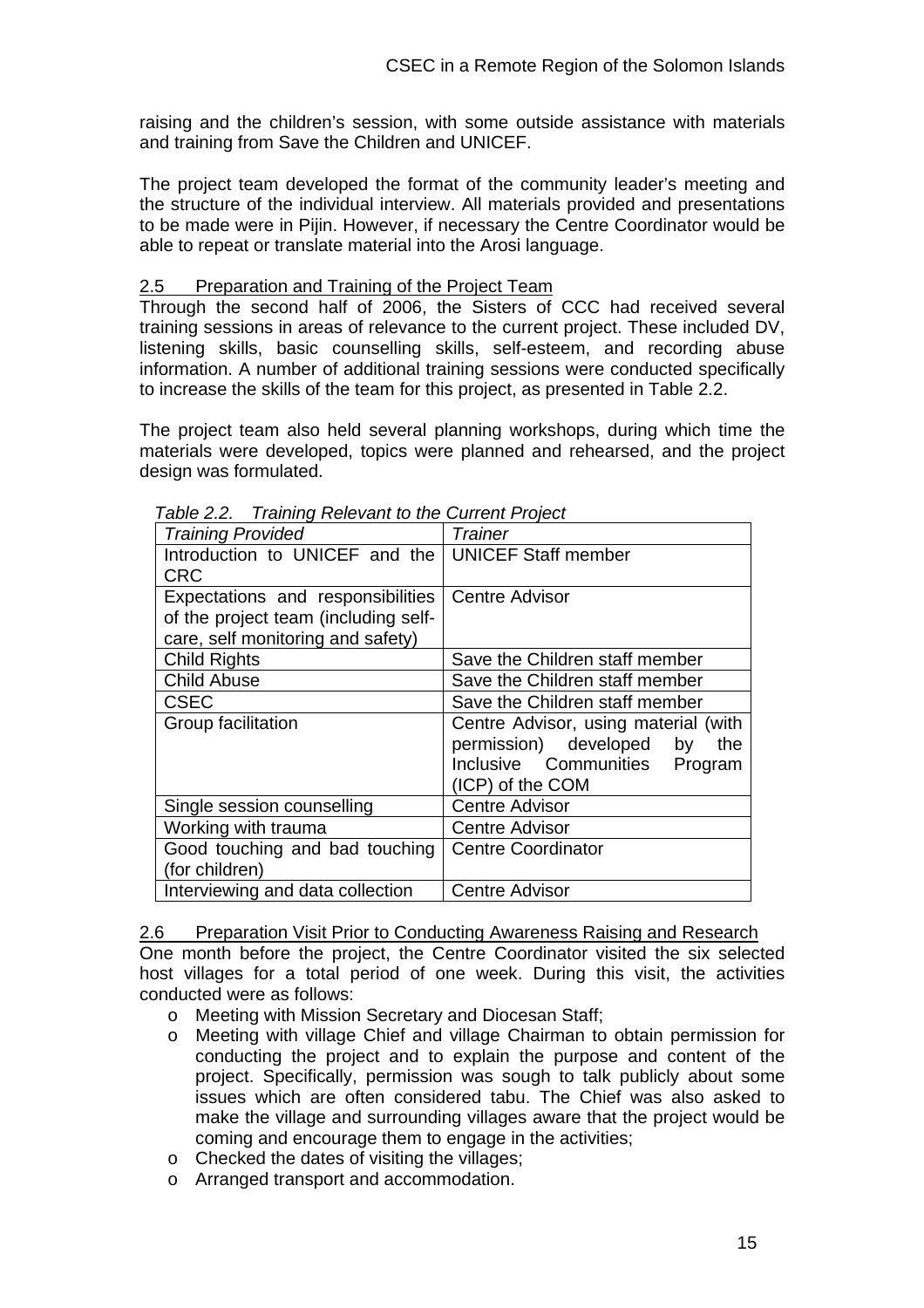raising and the children's session, with some outside assistance with materials and training from Save the Children and UNICEF.

The project team developed the format of the community leader's meeting and the structure of the individual interview. All materials provided and presentations to be made were in Pijin. However, if necessary the Centre Coordinator would be able to repeat or translate material into the Arosi language.

### 2.5 Preparation and Training of the Project Team

Through the second half of 2006, the Sisters of CCC had received several training sessions in areas of relevance to the current project. These included DV, listening skills, basic counselling skills, self-esteem, and recording abuse information. A number of additional training sessions were conducted specifically to increase the skills of the team for this project, as presented in Table 2.2.

The project team also held several planning workshops, during which time the materials were developed, topics were planned and rehearsed, and the project design was formulated.

*Table 2.2. Training Relevant to the Current Project*

| *Training Provided* | *Trainer* |
|---|---|
| Introduction to UNICEF and the CRC | UNICEF Staff member |
| Expectations and responsibilities of the project team (including self-care, self monitoring and safety) | Centre Advisor |
| Child Rights | Save the Children staff member |
| Child Abuse | Save the Children staff member |
| CSEC | Save the Children staff member |
| Group facilitation | Centre Advisor, using material (with permission) developed by the Inclusive Communities Program (ICP) of the COM |
| Single session counselling | Centre Advisor |
| Working with trauma | Centre Advisor |
| Good touching and bad touching (for children) | Centre Coordinator |
| Interviewing and data collection | Centre Advisor |

### 2.6 Preparation Visit Prior to Conducting Awareness Raising and Research

One month before the project, the Centre Coordinator visited the six selected host villages for a total period of one week. During this visit, the activities conducted were as follows:

- Meeting with Mission Secretary and Diocesan Staff;
- Meeting with village Chief and village Chairman to obtain permission for conducting the project and to explain the purpose and content of the project. Specifically, permission was sough to talk publicly about some issues which are often considered tabu. The Chief was also asked to make the village and surrounding villages aware that the project would be coming and encourage them to engage in the activities;
- Checked the dates of visiting the villages;
- Arranged transport and accommodation.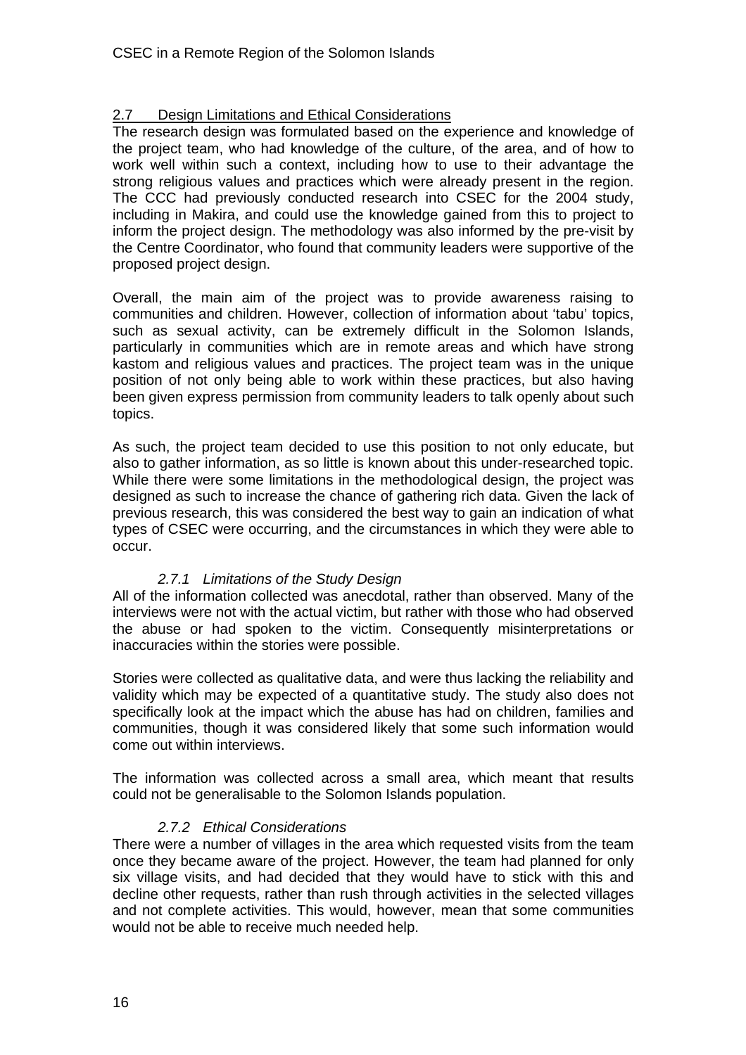## 2.7 Design Limitations and Ethical Considerations

The research design was formulated based on the experience and knowledge of the project team, who had knowledge of the culture, of the area, and of how to work well within such a context, including how to use to their advantage the strong religious values and practices which were already present in the region. The CCC had previously conducted research into CSEC for the 2004 study, including in Makira, and could use the knowledge gained from this to project to inform the project design. The methodology was also informed by the pre-visit by the Centre Coordinator, who found that community leaders were supportive of the proposed project design.

Overall, the main aim of the project was to provide awareness raising to communities and children. However, collection of information about 'tabu' topics, such as sexual activity, can be extremely difficult in the Solomon Islands, particularly in communities which are in remote areas and which have strong kastom and religious values and practices. The project team was in the unique position of not only being able to work within these practices, but also having been given express permission from community leaders to talk openly about such topics.

As such, the project team decided to use this position to not only educate, but also to gather information, as so little is known about this under-researched topic. While there were some limitations in the methodological design, the project was designed as such to increase the chance of gathering rich data. Given the lack of previous research, this was considered the best way to gain an indication of what types of CSEC were occurring, and the circumstances in which they were able to occur.

### *2.7.1 Limitations of the Study Design*

All of the information collected was anecdotal, rather than observed. Many of the interviews were not with the actual victim, but rather with those who had observed the abuse or had spoken to the victim. Consequently misinterpretations or inaccuracies within the stories were possible.

Stories were collected as qualitative data, and were thus lacking the reliability and validity which may be expected of a quantitative study. The study also does not specifically look at the impact which the abuse has had on children, families and communities, though it was considered likely that some such information would come out within interviews.

The information was collected across a small area, which meant that results could not be generalisable to the Solomon Islands population.

### *2.7.2 Ethical Considerations*

There were a number of villages in the area which requested visits from the team once they became aware of the project. However, the team had planned for only six village visits, and had decided that they would have to stick with this and decline other requests, rather than rush through activities in the selected villages and not complete activities. This would, however, mean that some communities would not be able to receive much needed help.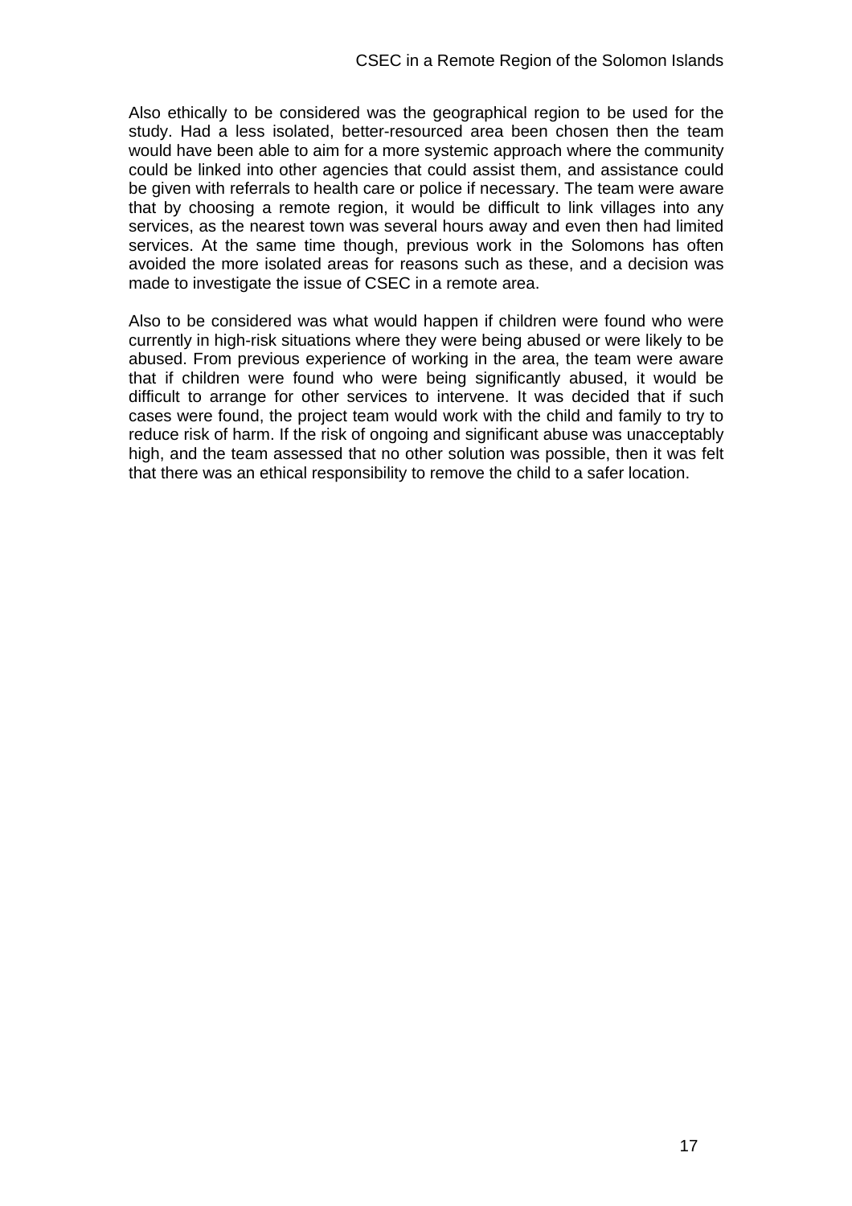Also ethically to be considered was the geographical region to be used for the study. Had a less isolated, better-resourced area been chosen then the team would have been able to aim for a more systemic approach where the community could be linked into other agencies that could assist them, and assistance could be given with referrals to health care or police if necessary. The team were aware that by choosing a remote region, it would be difficult to link villages into any services, as the nearest town was several hours away and even then had limited services. At the same time though, previous work in the Solomons has often avoided the more isolated areas for reasons such as these, and a decision was made to investigate the issue of CSEC in a remote area.

Also to be considered was what would happen if children were found who were currently in high-risk situations where they were being abused or were likely to be abused. From previous experience of working in the area, the team were aware that if children were found who were being significantly abused, it would be difficult to arrange for other services to intervene. It was decided that if such cases were found, the project team would work with the child and family to try to reduce risk of harm. If the risk of ongoing and significant abuse was unacceptably high, and the team assessed that no other solution was possible, then it was felt that there was an ethical responsibility to remove the child to a safer location.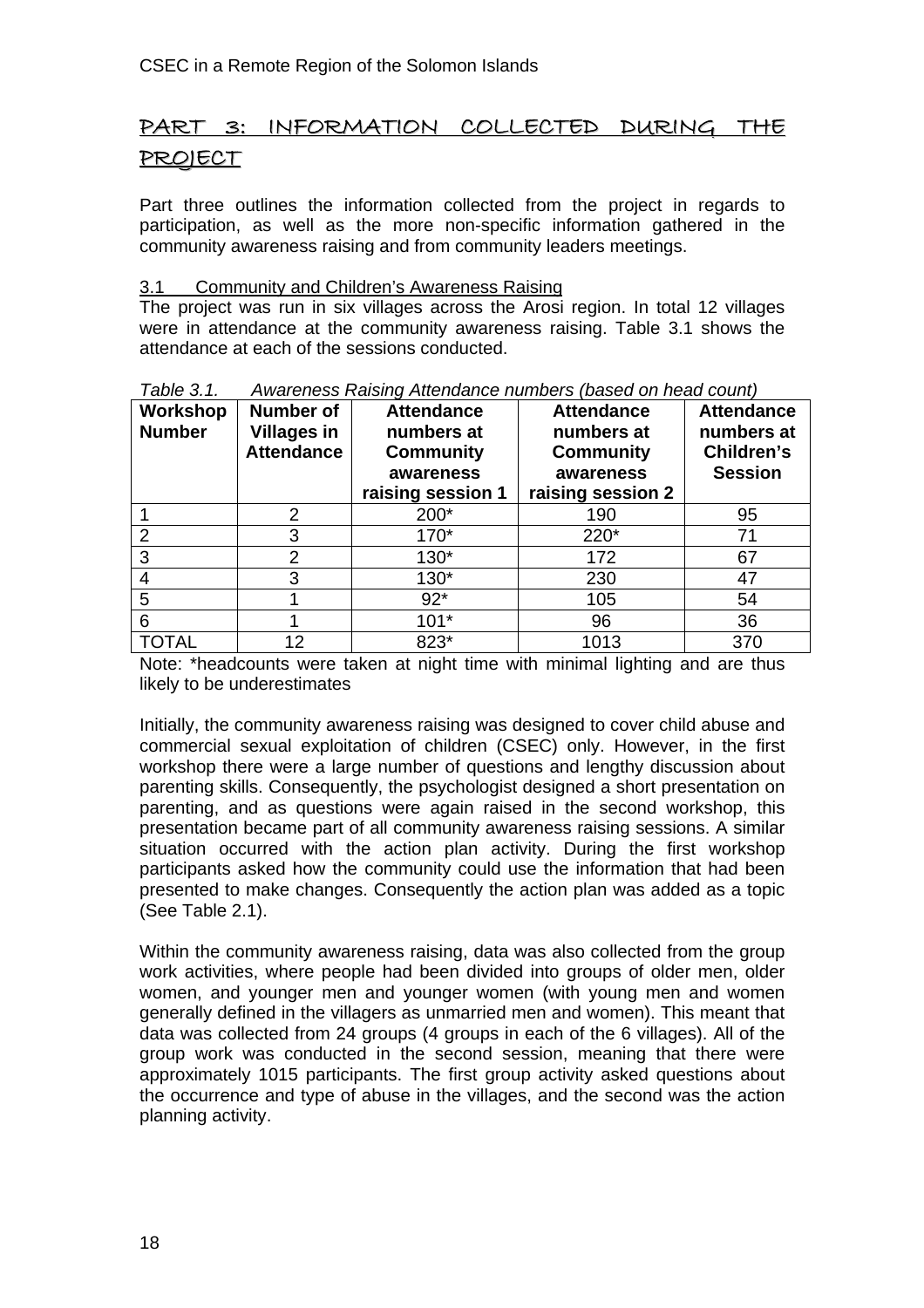# PART 3: INFORMATION COLLECTED DURING THE PROJECT

Part three outlines the information collected from the project in regards to participation, as well as the more non-specific information gathered in the community awareness raising and from community leaders meetings.

## 3.1 Community and Children's Awareness Raising

The project was run in six villages across the Arosi region. In total 12 villages were in attendance at the community awareness raising. Table 3.1 shows the attendance at each of the sessions conducted.

*Table 3.1. Awareness Raising Attendance numbers (based on head count)*

| Workshop Number | Number of Villages in Attendance | Attendance numbers at Community awareness raising session 1 | Attendance numbers at Community awareness raising session 2 | Attendance numbers at Children's Session |
|---|---|---|---|---|
| 1 | 2 | 200* | 190 | 95 |
| 2 | 3 | 170* | 220* | 71 |
| 3 | 2 | 130* | 172 | 67 |
| 4 | 3 | 130* | 230 | 47 |
| 5 | 1 | 92* | 105 | 54 |
| 6 | 1 | 101* | 96 | 36 |
| TOTAL | 12 | 823* | 1013 | 370 |

Note: *headcounts were taken at night time with minimal lighting and are thus likely to be underestimates

Initially, the community awareness raising was designed to cover child abuse and commercial sexual exploitation of children (CSEC) only. However, in the first workshop there were a large number of questions and lengthy discussion about parenting skills. Consequently, the psychologist designed a short presentation on parenting, and as questions were again raised in the second workshop, this presentation became part of all community awareness raising sessions. A similar situation occurred with the action plan activity. During the first workshop participants asked how the community could use the information that had been presented to make changes. Consequently the action plan was added as a topic (See Table 2.1).

Within the community awareness raising, data was also collected from the group work activities, where people had been divided into groups of older men, older women, and younger men and younger women (with young men and women generally defined in the villagers as unmarried men and women). This meant that data was collected from 24 groups (4 groups in each of the 6 villages). All of the group work was conducted in the second session, meaning that there were approximately 1015 participants. The first group activity asked questions about the occurrence and type of abuse in the villages, and the second was the action planning activity.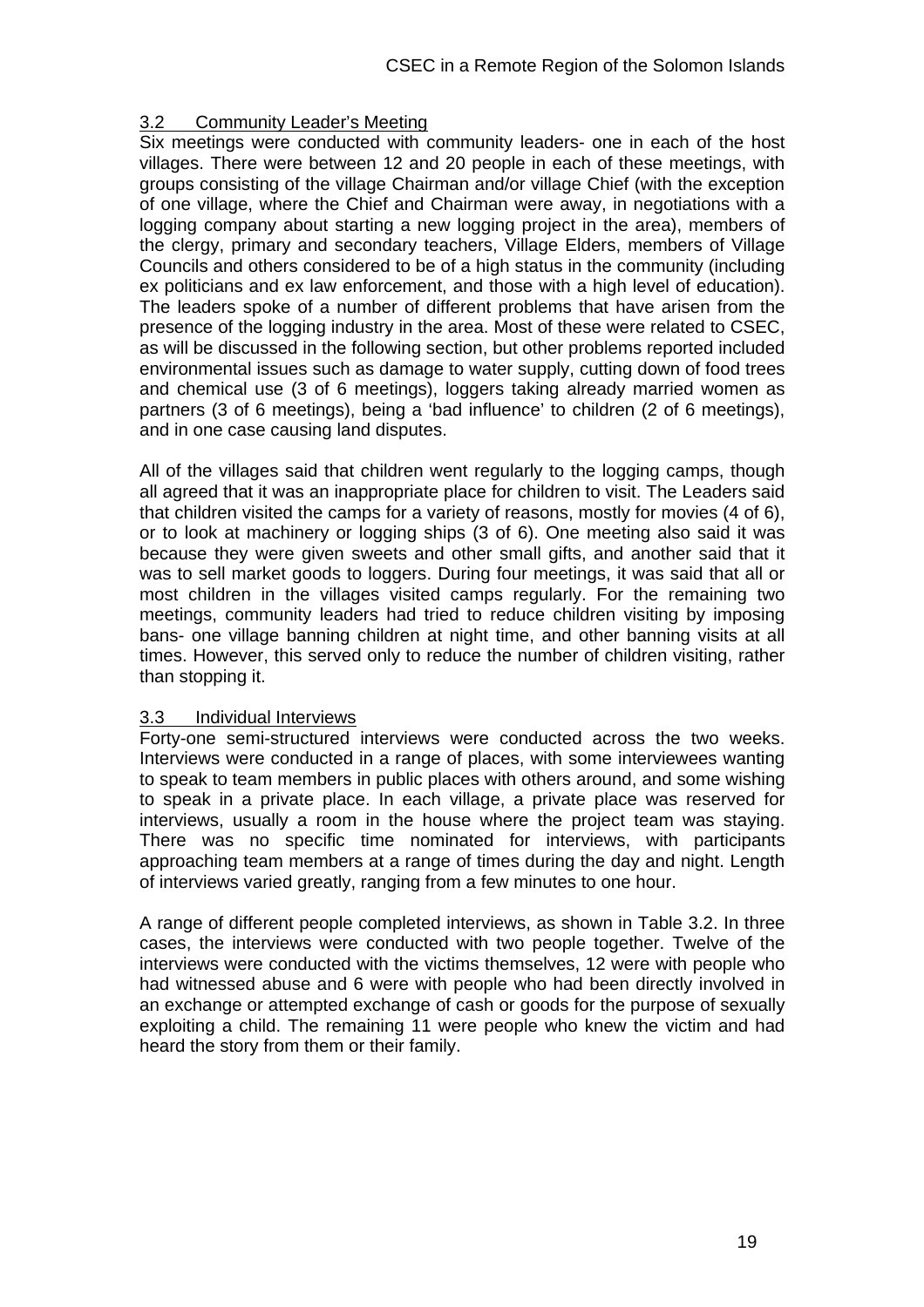### 3.2 Community Leader's Meeting

Six meetings were conducted with community leaders- one in each of the host villages. There were between 12 and 20 people in each of these meetings, with groups consisting of the village Chairman and/or village Chief (with the exception of one village, where the Chief and Chairman were away, in negotiations with a logging company about starting a new logging project in the area), members of the clergy, primary and secondary teachers, Village Elders, members of Village Councils and others considered to be of a high status in the community (including ex politicians and ex law enforcement, and those with a high level of education). The leaders spoke of a number of different problems that have arisen from the presence of the logging industry in the area. Most of these were related to CSEC, as will be discussed in the following section, but other problems reported included environmental issues such as damage to water supply, cutting down of food trees and chemical use (3 of 6 meetings), loggers taking already married women as partners (3 of 6 meetings), being a 'bad influence' to children (2 of 6 meetings), and in one case causing land disputes.

All of the villages said that children went regularly to the logging camps, though all agreed that it was an inappropriate place for children to visit. The Leaders said that children visited the camps for a variety of reasons, mostly for movies (4 of 6), or to look at machinery or logging ships (3 of 6). One meeting also said it was because they were given sweets and other small gifts, and another said that it was to sell market goods to loggers. During four meetings, it was said that all or most children in the villages visited camps regularly. For the remaining two meetings, community leaders had tried to reduce children visiting by imposing bans- one village banning children at night time, and other banning visits at all times. However, this served only to reduce the number of children visiting, rather than stopping it.

### 3.3 Individual Interviews

Forty-one semi-structured interviews were conducted across the two weeks. Interviews were conducted in a range of places, with some interviewees wanting to speak to team members in public places with others around, and some wishing to speak in a private place. In each village, a private place was reserved for interviews, usually a room in the house where the project team was staying. There was no specific time nominated for interviews, with participants approaching team members at a range of times during the day and night. Length of interviews varied greatly, ranging from a few minutes to one hour.

A range of different people completed interviews, as shown in Table 3.2. In three cases, the interviews were conducted with two people together. Twelve of the interviews were conducted with the victims themselves, 12 were with people who had witnessed abuse and 6 were with people who had been directly involved in an exchange or attempted exchange of cash or goods for the purpose of sexually exploiting a child. The remaining 11 were people who knew the victim and had heard the story from them or their family.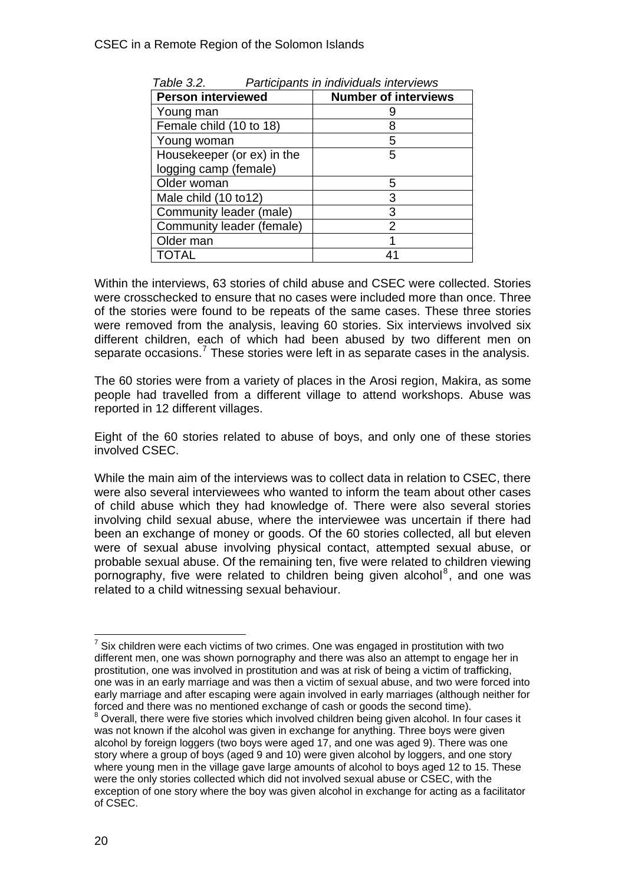*Table 3.2. Participants in individuals interviews*

| Person interviewed | Number of interviews |
|---|---|
| Young man | 9 |
| Female child (10 to 18) | 8 |
| Young woman | 5 |
| Housekeeper (or ex) in the logging camp (female) | 5 |
| Older woman | 5 |
| Male child (10 to12) | 3 |
| Community leader (male) | 3 |
| Community leader (female) | 2 |
| Older man | 1 |
| TOTAL | 41 |

Within the interviews, 63 stories of child abuse and CSEC were collected. Stories were crosschecked to ensure that no cases were included more than once. Three of the stories were found to be repeats of the same cases. These three stories were removed from the analysis, leaving 60 stories. Six interviews involved six different children, each of which had been abused by two different men on separate occasions.[7] These stories were left in as separate cases in the analysis.

The 60 stories were from a variety of places in the Arosi region, Makira, as some people had travelled from a different village to attend workshops. Abuse was reported in 12 different villages.

Eight of the 60 stories related to abuse of boys, and only one of these stories involved CSEC.

While the main aim of the interviews was to collect data in relation to CSEC, there were also several interviewees who wanted to inform the team about other cases of child abuse which they had knowledge of. There were also several stories involving child sexual abuse, where the interviewee was uncertain if there had been an exchange of money or goods. Of the 60 stories collected, all but eleven were of sexual abuse involving physical contact, attempted sexual abuse, or probable sexual abuse. Of the remaining ten, five were related to children viewing pornography, five were related to children being given alcohol[8], and one was related to a child witnessing sexual behaviour.

---

[7] Six children were each victims of two crimes. One was engaged in prostitution with two different men, one was shown pornography and there was also an attempt to engage her in prostitution, one was involved in prostitution and was at risk of being a victim of trafficking, one was in an early marriage and was then a victim of sexual abuse, and two were forced into early marriage and after escaping were again involved in early marriages (although neither for forced and there was no mentioned exchange of cash or goods the second time).

[8] Overall, there were five stories which involved children being given alcohol. In four cases it was not known if the alcohol was given in exchange for anything. Three boys were given alcohol by foreign loggers (two boys were aged 17, and one was aged 9). There was one story where a group of boys (aged 9 and 10) were given alcohol by loggers, and one story where young men in the village gave large amounts of alcohol to boys aged 12 to 15. These were the only stories collected which did not involved sexual abuse or CSEC, with the exception of one story where the boy was given alcohol in exchange for acting as a facilitator of CSEC.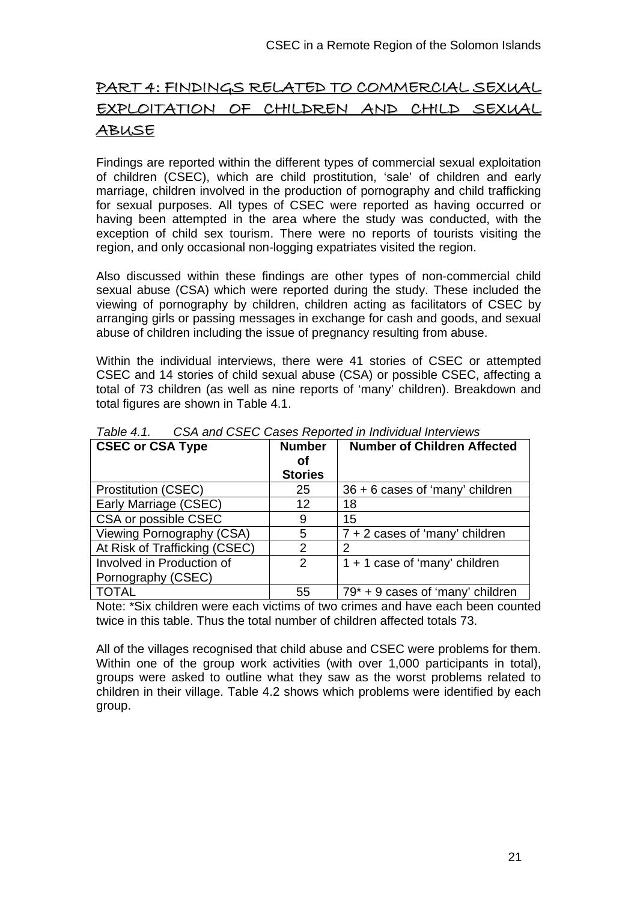# PART 4: FINDINGS RELATED TO COMMERCIAL SEXUAL EXPLOITATION OF CHILDREN AND CHILD SEXUAL ABUSE

Findings are reported within the different types of commercial sexual exploitation of children (CSEC), which are child prostitution, 'sale' of children and early marriage, children involved in the production of pornography and child trafficking for sexual purposes. All types of CSEC were reported as having occurred or having been attempted in the area where the study was conducted, with the exception of child sex tourism. There were no reports of tourists visiting the region, and only occasional non-logging expatriates visited the region.

Also discussed within these findings are other types of non-commercial child sexual abuse (CSA) which were reported during the study. These included the viewing of pornography by children, children acting as facilitators of CSEC by arranging girls or passing messages in exchange for cash and goods, and sexual abuse of children including the issue of pregnancy resulting from abuse.

Within the individual interviews, there were 41 stories of CSEC or attempted CSEC and 14 stories of child sexual abuse (CSA) or possible CSEC, affecting a total of 73 children (as well as nine reports of 'many' children). Breakdown and total figures are shown in Table 4.1.

*Table 4.1. CSA and CSEC Cases Reported in Individual Interviews*

| CSEC or CSA Type | Number of Stories | Number of Children Affected |
|---|---|---|
| Prostitution (CSEC) | 25 | 36 + 6 cases of 'many' children |
| Early Marriage (CSEC) | 12 | 18 |
| CSA or possible CSEC | 9 | 15 |
| Viewing Pornography (CSA) | 5 | 7 + 2 cases of 'many' children |
| At Risk of Trafficking (CSEC) | 2 | 2 |
| Involved in Production of Pornography (CSEC) | 2 | 1 + 1 case of 'many' children |
| TOTAL | 55 | 79* + 9 cases of 'many' children |

Note: *Six children were each victims of two crimes and have each been counted twice in this table. Thus the total number of children affected totals 73.

All of the villages recognised that child abuse and CSEC were problems for them. Within one of the group work activities (with over 1,000 participants in total), groups were asked to outline what they saw as the worst problems related to children in their village. Table 4.2 shows which problems were identified by each group.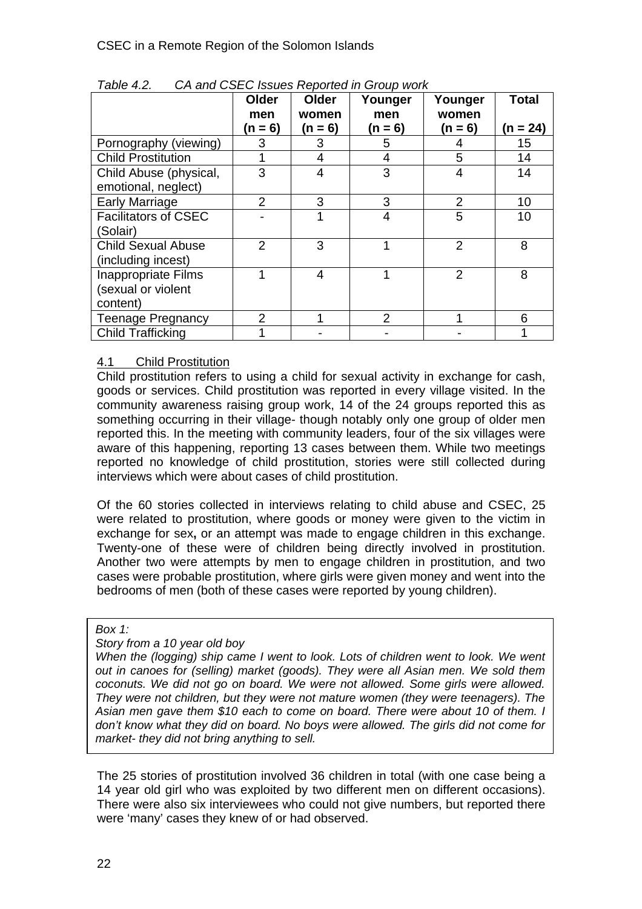*Table 4.2. CA and CSEC Issues Reported in Group work*

| | Older men (n = 6) | Older women (n = 6) | Younger men (n = 6) | Younger women (n = 6) | Total (n = 24) |
|---|---|---|---|---|---|
| Pornography (viewing) | 3 | 3 | 5 | 4 | 15 |
| Child Prostitution | 1 | 4 | 4 | 5 | 14 |
| Child Abuse (physical, emotional, neglect) | 3 | 4 | 3 | 4 | 14 |
| Early Marriage | 2 | 3 | 3 | 2 | 10 |
| Facilitators of CSEC (Solair) | - | 1 | 4 | 5 | 10 |
| Child Sexual Abuse (including incest) | 2 | 3 | 1 | 2 | 8 |
| Inappropriate Films (sexual or violent content) | 1 | 4 | 1 | 2 | 8 |
| Teenage Pregnancy | 2 | 1 | 2 | 1 | 6 |
| Child Trafficking | 1 | - | - | - | 1 |

## 4.1 Child Prostitution

Child prostitution refers to using a child for sexual activity in exchange for cash, goods or services. Child prostitution was reported in every village visited. In the community awareness raising group work, 14 of the 24 groups reported this as something occurring in their village- though notably only one group of older men reported this. In the meeting with community leaders, four of the six villages were aware of this happening, reporting 13 cases between them. While two meetings reported no knowledge of child prostitution, stories were still collected during interviews which were about cases of child prostitution.

Of the 60 stories collected in interviews relating to child abuse and CSEC, 25 were related to prostitution, where goods or money were given to the victim in exchange for sex**,** or an attempt was made to engage children in this exchange. Twenty-one of these were of children being directly involved in prostitution. Another two were attempts by men to engage children in prostitution, and two cases were probable prostitution, where girls were given money and went into the bedrooms of men (both of these cases were reported by young children).

*Box 1:*

*Story from a 10 year old boy*

*When the (logging) ship came I went to look. Lots of children went to look. We went out in canoes for (selling) market (goods). They were all Asian men. We sold them coconuts. We did not go on board. We were not allowed. Some girls were allowed. They were not children, but they were not mature women (they were teenagers). The Asian men gave them $10 each to come on board. There were about 10 of them. I don't know what they did on board. No boys were allowed. The girls did not come for market- they did not bring anything to sell.*

The 25 stories of prostitution involved 36 children in total (with one case being a 14 year old girl who was exploited by two different men on different occasions). There were also six interviewees who could not give numbers, but reported there were 'many' cases they knew of or had observed.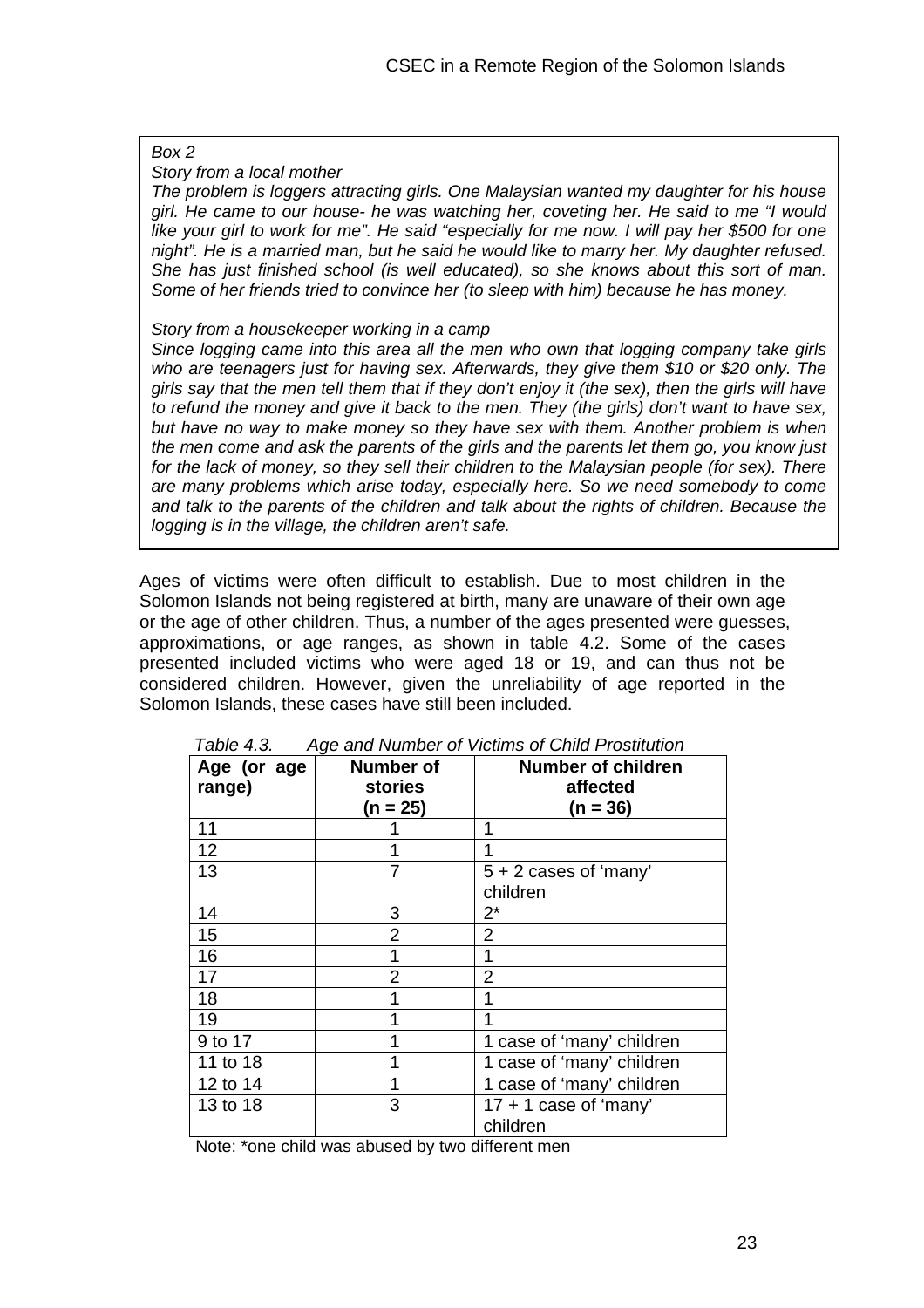*Box 2*

*Story from a local mother*

*The problem is loggers attracting girls. One Malaysian wanted my daughter for his house girl. He came to our house- he was watching her, coveting her. He said to me "I would like your girl to work for me". He said "especially for me now. I will pay her $500 for one night". He is a married man, but he said he would like to marry her. My daughter refused. She has just finished school (is well educated), so she knows about this sort of man. Some of her friends tried to convince her (to sleep with him) because he has money.*

*Story from a housekeeper working in a camp*

*Since logging came into this area all the men who own that logging company take girls who are teenagers just for having sex. Afterwards, they give them $10 or $20 only. The girls say that the men tell them that if they don't enjoy it (the sex), then the girls will have to refund the money and give it back to the men. They (the girls) don't want to have sex, but have no way to make money so they have sex with them. Another problem is when the men come and ask the parents of the girls and the parents let them go, you know just for the lack of money, so they sell their children to the Malaysian people (for sex). There are many problems which arise today, especially here. So we need somebody to come and talk to the parents of the children and talk about the rights of children. Because the logging is in the village, the children aren't safe.*

Ages of victims were often difficult to establish. Due to most children in the Solomon Islands not being registered at birth, many are unaware of their own age or the age of other children. Thus, a number of the ages presented were guesses, approximations, or age ranges, as shown in table 4.2. Some of the cases presented included victims who were aged 18 or 19, and can thus not be considered children. However, given the unreliability of age reported in the Solomon Islands, these cases have still been included.

*Table 4.3. Age and Number of Victims of Child Prostitution*

| Age (or age range) | Number of stories (n = 25) | Number of children affected (n = 36) |
|---|---|---|
| 11 | 1 | 1 |
| 12 | 1 | 1 |
| 13 | 7 | 5 + 2 cases of 'many' children |
| 14 | 3 | 2* |
| 15 | 2 | 2 |
| 16 | 1 | 1 |
| 17 | 2 | 2 |
| 18 | 1 | 1 |
| 19 | 1 | 1 |
| 9 to 17 | 1 | 1 case of 'many' children |
| 11 to 18 | 1 | 1 case of 'many' children |
| 12 to 14 | 1 | 1 case of 'many' children |
| 13 to 18 | 3 | 17 + 1 case of 'many' children |

Note: *one child was abused by two different men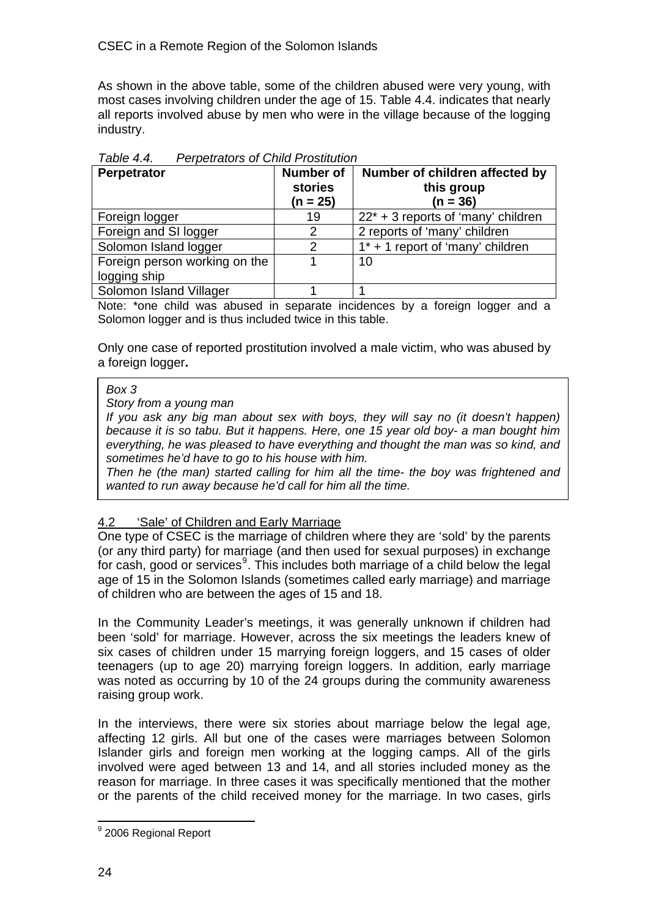As shown in the above table, some of the children abused were very young, with most cases involving children under the age of 15. Table 4.4. indicates that nearly all reports involved abuse by men who were in the village because of the logging industry.

*Table 4.4. Perpetrators of Child Prostitution*

| Perpetrator | Number of stories (n = 25) | Number of children affected by this group (n = 36) |
|---|---|---|
| Foreign logger | 19 | 22* + 3 reports of 'many' children |
| Foreign and SI logger | 2 | 2 reports of 'many' children |
| Solomon Island logger | 2 | 1* + 1 report of 'many' children |
| Foreign person working on the logging ship | 1 | 10 |
| Solomon Island Villager | 1 | 1 |

Note: *one child was abused in separate incidences by a foreign logger and a Solomon logger and is thus included twice in this table.

Only one case of reported prostitution involved a male victim, who was abused by a foreign logger**.**

> *Box 3*
>
> *Story from a young man*
>
> *If you ask any big man about sex with boys, they will say no (it doesn't happen) because it is so tabu. But it happens. Here, one 15 year old boy- a man bought him everything, he was pleased to have everything and thought the man was so kind, and sometimes he'd have to go to his house with him.*
>
> *Then he (the man) started calling for him all the time- the boy was frightened and wanted to run away because he'd call for him all the time.*

## 4.2 'Sale' of Children and Early Marriage

One type of CSEC is the marriage of children where they are 'sold' by the parents (or any third party) for marriage (and then used for sexual purposes) in exchange for cash, good or services[9]. This includes both marriage of a child below the legal age of 15 in the Solomon Islands (sometimes called early marriage) and marriage of children who are between the ages of 15 and 18.

In the Community Leader's meetings, it was generally unknown if children had been 'sold' for marriage. However, across the six meetings the leaders knew of six cases of children under 15 marrying foreign loggers, and 15 cases of older teenagers (up to age 20) marrying foreign loggers. In addition, early marriage was noted as occurring by 10 of the 24 groups during the community awareness raising group work.

In the interviews, there were six stories about marriage below the legal age, affecting 12 girls. All but one of the cases were marriages between Solomon Islander girls and foreign men working at the logging camps. All of the girls involved were aged between 13 and 14, and all stories included money as the reason for marriage. In three cases it was specifically mentioned that the mother or the parents of the child received money for the marriage. In two cases, girls

[9] 2006 Regional Report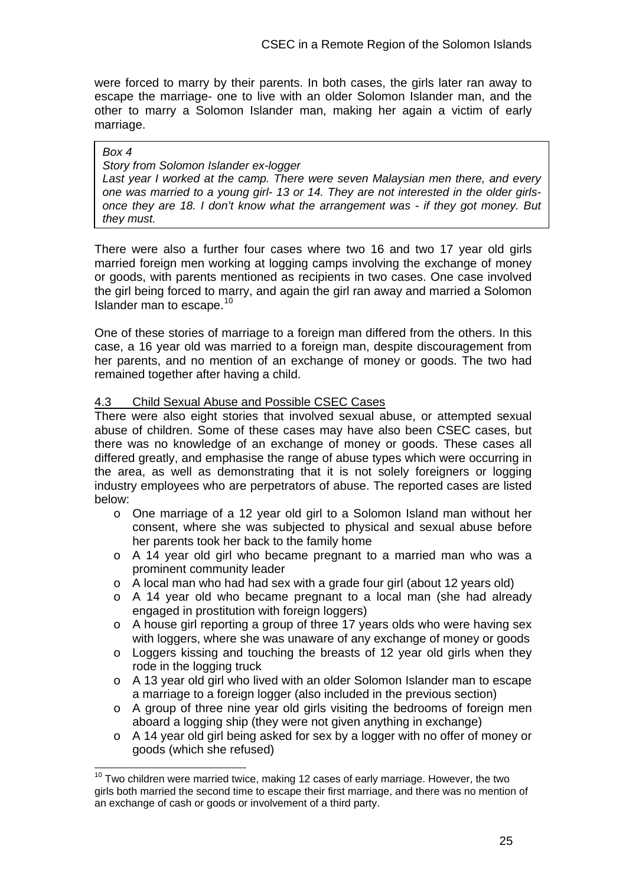were forced to marry by their parents. In both cases, the girls later ran away to escape the marriage- one to live with an older Solomon Islander man, and the other to marry a Solomon Islander man, making her again a victim of early marriage.

> *Box 4*
> *Story from Solomon Islander ex-logger*
> *Last year I worked at the camp. There were seven Malaysian men there, and every one was married to a young girl- 13 or 14. They are not interested in the older girls- once they are 18. I don't know what the arrangement was - if they got money. But they must.*

There were also a further four cases where two 16 and two 17 year old girls married foreign men working at logging camps involving the exchange of money or goods, with parents mentioned as recipients in two cases. One case involved the girl being forced to marry, and again the girl ran away and married a Solomon Islander man to escape.[10]

One of these stories of marriage to a foreign man differed from the others. In this case, a 16 year old was married to a foreign man, despite discouragement from her parents, and no mention of an exchange of money or goods. The two had remained together after having a child.

### 4.3 Child Sexual Abuse and Possible CSEC Cases

There were also eight stories that involved sexual abuse, or attempted sexual abuse of children. Some of these cases may have also been CSEC cases, but there was no knowledge of an exchange of money or goods. These cases all differed greatly, and emphasise the range of abuse types which were occurring in the area, as well as demonstrating that it is not solely foreigners or logging industry employees who are perpetrators of abuse. The reported cases are listed below:

- One marriage of a 12 year old girl to a Solomon Island man without her consent, where she was subjected to physical and sexual abuse before her parents took her back to the family home
- A 14 year old girl who became pregnant to a married man who was a prominent community leader
- A local man who had had sex with a grade four girl (about 12 years old)
- A 14 year old who became pregnant to a local man (she had already engaged in prostitution with foreign loggers)
- A house girl reporting a group of three 17 years olds who were having sex with loggers, where she was unaware of any exchange of money or goods
- Loggers kissing and touching the breasts of 12 year old girls when they rode in the logging truck
- A 13 year old girl who lived with an older Solomon Islander man to escape a marriage to a foreign logger (also included in the previous section)
- A group of three nine year old girls visiting the bedrooms of foreign men aboard a logging ship (they were not given anything in exchange)
- A 14 year old girl being asked for sex by a logger with no offer of money or goods (which she refused)

[10] Two children were married twice, making 12 cases of early marriage. However, the two girls both married the second time to escape their first marriage, and there was no mention of an exchange of cash or goods or involvement of a third party.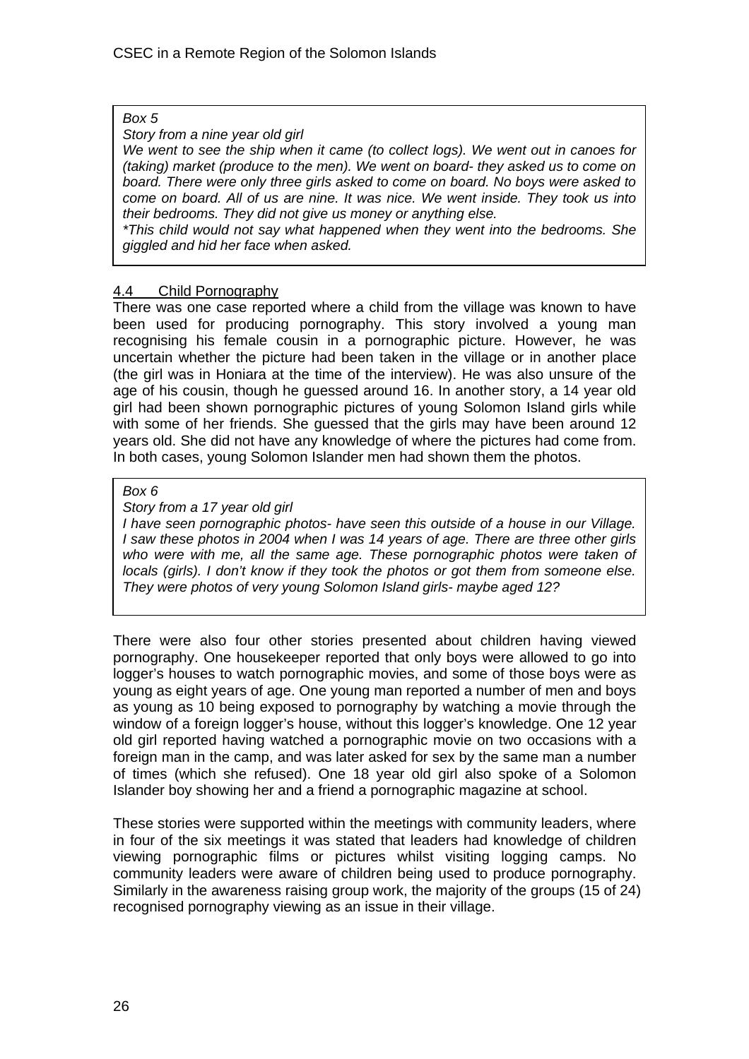*Box 5*

*Story from a nine year old girl*

*We went to see the ship when it came (to collect logs). We went out in canoes for (taking) market (produce to the men). We went on board- they asked us to come on board. There were only three girls asked to come on board. No boys were asked to come on board. All of us are nine. It was nice. We went inside. They took us into their bedrooms. They did not give us money or anything else.*

*\*This child would not say what happened when they went into the bedrooms. She giggled and hid her face when asked.*

### 4.4 Child Pornography

There was one case reported where a child from the village was known to have been used for producing pornography. This story involved a young man recognising his female cousin in a pornographic picture. However, he was uncertain whether the picture had been taken in the village or in another place (the girl was in Honiara at the time of the interview). He was also unsure of the age of his cousin, though he guessed around 16. In another story, a 14 year old girl had been shown pornographic pictures of young Solomon Island girls while with some of her friends. She guessed that the girls may have been around 12 years old. She did not have any knowledge of where the pictures had come from. In both cases, young Solomon Islander men had shown them the photos.

*Box 6*

*Story from a 17 year old girl*

*I have seen pornographic photos- have seen this outside of a house in our Village. I saw these photos in 2004 when I was 14 years of age. There are three other girls who were with me, all the same age. These pornographic photos were taken of locals (girls). I don't know if they took the photos or got them from someone else. They were photos of very young Solomon Island girls- maybe aged 12?*

There were also four other stories presented about children having viewed pornography. One housekeeper reported that only boys were allowed to go into logger's houses to watch pornographic movies, and some of those boys were as young as eight years of age. One young man reported a number of men and boys as young as 10 being exposed to pornography by watching a movie through the window of a foreign logger's house, without this logger's knowledge. One 12 year old girl reported having watched a pornographic movie on two occasions with a foreign man in the camp, and was later asked for sex by the same man a number of times (which she refused). One 18 year old girl also spoke of a Solomon Islander boy showing her and a friend a pornographic magazine at school.

These stories were supported within the meetings with community leaders, where in four of the six meetings it was stated that leaders had knowledge of children viewing pornographic films or pictures whilst visiting logging camps. No community leaders were aware of children being used to produce pornography. Similarly in the awareness raising group work, the majority of the groups (15 of 24) recognised pornography viewing as an issue in their village.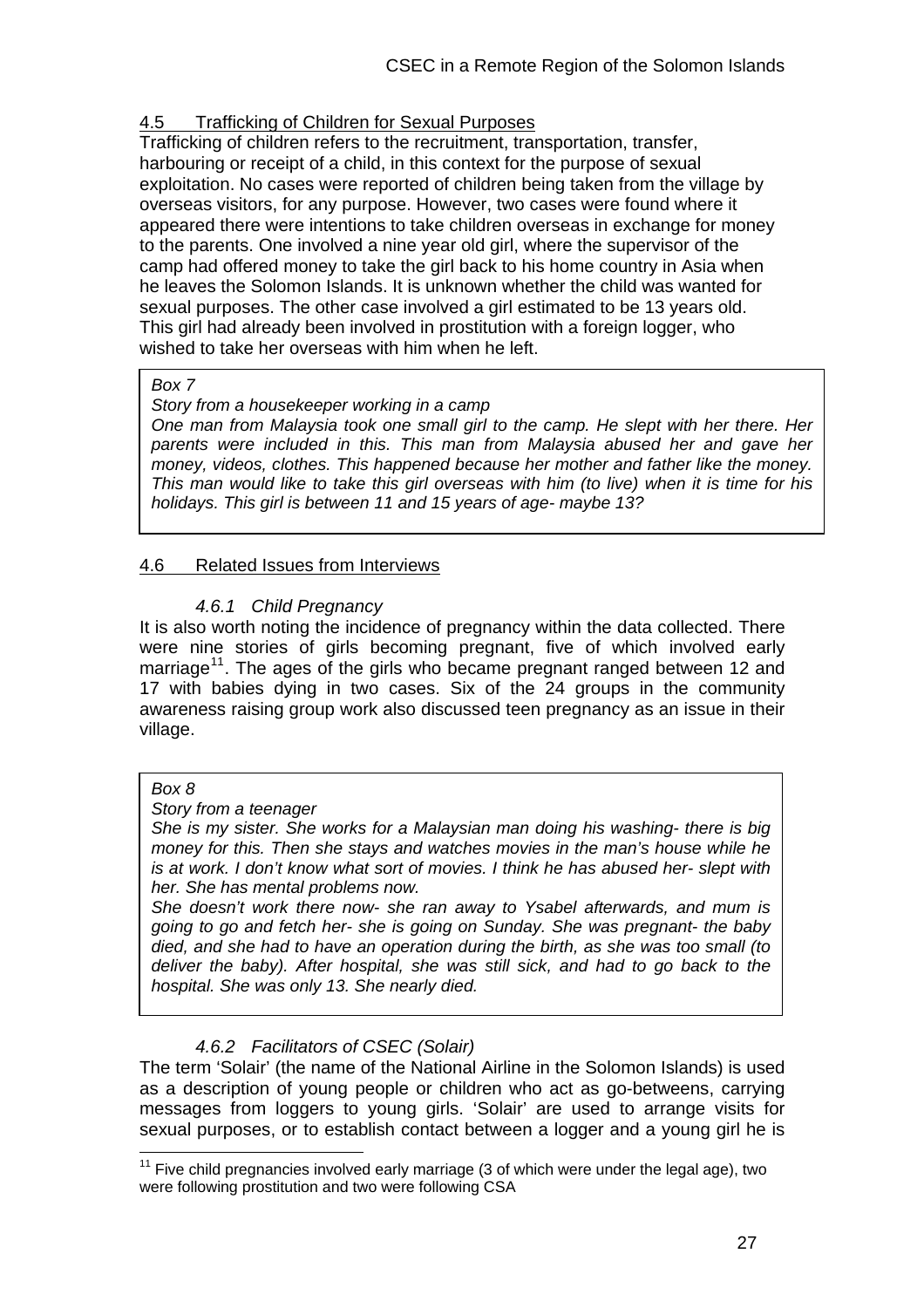## 4.5 Trafficking of Children for Sexual Purposes

Trafficking of children refers to the recruitment, transportation, transfer, harbouring or receipt of a child, in this context for the purpose of sexual exploitation. No cases were reported of children being taken from the village by overseas visitors, for any purpose. However, two cases were found where it appeared there were intentions to take children overseas in exchange for money to the parents. One involved a nine year old girl, where the supervisor of the camp had offered money to take the girl back to his home country in Asia when he leaves the Solomon Islands. It is unknown whether the child was wanted for sexual purposes. The other case involved a girl estimated to be 13 years old. This girl had already been involved in prostitution with a foreign logger, who wished to take her overseas with him when he left.

> *Box 7*
>
> *Story from a housekeeper working in a camp*
>
> *One man from Malaysia took one small girl to the camp. He slept with her there. Her parents were included in this. This man from Malaysia abused her and gave her money, videos, clothes. This happened because her mother and father like the money. This man would like to take this girl overseas with him (to live) when it is time for his holidays. This girl is between 11 and 15 years of age- maybe 13?*

## 4.6 Related Issues from Interviews

### *4.6.1 Child Pregnancy*

It is also worth noting the incidence of pregnancy within the data collected. There were nine stories of girls becoming pregnant, five of which involved early marriage[11]. The ages of the girls who became pregnant ranged between 12 and 17 with babies dying in two cases. Six of the 24 groups in the community awareness raising group work also discussed teen pregnancy as an issue in their village.

> *Box 8*
>
> *Story from a teenager*
>
> *She is my sister. She works for a Malaysian man doing his washing- there is big money for this. Then she stays and watches movies in the man's house while he is at work. I don't know what sort of movies. I think he has abused her- slept with her. She has mental problems now.*
>
> *She doesn't work there now- she ran away to Ysabel afterwards, and mum is going to go and fetch her- she is going on Sunday. She was pregnant- the baby died, and she had to have an operation during the birth, as she was too small (to deliver the baby). After hospital, she was still sick, and had to go back to the hospital. She was only 13. She nearly died.*

### *4.6.2 Facilitators of CSEC (Solair)*

The term 'Solair' (the name of the National Airline in the Solomon Islands) is used as a description of young people or children who act as go-betweens, carrying messages from loggers to young girls. 'Solair' are used to arrange visits for sexual purposes, or to establish contact between a logger and a young girl he is

[11] Five child pregnancies involved early marriage (3 of which were under the legal age), two were following prostitution and two were following CSA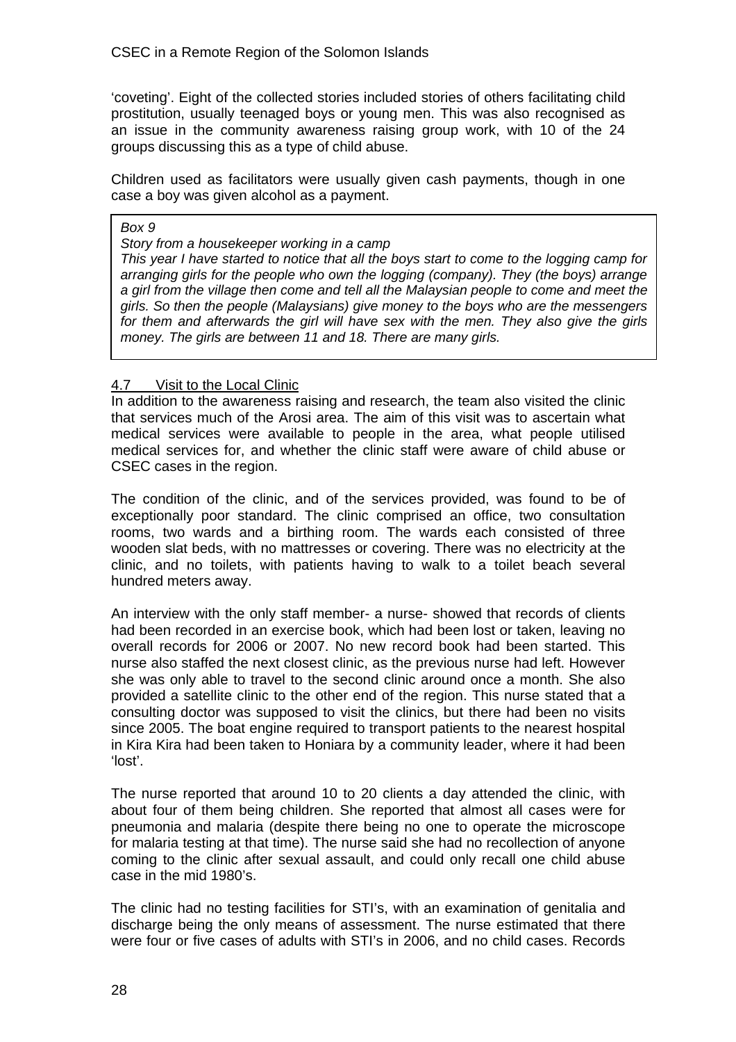'coveting'. Eight of the collected stories included stories of others facilitating child prostitution, usually teenaged boys or young men. This was also recognised as an issue in the community awareness raising group work, with 10 of the 24 groups discussing this as a type of child abuse.

Children used as facilitators were usually given cash payments, though in one case a boy was given alcohol as a payment.

> *Box 9*
>
> *Story from a housekeeper working in a camp*
>
> *This year I have started to notice that all the boys start to come to the logging camp for arranging girls for the people who own the logging (company). They (the boys) arrange a girl from the village then come and tell all the Malaysian people to come and meet the girls. So then the people (Malaysians) give money to the boys who are the messengers for them and afterwards the girl will have sex with the men. They also give the girls money. The girls are between 11 and 18. There are many girls.*

### 4.7 Visit to the Local Clinic

In addition to the awareness raising and research, the team also visited the clinic that services much of the Arosi area. The aim of this visit was to ascertain what medical services were available to people in the area, what people utilised medical services for, and whether the clinic staff were aware of child abuse or CSEC cases in the region.

The condition of the clinic, and of the services provided, was found to be of exceptionally poor standard. The clinic comprised an office, two consultation rooms, two wards and a birthing room. The wards each consisted of three wooden slat beds, with no mattresses or covering. There was no electricity at the clinic, and no toilets, with patients having to walk to a toilet beach several hundred meters away.

An interview with the only staff member- a nurse- showed that records of clients had been recorded in an exercise book, which had been lost or taken, leaving no overall records for 2006 or 2007. No new record book had been started. This nurse also staffed the next closest clinic, as the previous nurse had left. However she was only able to travel to the second clinic around once a month. She also provided a satellite clinic to the other end of the region. This nurse stated that a consulting doctor was supposed to visit the clinics, but there had been no visits since 2005. The boat engine required to transport patients to the nearest hospital in Kira Kira had been taken to Honiara by a community leader, where it had been 'lost'.

The nurse reported that around 10 to 20 clients a day attended the clinic, with about four of them being children. She reported that almost all cases were for pneumonia and malaria (despite there being no one to operate the microscope for malaria testing at that time). The nurse said she had no recollection of anyone coming to the clinic after sexual assault, and could only recall one child abuse case in the mid 1980's.

The clinic had no testing facilities for STI's, with an examination of genitalia and discharge being the only means of assessment. The nurse estimated that there were four or five cases of adults with STI's in 2006, and no child cases. Records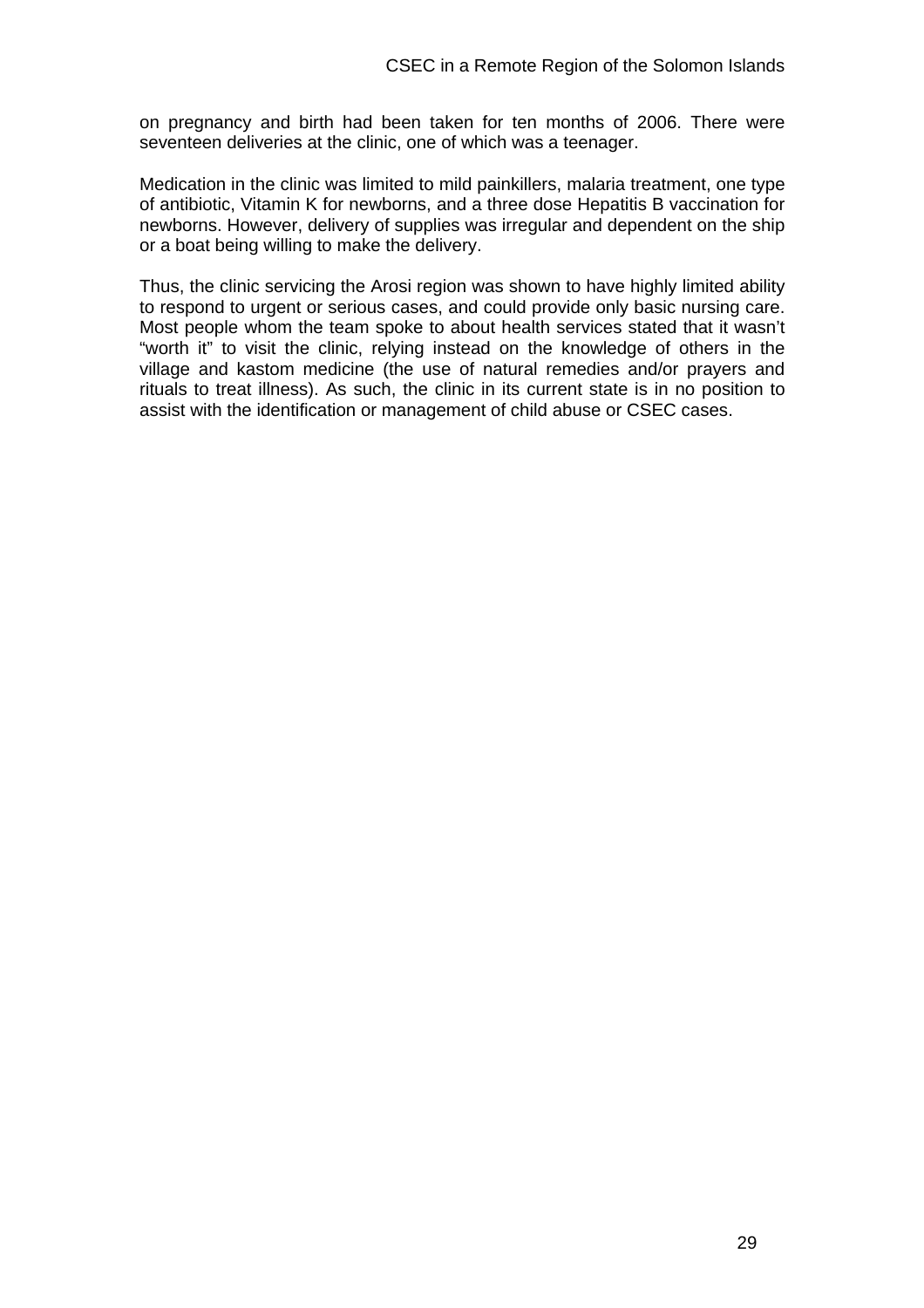on pregnancy and birth had been taken for ten months of 2006. There were seventeen deliveries at the clinic, one of which was a teenager.

Medication in the clinic was limited to mild painkillers, malaria treatment, one type of antibiotic, Vitamin K for newborns, and a three dose Hepatitis B vaccination for newborns. However, delivery of supplies was irregular and dependent on the ship or a boat being willing to make the delivery.

Thus, the clinic servicing the Arosi region was shown to have highly limited ability to respond to urgent or serious cases, and could provide only basic nursing care. Most people whom the team spoke to about health services stated that it wasn't "worth it" to visit the clinic, relying instead on the knowledge of others in the village and kastom medicine (the use of natural remedies and/or prayers and rituals to treat illness). As such, the clinic in its current state is in no position to assist with the identification or management of child abuse or CSEC cases.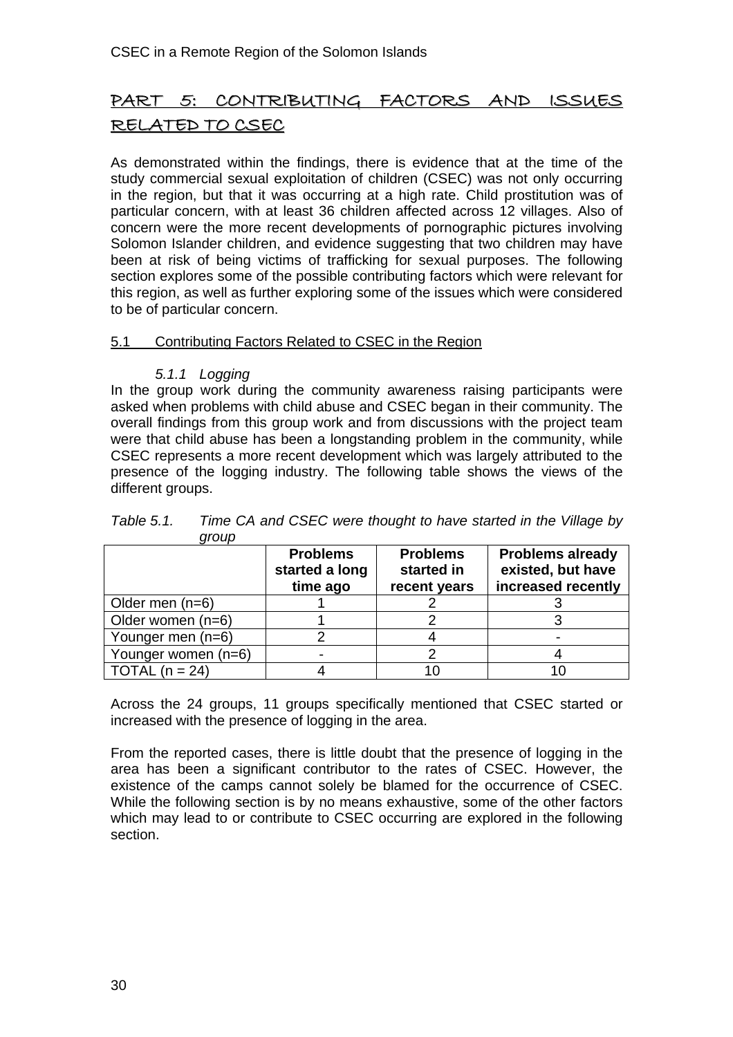# PART 5: CONTRIBUTING FACTORS AND ISSUES RELATED TO CSEC

As demonstrated within the findings, there is evidence that at the time of the study commercial sexual exploitation of children (CSEC) was not only occurring in the region, but that it was occurring at a high rate. Child prostitution was of particular concern, with at least 36 children affected across 12 villages. Also of concern were the more recent developments of pornographic pictures involving Solomon Islander children, and evidence suggesting that two children may have been at risk of being victims of trafficking for sexual purposes. The following section explores some of the possible contributing factors which were relevant for this region, as well as further exploring some of the issues which were considered to be of particular concern.

## 5.1 Contributing Factors Related to CSEC in the Region

### *5.1.1 Logging*

In the group work during the community awareness raising participants were asked when problems with child abuse and CSEC began in their community. The overall findings from this group work and from discussions with the project team were that child abuse has been a longstanding problem in the community, while CSEC represents a more recent development which was largely attributed to the presence of the logging industry. The following table shows the views of the different groups.

*Table 5.1. Time CA and CSEC were thought to have started in the Village by group*

| | **Problems started a long time ago** | **Problems started in recent years** | **Problems already existed, but have increased recently** |
|---|---|---|---|
| Older men (n=6) | 1 | 2 | 3 |
| Older women (n=6) | 1 | 2 | 3 |
| Younger men (n=6) | 2 | 4 | - |
| Younger women (n=6) | - | 2 | 4 |
| TOTAL (n = 24) | 4 | 10 | 10 |

Across the 24 groups, 11 groups specifically mentioned that CSEC started or increased with the presence of logging in the area.

From the reported cases, there is little doubt that the presence of logging in the area has been a significant contributor to the rates of CSEC. However, the existence of the camps cannot solely be blamed for the occurrence of CSEC. While the following section is by no means exhaustive, some of the other factors which may lead to or contribute to CSEC occurring are explored in the following section.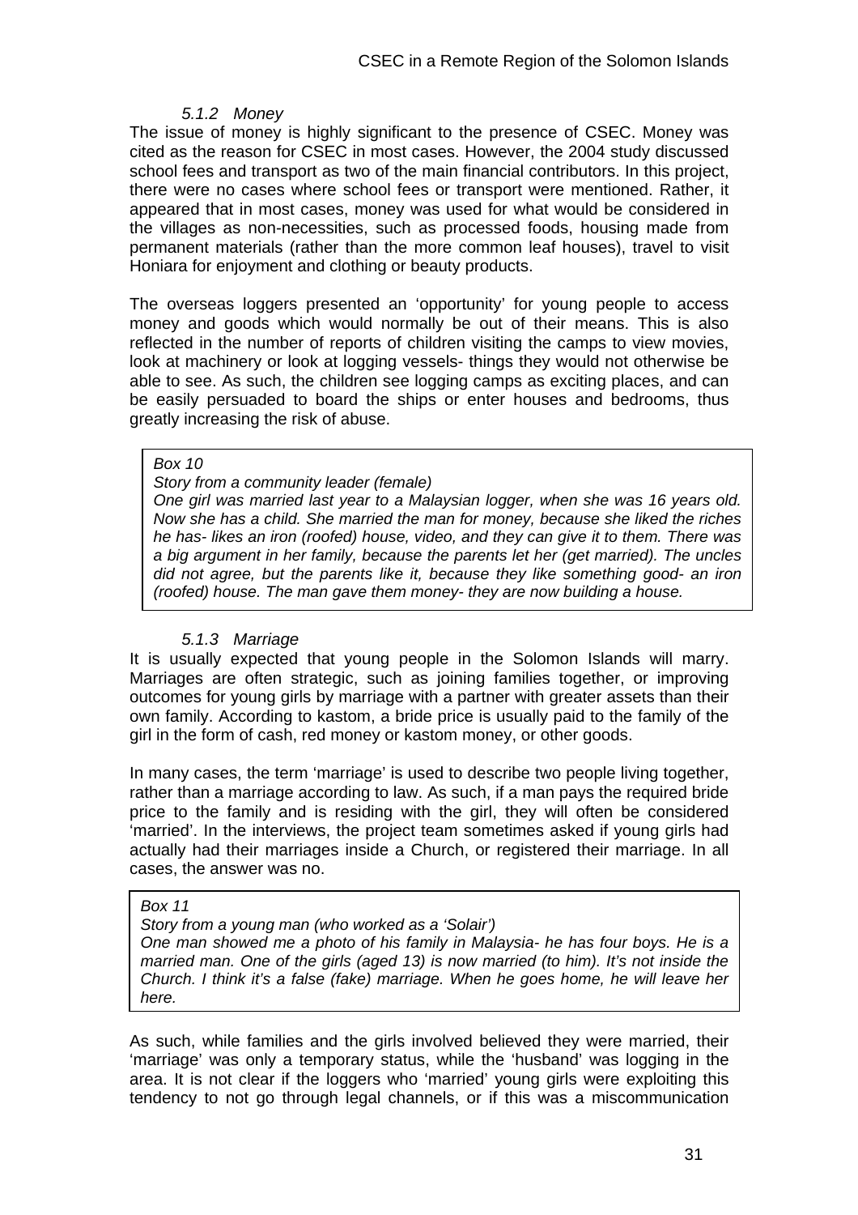### 5.1.2 Money

The issue of money is highly significant to the presence of CSEC. Money was cited as the reason for CSEC in most cases. However, the 2004 study discussed school fees and transport as two of the main financial contributors. In this project, there were no cases where school fees or transport were mentioned. Rather, it appeared that in most cases, money was used for what would be considered in the villages as non-necessities, such as processed foods, housing made from permanent materials (rather than the more common leaf houses), travel to visit Honiara for enjoyment and clothing or beauty products.

The overseas loggers presented an 'opportunity' for young people to access money and goods which would normally be out of their means. This is also reflected in the number of reports of children visiting the camps to view movies, look at machinery or look at logging vessels- things they would not otherwise be able to see. As such, the children see logging camps as exciting places, and can be easily persuaded to board the ships or enter houses and bedrooms, thus greatly increasing the risk of abuse.

> *Box 10*
>
> *Story from a community leader (female)*
>
> *One girl was married last year to a Malaysian logger, when she was 16 years old. Now she has a child. She married the man for money, because she liked the riches he has- likes an iron (roofed) house, video, and they can give it to them. There was a big argument in her family, because the parents let her (get married). The uncles did not agree, but the parents like it, because they like something good- an iron (roofed) house. The man gave them money- they are now building a house.*

### 5.1.3 Marriage

It is usually expected that young people in the Solomon Islands will marry. Marriages are often strategic, such as joining families together, or improving outcomes for young girls by marriage with a partner with greater assets than their own family. According to kastom, a bride price is usually paid to the family of the girl in the form of cash, red money or kastom money, or other goods.

In many cases, the term 'marriage' is used to describe two people living together, rather than a marriage according to law. As such, if a man pays the required bride price to the family and is residing with the girl, they will often be considered 'married'. In the interviews, the project team sometimes asked if young girls had actually had their marriages inside a Church, or registered their marriage. In all cases, the answer was no.

> *Box 11*
>
> *Story from a young man (who worked as a 'Solair')*
>
> *One man showed me a photo of his family in Malaysia- he has four boys. He is a married man. One of the girls (aged 13) is now married (to him). It's not inside the Church. I think it's a false (fake) marriage. When he goes home, he will leave her here.*

As such, while families and the girls involved believed they were married, their 'marriage' was only a temporary status, while the 'husband' was logging in the area. It is not clear if the loggers who 'married' young girls were exploiting this tendency to not go through legal channels, or if this was a miscommunication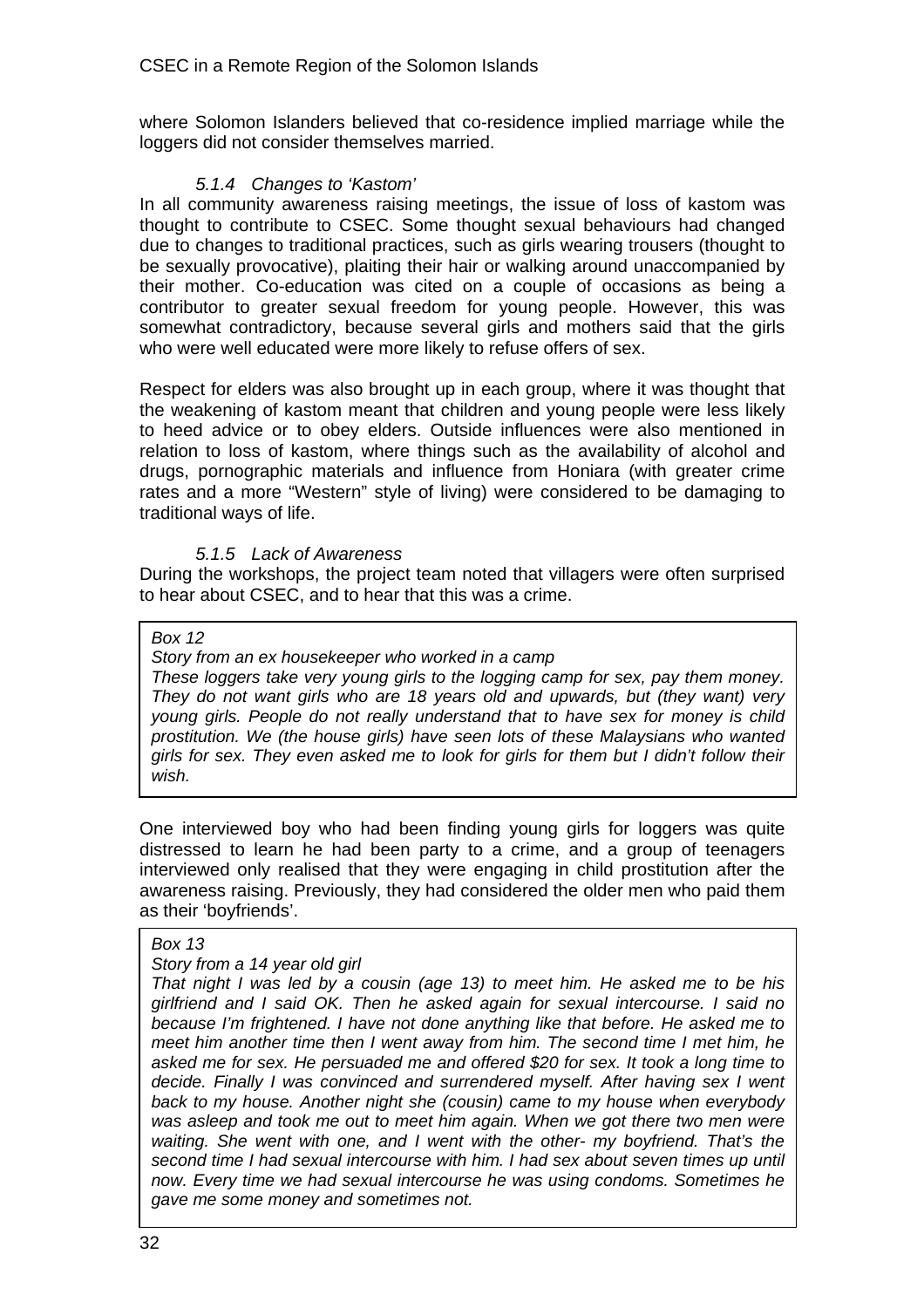where Solomon Islanders believed that co-residence implied marriage while the loggers did not consider themselves married.

#### *5.1.4 Changes to 'Kastom'*

In all community awareness raising meetings, the issue of loss of kastom was thought to contribute to CSEC. Some thought sexual behaviours had changed due to changes to traditional practices, such as girls wearing trousers (thought to be sexually provocative), plaiting their hair or walking around unaccompanied by their mother. Co-education was cited on a couple of occasions as being a contributor to greater sexual freedom for young people. However, this was somewhat contradictory, because several girls and mothers said that the girls who were well educated were more likely to refuse offers of sex.

Respect for elders was also brought up in each group, where it was thought that the weakening of kastom meant that children and young people were less likely to heed advice or to obey elders. Outside influences were also mentioned in relation to loss of kastom, where things such as the availability of alcohol and drugs, pornographic materials and influence from Honiara (with greater crime rates and a more "Western" style of living) were considered to be damaging to traditional ways of life.

#### *5.1.5 Lack of Awareness*

During the workshops, the project team noted that villagers were often surprised to hear about CSEC, and to hear that this was a crime.

> *Box 12*
>
> *Story from an ex housekeeper who worked in a camp*
>
> *These loggers take very young girls to the logging camp for sex, pay them money. They do not want girls who are 18 years old and upwards, but (they want) very young girls. People do not really understand that to have sex for money is child prostitution. We (the house girls) have seen lots of these Malaysians who wanted girls for sex. They even asked me to look for girls for them but I didn't follow their wish.*

One interviewed boy who had been finding young girls for loggers was quite distressed to learn he had been party to a crime, and a group of teenagers interviewed only realised that they were engaging in child prostitution after the awareness raising. Previously, they had considered the older men who paid them as their 'boyfriends'.

> *Box 13*
>
> *Story from a 14 year old girl*
>
> *That night I was led by a cousin (age 13) to meet him. He asked me to be his girlfriend and I said OK. Then he asked again for sexual intercourse. I said no because I'm frightened. I have not done anything like that before. He asked me to meet him another time then I went away from him. The second time I met him, he asked me for sex. He persuaded me and offered $20 for sex. It took a long time to decide. Finally I was convinced and surrendered myself. After having sex I went back to my house. Another night she (cousin) came to my house when everybody was asleep and took me out to meet him again. When we got there two men were waiting. She went with one, and I went with the other- my boyfriend. That's the second time I had sexual intercourse with him. I had sex about seven times up until now. Every time we had sexual intercourse he was using condoms. Sometimes he gave me some money and sometimes not.*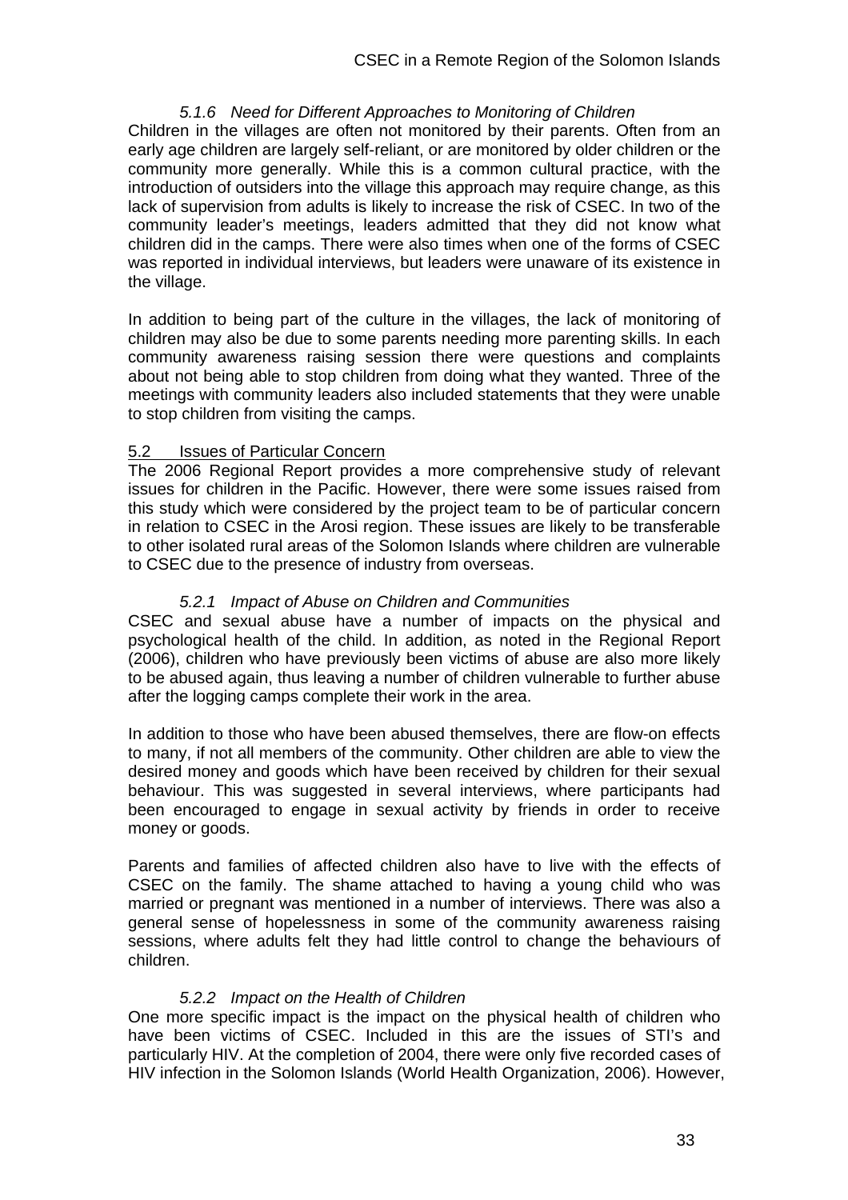#### 5.1.6 Need for Different Approaches to Monitoring of Children

Children in the villages are often not monitored by their parents. Often from an early age children are largely self-reliant, or are monitored by older children or the community more generally. While this is a common cultural practice, with the introduction of outsiders into the village this approach may require change, as this lack of supervision from adults is likely to increase the risk of CSEC. In two of the community leader's meetings, leaders admitted that they did not know what children did in the camps. There were also times when one of the forms of CSEC was reported in individual interviews, but leaders were unaware of its existence in the village.

In addition to being part of the culture in the villages, the lack of monitoring of children may also be due to some parents needing more parenting skills. In each community awareness raising session there were questions and complaints about not being able to stop children from doing what they wanted. Three of the meetings with community leaders also included statements that they were unable to stop children from visiting the camps.

### 5.2 Issues of Particular Concern

The 2006 Regional Report provides a more comprehensive study of relevant issues for children in the Pacific. However, there were some issues raised from this study which were considered by the project team to be of particular concern in relation to CSEC in the Arosi region. These issues are likely to be transferable to other isolated rural areas of the Solomon Islands where children are vulnerable to CSEC due to the presence of industry from overseas.

#### 5.2.1 Impact of Abuse on Children and Communities

CSEC and sexual abuse have a number of impacts on the physical and psychological health of the child. In addition, as noted in the Regional Report (2006), children who have previously been victims of abuse are also more likely to be abused again, thus leaving a number of children vulnerable to further abuse after the logging camps complete their work in the area.

In addition to those who have been abused themselves, there are flow-on effects to many, if not all members of the community. Other children are able to view the desired money and goods which have been received by children for their sexual behaviour. This was suggested in several interviews, where participants had been encouraged to engage in sexual activity by friends in order to receive money or goods.

Parents and families of affected children also have to live with the effects of CSEC on the family. The shame attached to having a young child who was married or pregnant was mentioned in a number of interviews. There was also a general sense of hopelessness in some of the community awareness raising sessions, where adults felt they had little control to change the behaviours of children.

#### 5.2.2 Impact on the Health of Children

One more specific impact is the impact on the physical health of children who have been victims of CSEC. Included in this are the issues of STI's and particularly HIV. At the completion of 2004, there were only five recorded cases of HIV infection in the Solomon Islands (World Health Organization, 2006). However,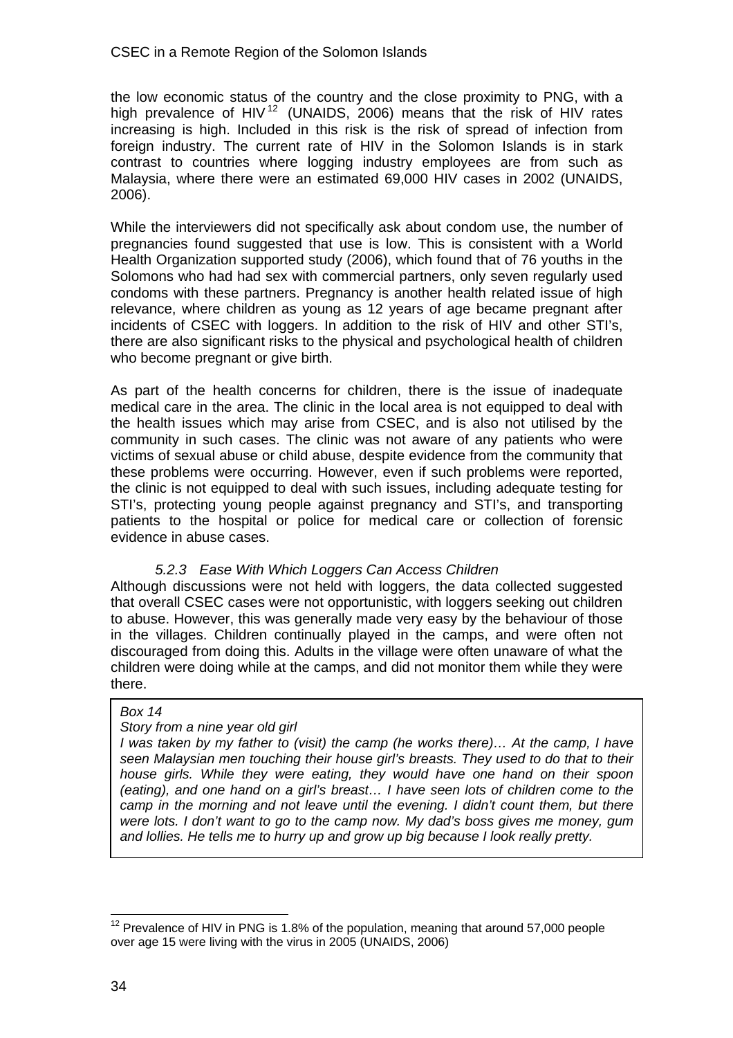the low economic status of the country and the close proximity to PNG, with a high prevalence of HIV[12] (UNAIDS, 2006) means that the risk of HIV rates increasing is high. Included in this risk is the risk of spread of infection from foreign industry. The current rate of HIV in the Solomon Islands is in stark contrast to countries where logging industry employees are from such as Malaysia, where there were an estimated 69,000 HIV cases in 2002 (UNAIDS, 2006).

While the interviewers did not specifically ask about condom use, the number of pregnancies found suggested that use is low. This is consistent with a World Health Organization supported study (2006), which found that of 76 youths in the Solomons who had had sex with commercial partners, only seven regularly used condoms with these partners. Pregnancy is another health related issue of high relevance, where children as young as 12 years of age became pregnant after incidents of CSEC with loggers. In addition to the risk of HIV and other STI's, there are also significant risks to the physical and psychological health of children who become pregnant or give birth.

As part of the health concerns for children, there is the issue of inadequate medical care in the area. The clinic in the local area is not equipped to deal with the health issues which may arise from CSEC, and is also not utilised by the community in such cases. The clinic was not aware of any patients who were victims of sexual abuse or child abuse, despite evidence from the community that these problems were occurring. However, even if such problems were reported, the clinic is not equipped to deal with such issues, including adequate testing for STI's, protecting young people against pregnancy and STI's, and transporting patients to the hospital or police for medical care or collection of forensic evidence in abuse cases.

#### *5.2.3 Ease With Which Loggers Can Access Children*

Although discussions were not held with loggers, the data collected suggested that overall CSEC cases were not opportunistic, with loggers seeking out children to abuse. However, this was generally made very easy by the behaviour of those in the villages. Children continually played in the camps, and were often not discouraged from doing this. Adults in the village were often unaware of what the children were doing while at the camps, and did not monitor them while they were there.

> *Box 14*
>
> *Story from a nine year old girl*
>
> *I was taken by my father to (visit) the camp (he works there)… At the camp, I have seen Malaysian men touching their house girl's breasts. They used to do that to their house girls. While they were eating, they would have one hand on their spoon (eating), and one hand on a girl's breast… I have seen lots of children come to the camp in the morning and not leave until the evening. I didn't count them, but there were lots. I don't want to go to the camp now. My dad's boss gives me money, gum and lollies. He tells me to hurry up and grow up big because I look really pretty.*

---

[12] Prevalence of HIV in PNG is 1.8% of the population, meaning that around 57,000 people over age 15 were living with the virus in 2005 (UNAIDS, 2006)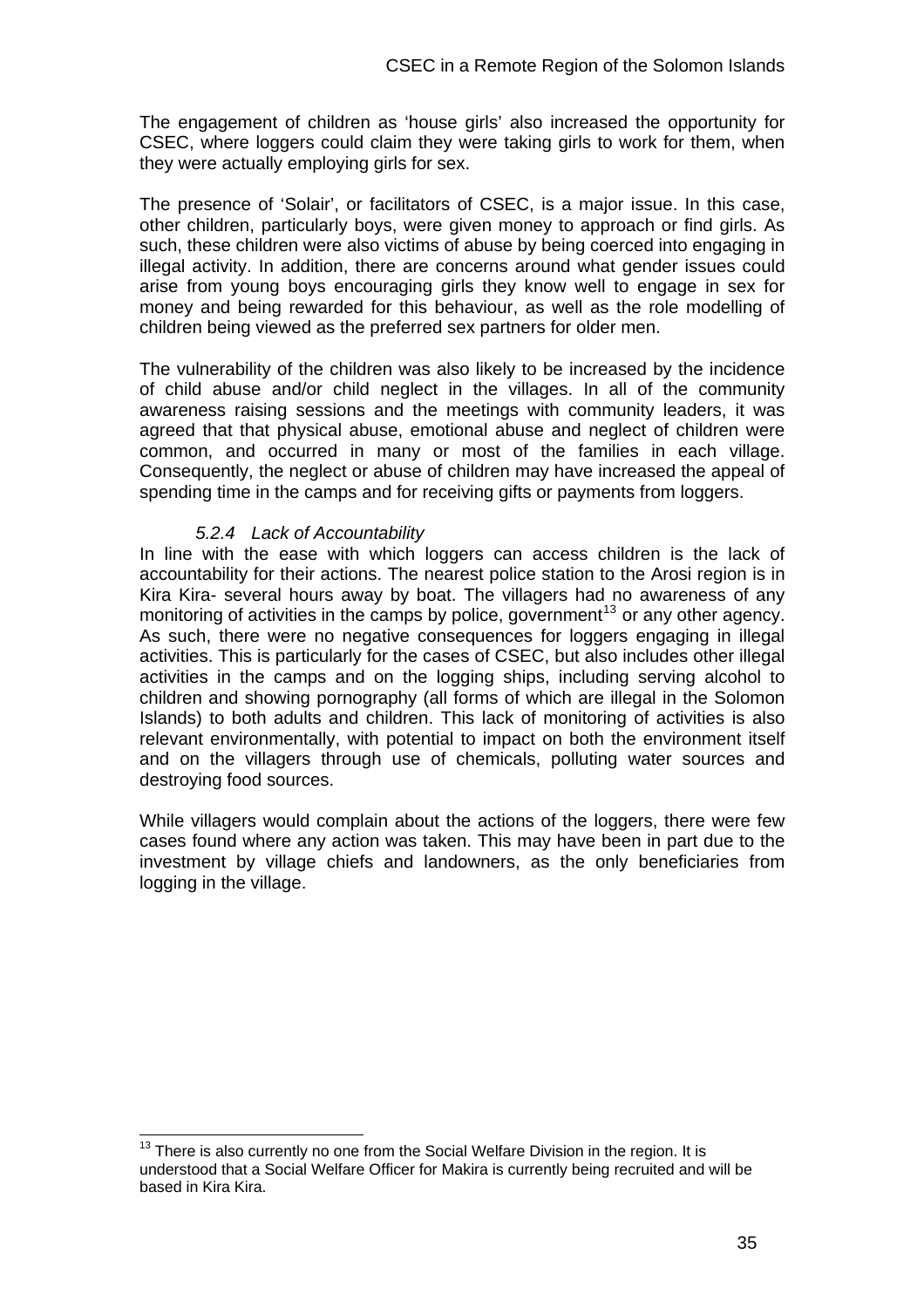The engagement of children as 'house girls' also increased the opportunity for CSEC, where loggers could claim they were taking girls to work for them, when they were actually employing girls for sex.

The presence of 'Solair', or facilitators of CSEC, is a major issue. In this case, other children, particularly boys, were given money to approach or find girls. As such, these children were also victims of abuse by being coerced into engaging in illegal activity. In addition, there are concerns around what gender issues could arise from young boys encouraging girls they know well to engage in sex for money and being rewarded for this behaviour, as well as the role modelling of children being viewed as the preferred sex partners for older men.

The vulnerability of the children was also likely to be increased by the incidence of child abuse and/or child neglect in the villages. In all of the community awareness raising sessions and the meetings with community leaders, it was agreed that that physical abuse, emotional abuse and neglect of children were common, and occurred in many or most of the families in each village. Consequently, the neglect or abuse of children may have increased the appeal of spending time in the camps and for receiving gifts or payments from loggers.

#### *5.2.4 Lack of Accountability*

In line with the ease with which loggers can access children is the lack of accountability for their actions. The nearest police station to the Arosi region is in Kira Kira- several hours away by boat. The villagers had no awareness of any monitoring of activities in the camps by police, government[13] or any other agency. As such, there were no negative consequences for loggers engaging in illegal activities. This is particularly for the cases of CSEC, but also includes other illegal activities in the camps and on the logging ships, including serving alcohol to children and showing pornography (all forms of which are illegal in the Solomon Islands) to both adults and children. This lack of monitoring of activities is also relevant environmentally, with potential to impact on both the environment itself and on the villagers through use of chemicals, polluting water sources and destroying food sources.

While villagers would complain about the actions of the loggers, there were few cases found where any action was taken. This may have been in part due to the investment by village chiefs and landowners, as the only beneficiaries from logging in the village.

[13] There is also currently no one from the Social Welfare Division in the region. It is understood that a Social Welfare Officer for Makira is currently being recruited and will be based in Kira Kira.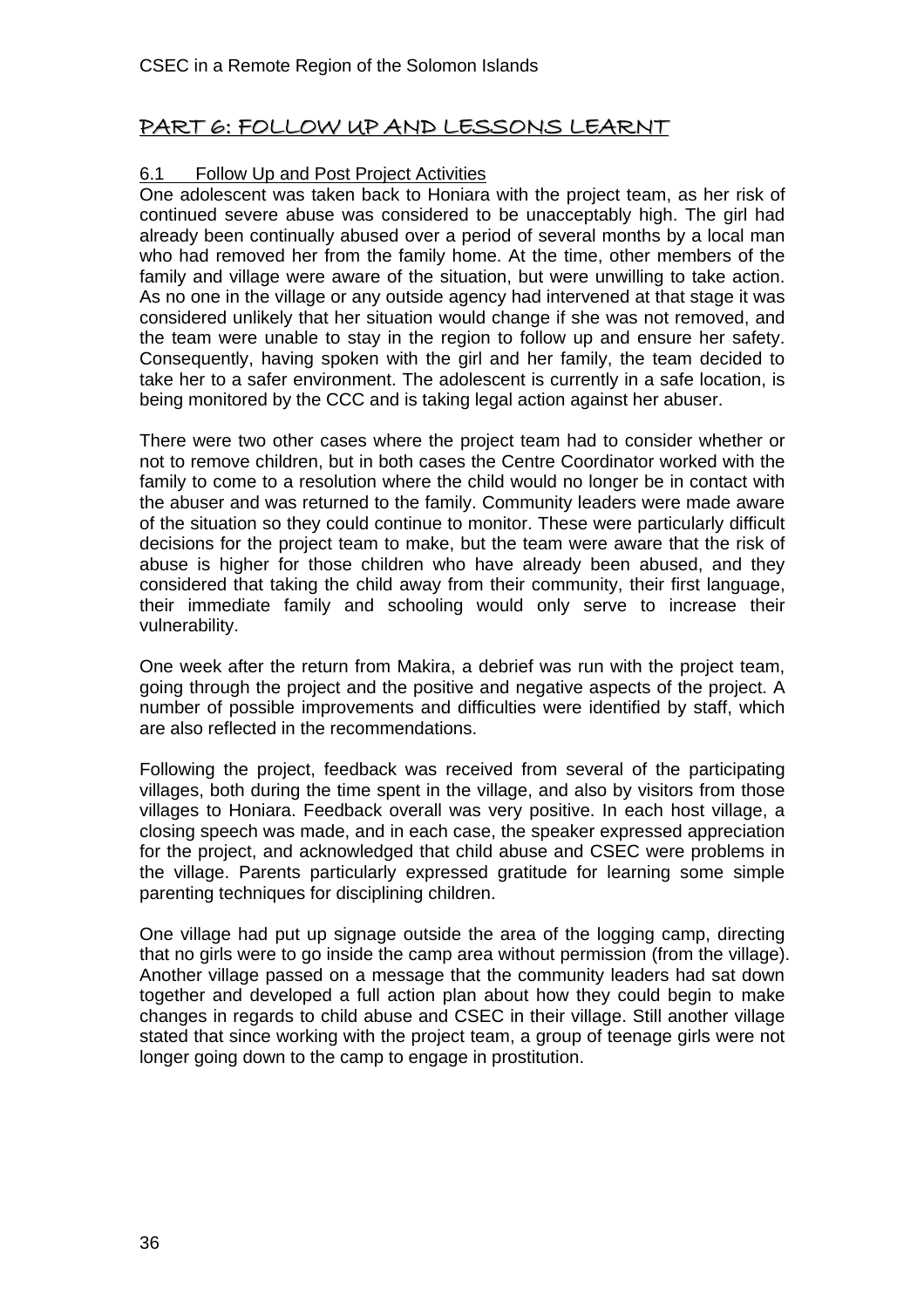# PART 6: FOLLOW UP AND LESSONS LEARNT

## 6.1 Follow Up and Post Project Activities

One adolescent was taken back to Honiara with the project team, as her risk of continued severe abuse was considered to be unacceptably high. The girl had already been continually abused over a period of several months by a local man who had removed her from the family home. At the time, other members of the family and village were aware of the situation, but were unwilling to take action. As no one in the village or any outside agency had intervened at that stage it was considered unlikely that her situation would change if she was not removed, and the team were unable to stay in the region to follow up and ensure her safety. Consequently, having spoken with the girl and her family, the team decided to take her to a safer environment. The adolescent is currently in a safe location, is being monitored by the CCC and is taking legal action against her abuser.

There were two other cases where the project team had to consider whether or not to remove children, but in both cases the Centre Coordinator worked with the family to come to a resolution where the child would no longer be in contact with the abuser and was returned to the family. Community leaders were made aware of the situation so they could continue to monitor. These were particularly difficult decisions for the project team to make, but the team were aware that the risk of abuse is higher for those children who have already been abused, and they considered that taking the child away from their community, their first language, their immediate family and schooling would only serve to increase their vulnerability.

One week after the return from Makira, a debrief was run with the project team, going through the project and the positive and negative aspects of the project. A number of possible improvements and difficulties were identified by staff, which are also reflected in the recommendations.

Following the project, feedback was received from several of the participating villages, both during the time spent in the village, and also by visitors from those villages to Honiara. Feedback overall was very positive. In each host village, a closing speech was made, and in each case, the speaker expressed appreciation for the project, and acknowledged that child abuse and CSEC were problems in the village. Parents particularly expressed gratitude for learning some simple parenting techniques for disciplining children.

One village had put up signage outside the area of the logging camp, directing that no girls were to go inside the camp area without permission (from the village). Another village passed on a message that the community leaders had sat down together and developed a full action plan about how they could begin to make changes in regards to child abuse and CSEC in their village. Still another village stated that since working with the project team, a group of teenage girls were not longer going down to the camp to engage in prostitution.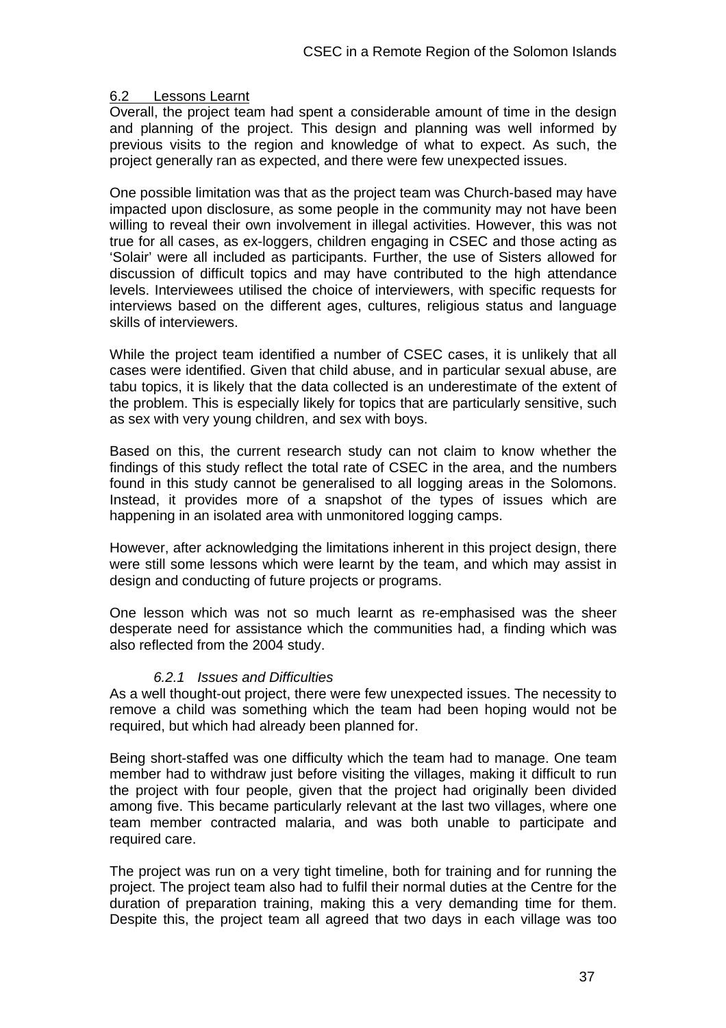## 6.2 Lessons Learnt

Overall, the project team had spent a considerable amount of time in the design and planning of the project. This design and planning was well informed by previous visits to the region and knowledge of what to expect. As such, the project generally ran as expected, and there were few unexpected issues.

One possible limitation was that as the project team was Church-based may have impacted upon disclosure, as some people in the community may not have been willing to reveal their own involvement in illegal activities. However, this was not true for all cases, as ex-loggers, children engaging in CSEC and those acting as 'Solair' were all included as participants. Further, the use of Sisters allowed for discussion of difficult topics and may have contributed to the high attendance levels. Interviewees utilised the choice of interviewers, with specific requests for interviews based on the different ages, cultures, religious status and language skills of interviewers.

While the project team identified a number of CSEC cases, it is unlikely that all cases were identified. Given that child abuse, and in particular sexual abuse, are tabu topics, it is likely that the data collected is an underestimate of the extent of the problem. This is especially likely for topics that are particularly sensitive, such as sex with very young children, and sex with boys.

Based on this, the current research study can not claim to know whether the findings of this study reflect the total rate of CSEC in the area, and the numbers found in this study cannot be generalised to all logging areas in the Solomons. Instead, it provides more of a snapshot of the types of issues which are happening in an isolated area with unmonitored logging camps.

However, after acknowledging the limitations inherent in this project design, there were still some lessons which were learnt by the team, and which may assist in design and conducting of future projects or programs.

One lesson which was not so much learnt as re-emphasised was the sheer desperate need for assistance which the communities had, a finding which was also reflected from the 2004 study.

### *6.2.1 Issues and Difficulties*

As a well thought-out project, there were few unexpected issues. The necessity to remove a child was something which the team had been hoping would not be required, but which had already been planned for.

Being short-staffed was one difficulty which the team had to manage. One team member had to withdraw just before visiting the villages, making it difficult to run the project with four people, given that the project had originally been divided among five. This became particularly relevant at the last two villages, where one team member contracted malaria, and was both unable to participate and required care.

The project was run on a very tight timeline, both for training and for running the project. The project team also had to fulfil their normal duties at the Centre for the duration of preparation training, making this a very demanding time for them. Despite this, the project team all agreed that two days in each village was too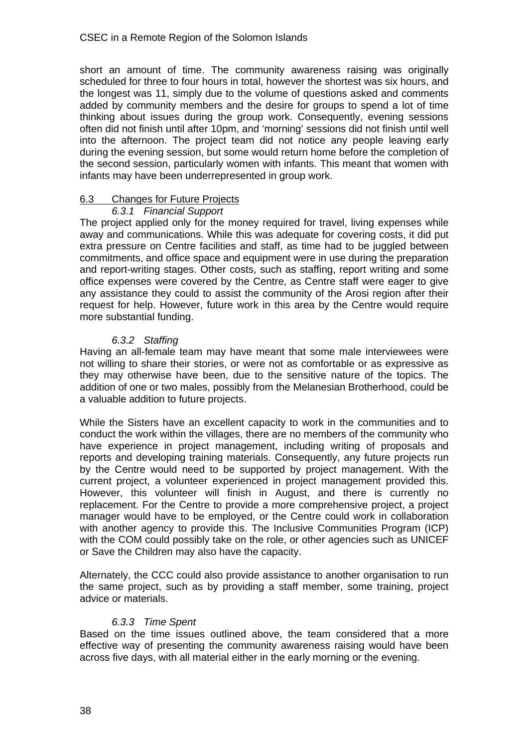short an amount of time. The community awareness raising was originally scheduled for three to four hours in total, however the shortest was six hours, and the longest was 11, simply due to the volume of questions asked and comments added by community members and the desire for groups to spend a lot of time thinking about issues during the group work. Consequently, evening sessions often did not finish until after 10pm, and 'morning' sessions did not finish until well into the afternoon. The project team did not notice any people leaving early during the evening session, but some would return home before the completion of the second session, particularly women with infants. This meant that women with infants may have been underrepresented in group work.

## 6.3 Changes for Future Projects

### *6.3.1 Financial Support*

The project applied only for the money required for travel, living expenses while away and communications. While this was adequate for covering costs, it did put extra pressure on Centre facilities and staff, as time had to be juggled between commitments, and office space and equipment were in use during the preparation and report-writing stages. Other costs, such as staffing, report writing and some office expenses were covered by the Centre, as Centre staff were eager to give any assistance they could to assist the community of the Arosi region after their request for help. However, future work in this area by the Centre would require more substantial funding.

### *6.3.2 Staffing*

Having an all-female team may have meant that some male interviewees were not willing to share their stories, or were not as comfortable or as expressive as they may otherwise have been, due to the sensitive nature of the topics. The addition of one or two males, possibly from the Melanesian Brotherhood, could be a valuable addition to future projects.

While the Sisters have an excellent capacity to work in the communities and to conduct the work within the villages, there are no members of the community who have experience in project management, including writing of proposals and reports and developing training materials. Consequently, any future projects run by the Centre would need to be supported by project management. With the current project, a volunteer experienced in project management provided this. However, this volunteer will finish in August, and there is currently no replacement. For the Centre to provide a more comprehensive project, a project manager would have to be employed, or the Centre could work in collaboration with another agency to provide this. The Inclusive Communities Program (ICP) with the COM could possibly take on the role, or other agencies such as UNICEF or Save the Children may also have the capacity.

Alternately, the CCC could also provide assistance to another organisation to run the same project, such as by providing a staff member, some training, project advice or materials.

### *6.3.3 Time Spent*

Based on the time issues outlined above, the team considered that a more effective way of presenting the community awareness raising would have been across five days, with all material either in the early morning or the evening.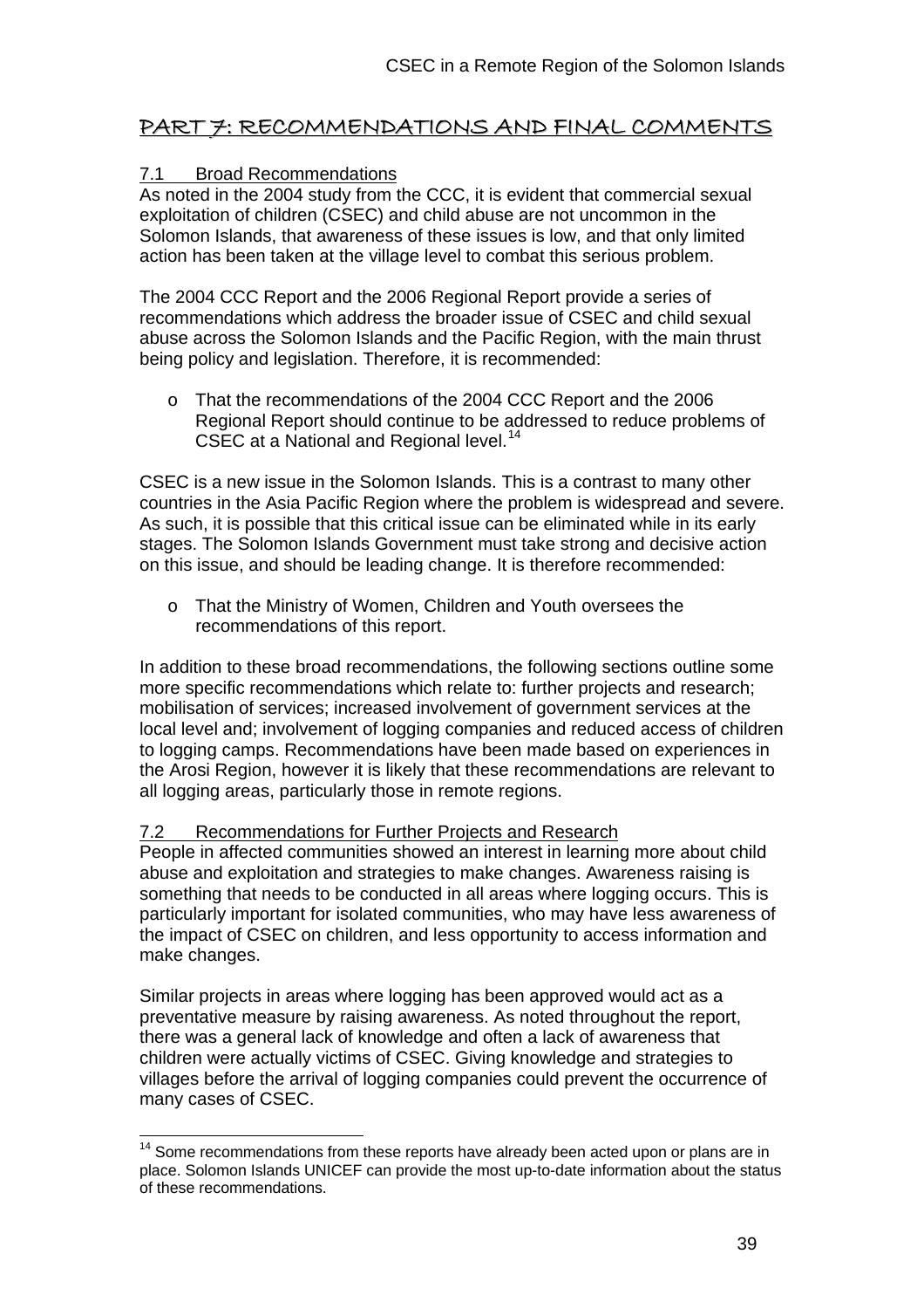## PART 7: RECOMMENDATIONS AND FINAL COMMENTS

### 7.1 Broad Recommendations

As noted in the 2004 study from the CCC, it is evident that commercial sexual exploitation of children (CSEC) and child abuse are not uncommon in the Solomon Islands, that awareness of these issues is low, and that only limited action has been taken at the village level to combat this serious problem.

The 2004 CCC Report and the 2006 Regional Report provide a series of recommendations which address the broader issue of CSEC and child sexual abuse across the Solomon Islands and the Pacific Region, with the main thrust being policy and legislation. Therefore, it is recommended:

- That the recommendations of the 2004 CCC Report and the 2006 Regional Report should continue to be addressed to reduce problems of CSEC at a National and Regional level.[14]

CSEC is a new issue in the Solomon Islands. This is a contrast to many other countries in the Asia Pacific Region where the problem is widespread and severe. As such, it is possible that this critical issue can be eliminated while in its early stages. The Solomon Islands Government must take strong and decisive action on this issue, and should be leading change. It is therefore recommended:

- That the Ministry of Women, Children and Youth oversees the recommendations of this report.

In addition to these broad recommendations, the following sections outline some more specific recommendations which relate to: further projects and research; mobilisation of services; increased involvement of government services at the local level and; involvement of logging companies and reduced access of children to logging camps. Recommendations have been made based on experiences in the Arosi Region, however it is likely that these recommendations are relevant to all logging areas, particularly those in remote regions.

### 7.2 Recommendations for Further Projects and Research

People in affected communities showed an interest in learning more about child abuse and exploitation and strategies to make changes. Awareness raising is something that needs to be conducted in all areas where logging occurs. This is particularly important for isolated communities, who may have less awareness of the impact of CSEC on children, and less opportunity to access information and make changes.

Similar projects in areas where logging has been approved would act as a preventative measure by raising awareness. As noted throughout the report, there was a general lack of knowledge and often a lack of awareness that children were actually victims of CSEC. Giving knowledge and strategies to villages before the arrival of logging companies could prevent the occurrence of many cases of CSEC.

---

[14] Some recommendations from these reports have already been acted upon or plans are in place. Solomon Islands UNICEF can provide the most up-to-date information about the status of these recommendations.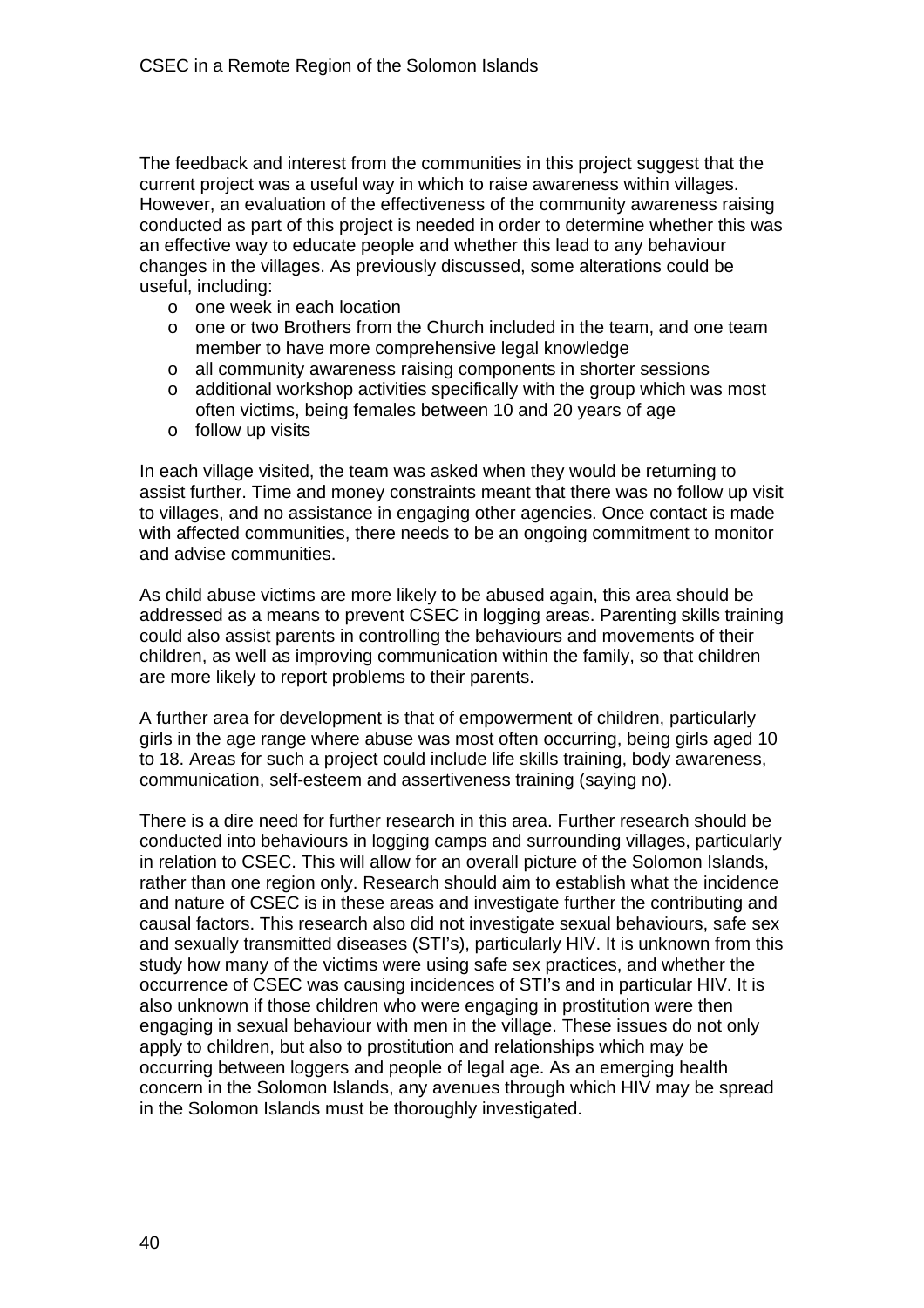The feedback and interest from the communities in this project suggest that the current project was a useful way in which to raise awareness within villages. However, an evaluation of the effectiveness of the community awareness raising conducted as part of this project is needed in order to determine whether this was an effective way to educate people and whether this lead to any behaviour changes in the villages. As previously discussed, some alterations could be useful, including:

- one week in each location
- one or two Brothers from the Church included in the team, and one team member to have more comprehensive legal knowledge
- all community awareness raising components in shorter sessions
- additional workshop activities specifically with the group which was most often victims, being females between 10 and 20 years of age
- follow up visits

In each village visited, the team was asked when they would be returning to assist further. Time and money constraints meant that there was no follow up visit to villages, and no assistance in engaging other agencies. Once contact is made with affected communities, there needs to be an ongoing commitment to monitor and advise communities.

As child abuse victims are more likely to be abused again, this area should be addressed as a means to prevent CSEC in logging areas. Parenting skills training could also assist parents in controlling the behaviours and movements of their children, as well as improving communication within the family, so that children are more likely to report problems to their parents.

A further area for development is that of empowerment of children, particularly girls in the age range where abuse was most often occurring, being girls aged 10 to 18. Areas for such a project could include life skills training, body awareness, communication, self-esteem and assertiveness training (saying no).

There is a dire need for further research in this area. Further research should be conducted into behaviours in logging camps and surrounding villages, particularly in relation to CSEC. This will allow for an overall picture of the Solomon Islands, rather than one region only. Research should aim to establish what the incidence and nature of CSEC is in these areas and investigate further the contributing and causal factors. This research also did not investigate sexual behaviours, safe sex and sexually transmitted diseases (STI's), particularly HIV. It is unknown from this study how many of the victims were using safe sex practices, and whether the occurrence of CSEC was causing incidences of STI's and in particular HIV. It is also unknown if those children who were engaging in prostitution were then engaging in sexual behaviour with men in the village. These issues do not only apply to children, but also to prostitution and relationships which may be occurring between loggers and people of legal age. As an emerging health concern in the Solomon Islands, any avenues through which HIV may be spread in the Solomon Islands must be thoroughly investigated.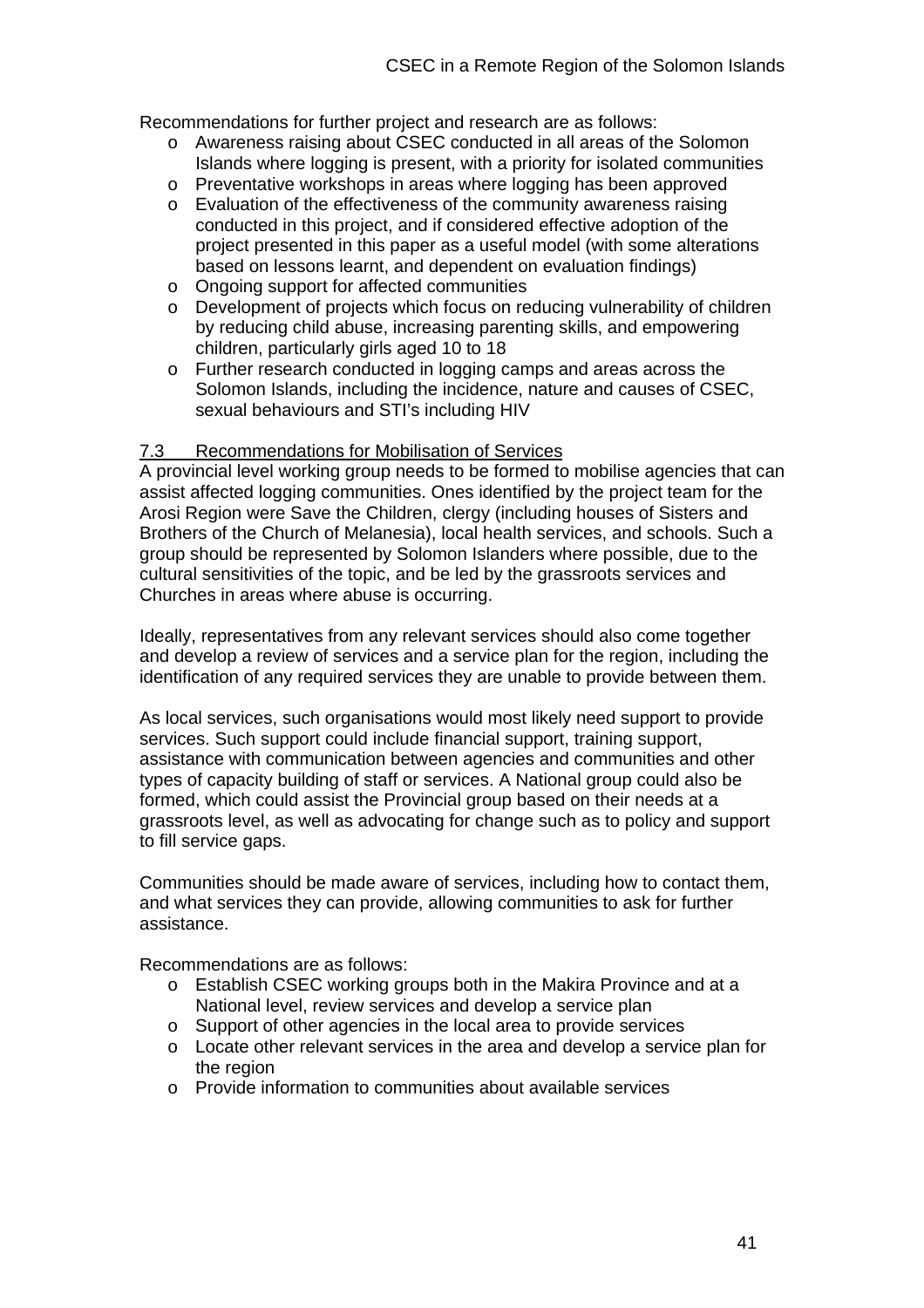Recommendations for further project and research are as follows:

- Awareness raising about CSEC conducted in all areas of the Solomon Islands where logging is present, with a priority for isolated communities
- Preventative workshops in areas where logging has been approved
- Evaluation of the effectiveness of the community awareness raising conducted in this project, and if considered effective adoption of the project presented in this paper as a useful model (with some alterations based on lessons learnt, and dependent on evaluation findings)
- Ongoing support for affected communities
- Development of projects which focus on reducing vulnerability of children by reducing child abuse, increasing parenting skills, and empowering children, particularly girls aged 10 to 18
- Further research conducted in logging camps and areas across the Solomon Islands, including the incidence, nature and causes of CSEC, sexual behaviours and STI's including HIV

### 7.3 Recommendations for Mobilisation of Services

A provincial level working group needs to be formed to mobilise agencies that can assist affected logging communities. Ones identified by the project team for the Arosi Region were Save the Children, clergy (including houses of Sisters and Brothers of the Church of Melanesia), local health services, and schools. Such a group should be represented by Solomon Islanders where possible, due to the cultural sensitivities of the topic, and be led by the grassroots services and Churches in areas where abuse is occurring.

Ideally, representatives from any relevant services should also come together and develop a review of services and a service plan for the region, including the identification of any required services they are unable to provide between them.

As local services, such organisations would most likely need support to provide services. Such support could include financial support, training support, assistance with communication between agencies and communities and other types of capacity building of staff or services. A National group could also be formed, which could assist the Provincial group based on their needs at a grassroots level, as well as advocating for change such as to policy and support to fill service gaps.

Communities should be made aware of services, including how to contact them, and what services they can provide, allowing communities to ask for further assistance.

Recommendations are as follows:

- Establish CSEC working groups both in the Makira Province and at a National level, review services and develop a service plan
- Support of other agencies in the local area to provide services
- Locate other relevant services in the area and develop a service plan for the region
- Provide information to communities about available services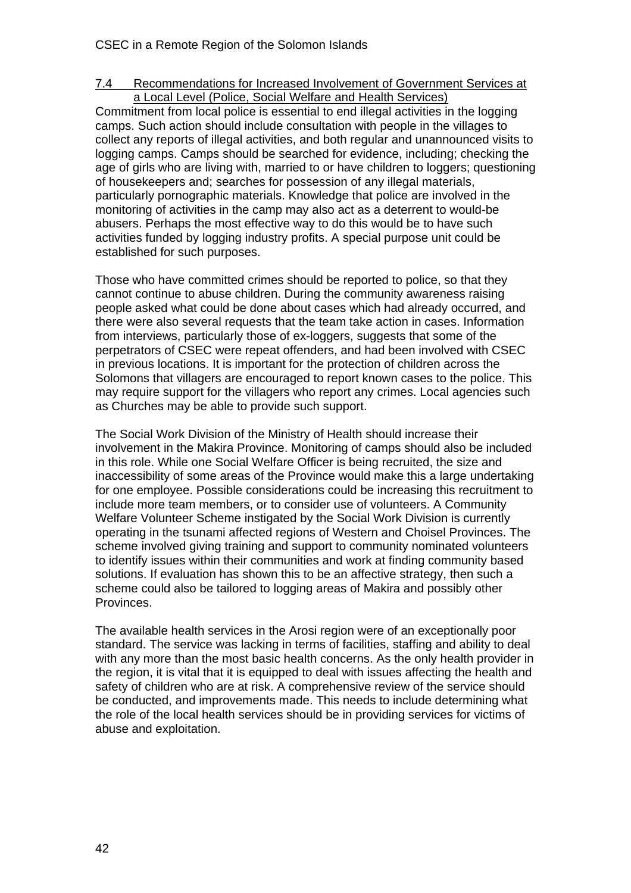### 7.4 Recommendations for Increased Involvement of Government Services at a Local Level (Police, Social Welfare and Health Services)

Commitment from local police is essential to end illegal activities in the logging camps. Such action should include consultation with people in the villages to collect any reports of illegal activities, and both regular and unannounced visits to logging camps. Camps should be searched for evidence, including; checking the age of girls who are living with, married to or have children to loggers; questioning of housekeepers and; searches for possession of any illegal materials, particularly pornographic materials. Knowledge that police are involved in the monitoring of activities in the camp may also act as a deterrent to would-be abusers. Perhaps the most effective way to do this would be to have such activities funded by logging industry profits. A special purpose unit could be established for such purposes.

Those who have committed crimes should be reported to police, so that they cannot continue to abuse children. During the community awareness raising people asked what could be done about cases which had already occurred, and there were also several requests that the team take action in cases. Information from interviews, particularly those of ex-loggers, suggests that some of the perpetrators of CSEC were repeat offenders, and had been involved with CSEC in previous locations. It is important for the protection of children across the Solomons that villagers are encouraged to report known cases to the police. This may require support for the villagers who report any crimes. Local agencies such as Churches may be able to provide such support.

The Social Work Division of the Ministry of Health should increase their involvement in the Makira Province. Monitoring of camps should also be included in this role. While one Social Welfare Officer is being recruited, the size and inaccessibility of some areas of the Province would make this a large undertaking for one employee. Possible considerations could be increasing this recruitment to include more team members, or to consider use of volunteers. A Community Welfare Volunteer Scheme instigated by the Social Work Division is currently operating in the tsunami affected regions of Western and Choisel Provinces. The scheme involved giving training and support to community nominated volunteers to identify issues within their communities and work at finding community based solutions. If evaluation has shown this to be an affective strategy, then such a scheme could also be tailored to logging areas of Makira and possibly other Provinces.

The available health services in the Arosi region were of an exceptionally poor standard. The service was lacking in terms of facilities, staffing and ability to deal with any more than the most basic health concerns. As the only health provider in the region, it is vital that it is equipped to deal with issues affecting the health and safety of children who are at risk. A comprehensive review of the service should be conducted, and improvements made. This needs to include determining what the role of the local health services should be in providing services for victims of abuse and exploitation.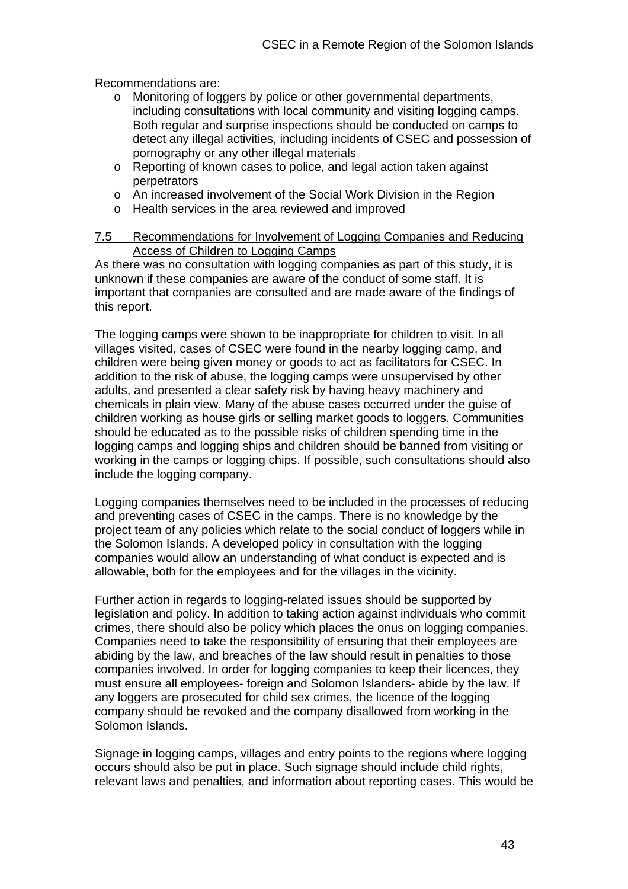Recommendations are:

- Monitoring of loggers by police or other governmental departments, including consultations with local community and visiting logging camps. Both regular and surprise inspections should be conducted on camps to detect any illegal activities, including incidents of CSEC and possession of pornography or any other illegal materials
- Reporting of known cases to police, and legal action taken against perpetrators
- An increased involvement of the Social Work Division in the Region
- Health services in the area reviewed and improved

### 7.5 Recommendations for Involvement of Logging Companies and Reducing Access of Children to Logging Camps

As there was no consultation with logging companies as part of this study, it is unknown if these companies are aware of the conduct of some staff. It is important that companies are consulted and are made aware of the findings of this report.

The logging camps were shown to be inappropriate for children to visit. In all villages visited, cases of CSEC were found in the nearby logging camp, and children were being given money or goods to act as facilitators for CSEC. In addition to the risk of abuse, the logging camps were unsupervised by other adults, and presented a clear safety risk by having heavy machinery and chemicals in plain view. Many of the abuse cases occurred under the guise of children working as house girls or selling market goods to loggers. Communities should be educated as to the possible risks of children spending time in the logging camps and logging ships and children should be banned from visiting or working in the camps or logging chips. If possible, such consultations should also include the logging company.

Logging companies themselves need to be included in the processes of reducing and preventing cases of CSEC in the camps. There is no knowledge by the project team of any policies which relate to the social conduct of loggers while in the Solomon Islands. A developed policy in consultation with the logging companies would allow an understanding of what conduct is expected and is allowable, both for the employees and for the villages in the vicinity.

Further action in regards to logging-related issues should be supported by legislation and policy. In addition to taking action against individuals who commit crimes, there should also be policy which places the onus on logging companies. Companies need to take the responsibility of ensuring that their employees are abiding by the law, and breaches of the law should result in penalties to those companies involved. In order for logging companies to keep their licences, they must ensure all employees- foreign and Solomon Islanders- abide by the law. If any loggers are prosecuted for child sex crimes, the licence of the logging company should be revoked and the company disallowed from working in the Solomon Islands.

Signage in logging camps, villages and entry points to the regions where logging occurs should also be put in place. Such signage should include child rights, relevant laws and penalties, and information about reporting cases. This would be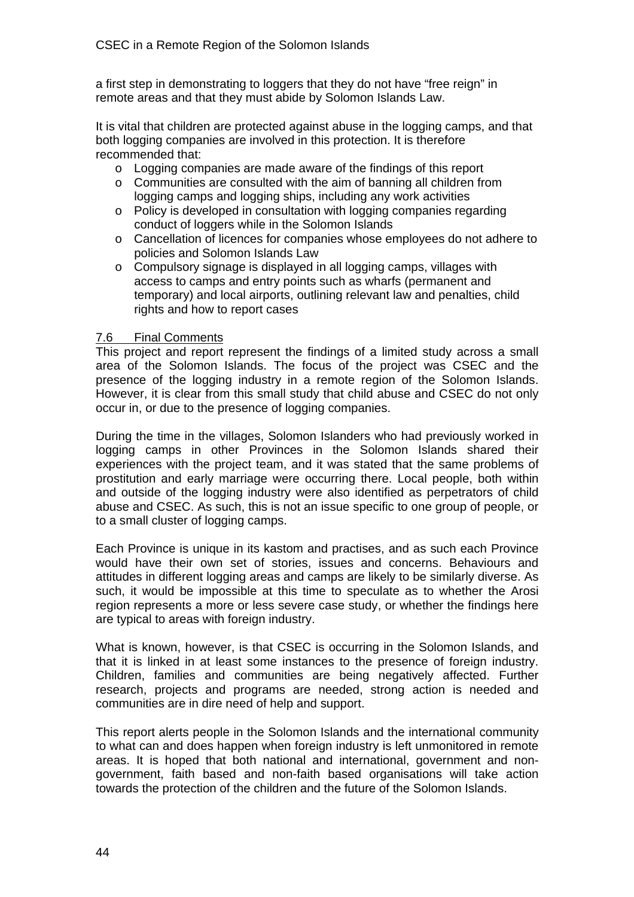a first step in demonstrating to loggers that they do not have "free reign" in remote areas and that they must abide by Solomon Islands Law.

It is vital that children are protected against abuse in the logging camps, and that both logging companies are involved in this protection. It is therefore recommended that:

- Logging companies are made aware of the findings of this report
- Communities are consulted with the aim of banning all children from logging camps and logging ships, including any work activities
- Policy is developed in consultation with logging companies regarding conduct of loggers while in the Solomon Islands
- Cancellation of licences for companies whose employees do not adhere to policies and Solomon Islands Law
- Compulsory signage is displayed in all logging camps, villages with access to camps and entry points such as wharfs (permanent and temporary) and local airports, outlining relevant law and penalties, child rights and how to report cases

## 7.6 Final Comments

This project and report represent the findings of a limited study across a small area of the Solomon Islands. The focus of the project was CSEC and the presence of the logging industry in a remote region of the Solomon Islands. However, it is clear from this small study that child abuse and CSEC do not only occur in, or due to the presence of logging companies.

During the time in the villages, Solomon Islanders who had previously worked in logging camps in other Provinces in the Solomon Islands shared their experiences with the project team, and it was stated that the same problems of prostitution and early marriage were occurring there. Local people, both within and outside of the logging industry were also identified as perpetrators of child abuse and CSEC. As such, this is not an issue specific to one group of people, or to a small cluster of logging camps.

Each Province is unique in its kastom and practises, and as such each Province would have their own set of stories, issues and concerns. Behaviours and attitudes in different logging areas and camps are likely to be similarly diverse. As such, it would be impossible at this time to speculate as to whether the Arosi region represents a more or less severe case study, or whether the findings here are typical to areas with foreign industry.

What is known, however, is that CSEC is occurring in the Solomon Islands, and that it is linked in at least some instances to the presence of foreign industry. Children, families and communities are being negatively affected. Further research, projects and programs are needed, strong action is needed and communities are in dire need of help and support.

This report alerts people in the Solomon Islands and the international community to what can and does happen when foreign industry is left unmonitored in remote areas. It is hoped that both national and international, government and non-government, faith based and non-faith based organisations will take action towards the protection of the children and the future of the Solomon Islands.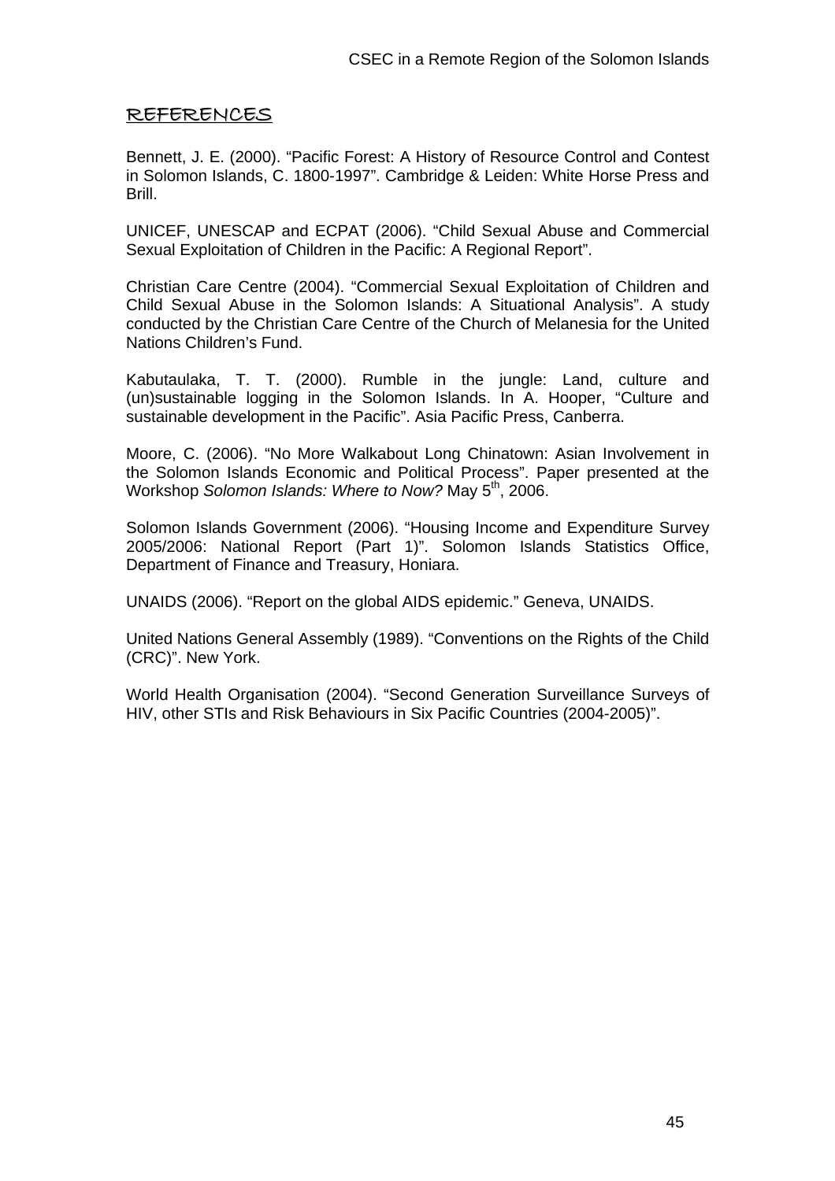## REFERENCES

Bennett, J. E. (2000). "Pacific Forest: A History of Resource Control and Contest in Solomon Islands, C. 1800-1997". Cambridge & Leiden: White Horse Press and Brill.

UNICEF, UNESCAP and ECPAT (2006). "Child Sexual Abuse and Commercial Sexual Exploitation of Children in the Pacific: A Regional Report".

Christian Care Centre (2004). "Commercial Sexual Exploitation of Children and Child Sexual Abuse in the Solomon Islands: A Situational Analysis". A study conducted by the Christian Care Centre of the Church of Melanesia for the United Nations Children's Fund.

Kabutaulaka, T. T. (2000). Rumble in the jungle: Land, culture and (un)sustainable logging in the Solomon Islands. In A. Hooper, "Culture and sustainable development in the Pacific". Asia Pacific Press, Canberra.

Moore, C. (2006). "No More Walkabout Long Chinatown: Asian Involvement in the Solomon Islands Economic and Political Process". Paper presented at the Workshop *Solomon Islands: Where to Now?* May 5th, 2006.

Solomon Islands Government (2006). "Housing Income and Expenditure Survey 2005/2006: National Report (Part 1)". Solomon Islands Statistics Office, Department of Finance and Treasury, Honiara.

UNAIDS (2006). "Report on the global AIDS epidemic." Geneva, UNAIDS.

United Nations General Assembly (1989). "Conventions on the Rights of the Child (CRC)". New York.

World Health Organisation (2004). "Second Generation Surveillance Surveys of HIV, other STIs and Risk Behaviours in Six Pacific Countries (2004-2005)".